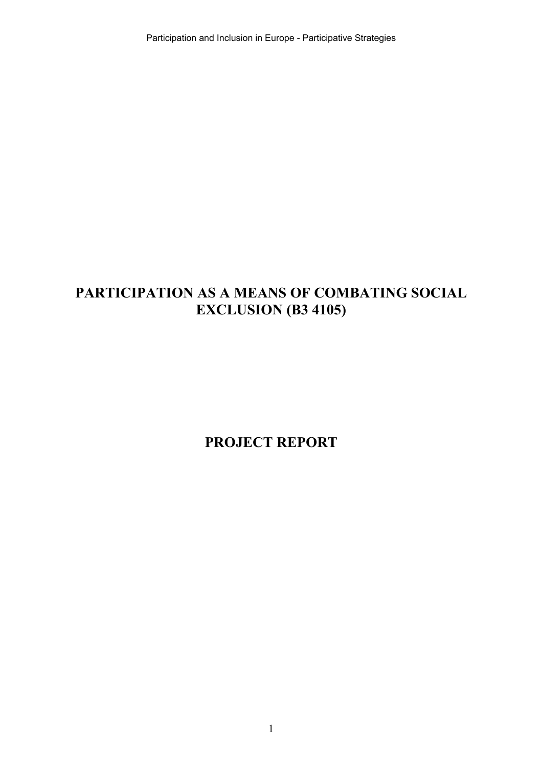# PARTICIPATION AS A MEANS OF COMBATING SOCIAL EXCLUSION (B3 4105)

# PROJECT REPORT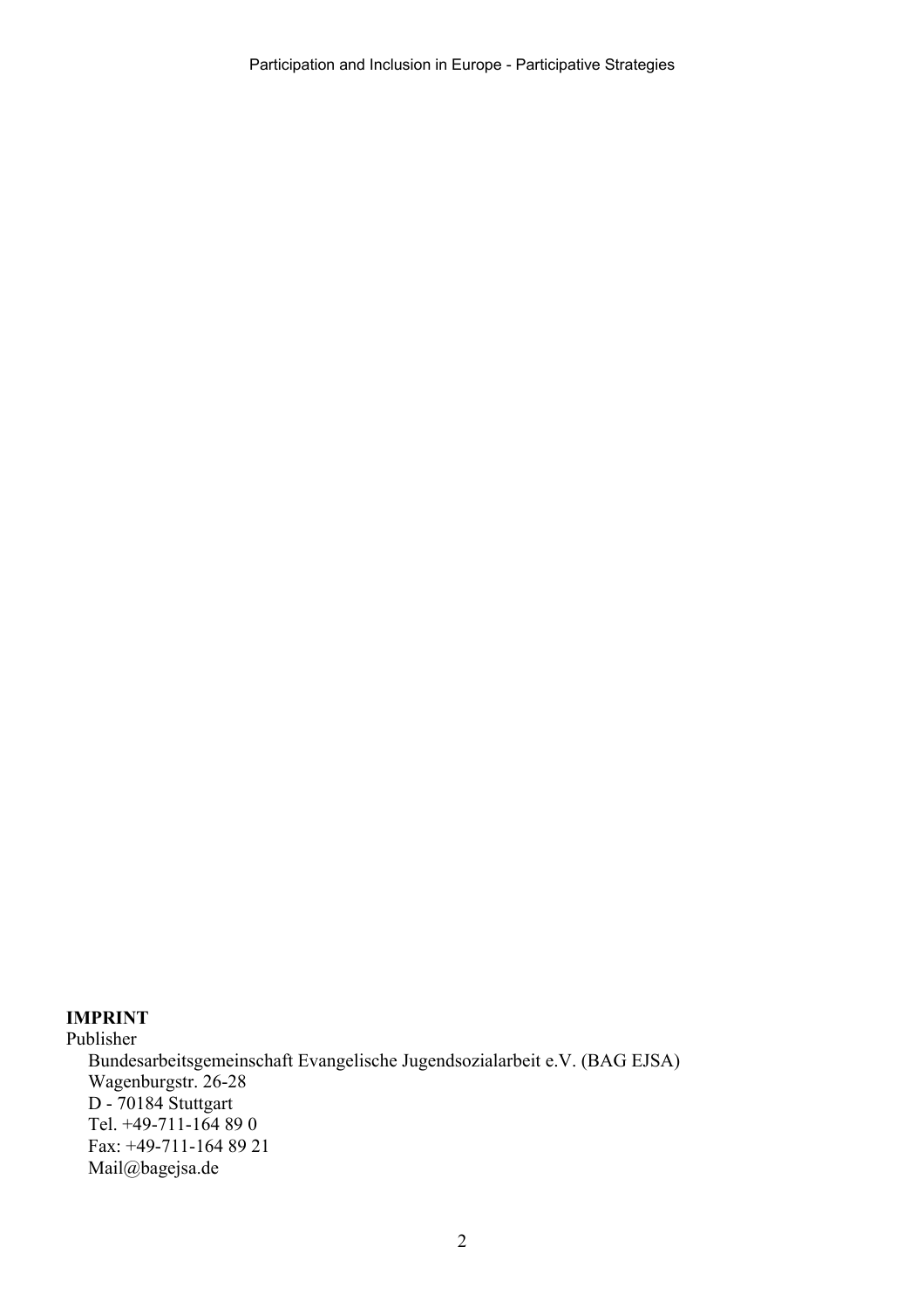**IMPRINT**

Publisher

Bundesarbeitsgemeinschaft Evangelische Jugendsozialarbeit e.V. (BAG EJSA)
Wagenburgstr. 26-28
D - 70184 Stuttgart
Tel. +49-711-164 89 0
Fax: +49-711-164 89 21
Mail@bagejsa.de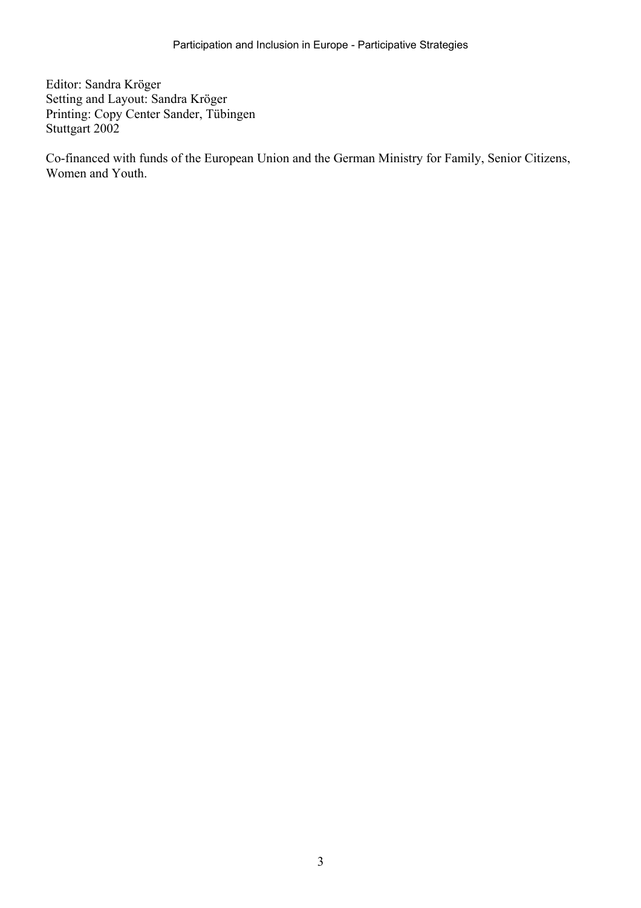Editor: Sandra Kröger
Setting and Layout: Sandra Kröger
Printing: Copy Center Sander, Tübingen
Stuttgart 2002

Co-financed with funds of the European Union and the German Ministry for Family, Senior Citizens, Women and Youth.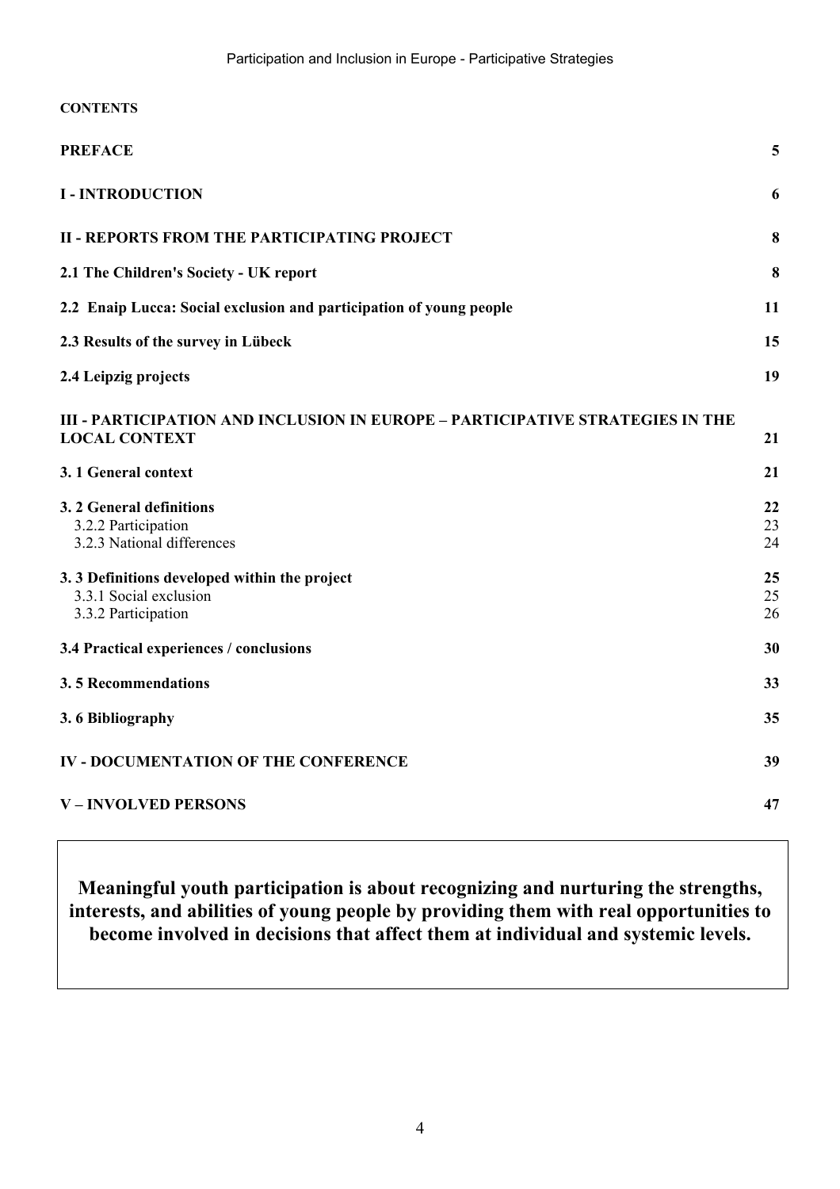**CONTENTS**

| | |
|---|---|
| **PREFACE** | **5** |
| **I - INTRODUCTION** | **6** |
| **II - REPORTS FROM THE PARTICIPATING PROJECT** | **8** |
| **2.1 The Children's Society - UK report** | **8** |
| **2.2 Enaip Lucca: Social exclusion and participation of young people** | **11** |
| **2.3 Results of the survey in Lübeck** | **15** |
| **2.4 Leipzig projects** | **19** |
| **III - PARTICIPATION AND INCLUSION IN EUROPE – PARTICIPATIVE STRATEGIES IN THE LOCAL CONTEXT** | **21** |
| **3. 1 General context** | **21** |
| **3. 2 General definitions** | **22** |
| 3.2.2 Participation | 23 |
| 3.2.3 National differences | 24 |
| **3. 3 Definitions developed within the project** | **25** |
| 3.3.1 Social exclusion | 25 |
| 3.3.2 Participation | 26 |
| **3.4 Practical experiences / conclusions** | **30** |
| **3. 5 Recommendations** | **33** |
| **3. 6 Bibliography** | **35** |
| **IV - DOCUMENTATION OF THE CONFERENCE** | **39** |
| **V – INVOLVED PERSONS** | **47** |

**Meaningful youth participation is about recognizing and nurturing the strengths, interests, and abilities of young people by providing them with real opportunities to become involved in decisions that affect them at individual and systemic levels.**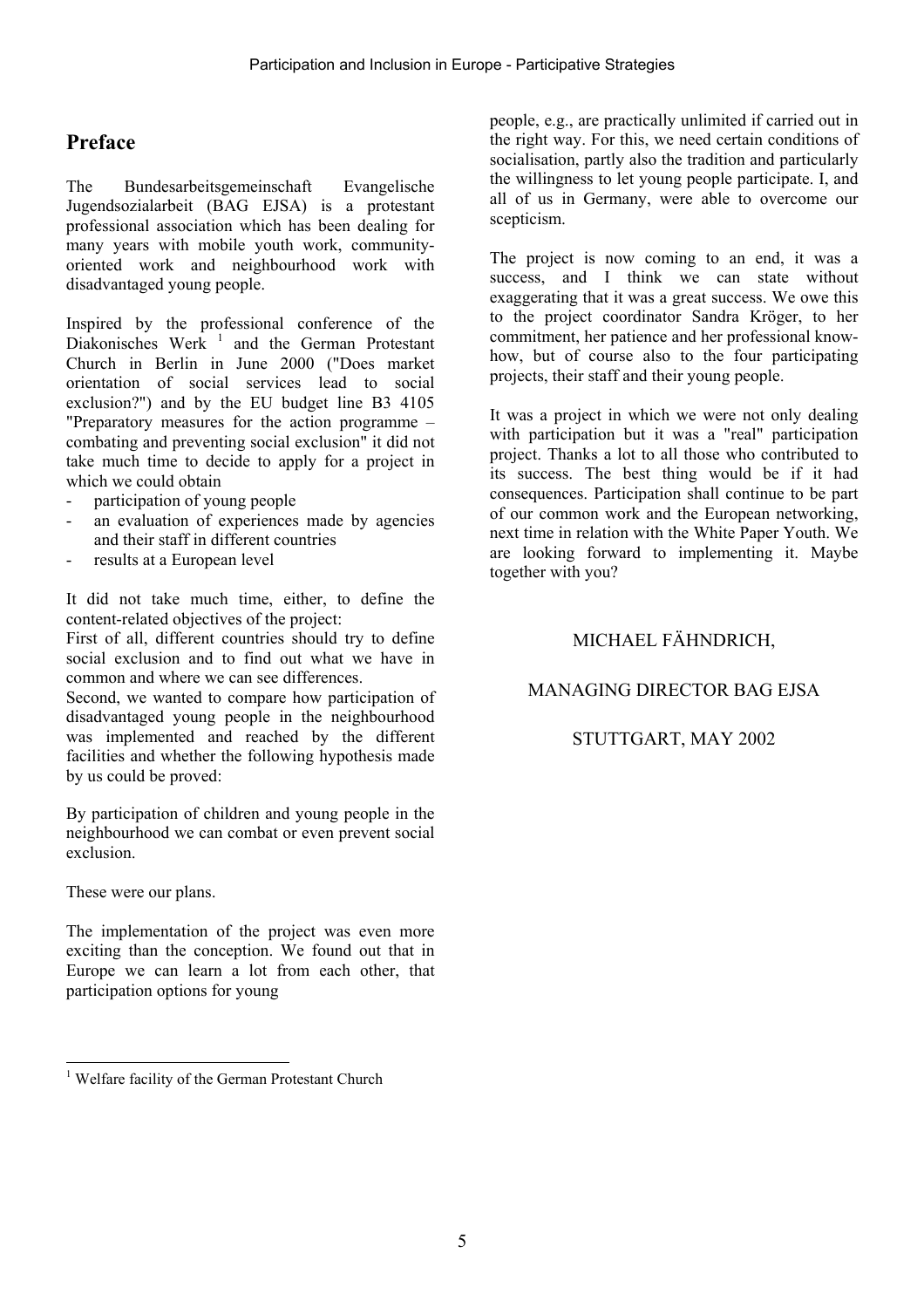## Preface

The Bundesarbeitsgemeinschaft Evangelische Jugendsozialarbeit (BAG EJSA) is a protestant professional association which has been dealing for many years with mobile youth work, community-oriented work and neighbourhood work with disadvantaged young people.

Inspired by the professional conference of the Diakonisches Werk [1] and the German Protestant Church in Berlin in June 2000 ("Does market orientation of social services lead to social exclusion?") and by the EU budget line B3 4105 "Preparatory measures for the action programme – combating and preventing social exclusion" it did not take much time to decide to apply for a project in which we could obtain

- participation of young people
- an evaluation of experiences made by agencies and their staff in different countries
- results at a European level

It did not take much time, either, to define the content-related objectives of the project:
First of all, different countries should try to define social exclusion and to find out what we have in common and where we can see differences.
Second, we wanted to compare how participation of disadvantaged young people in the neighbourhood was implemented and reached by the different facilities and whether the following hypothesis made by us could be proved:

By participation of children and young people in the neighbourhood we can combat or even prevent social exclusion.

These were our plans.

The implementation of the project was even more exciting than the conception. We found out that in Europe we can learn a lot from each other, that participation options for young people, e.g., are practically unlimited if carried out in the right way. For this, we need certain conditions of socialisation, partly also the tradition and particularly the willingness to let young people participate. I, and all of us in Germany, were able to overcome our scepticism.

The project is now coming to an end, it was a success, and I think we can state without exaggerating that it was a great success. We owe this to the project coordinator Sandra Kröger, to her commitment, her patience and her professional know-how, but of course also to the four participating projects, their staff and their young people.

It was a project in which we were not only dealing with participation but it was a "real" participation project. Thanks a lot to all those who contributed to its success. The best thing would be if it had consequences. Participation shall continue to be part of our common work and the European networking, next time in relation with the White Paper Youth. We are looking forward to implementing it. Maybe together with you?

MICHAEL FÄHNDRICH,

MANAGING DIRECTOR BAG EJSA

STUTTGART, MAY 2002

[1] Welfare facility of the German Protestant Church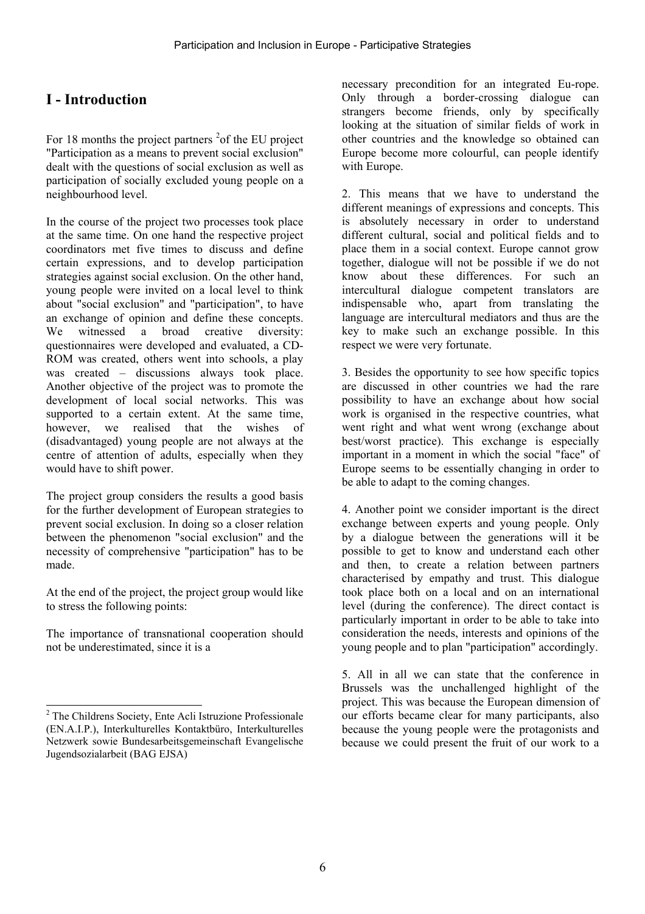# I - Introduction

For 18 months the project partners [2] of the EU project "Participation as a means to prevent social exclusion" dealt with the questions of social exclusion as well as participation of socially excluded young people on a neighbourhood level.

In the course of the project two processes took place at the same time. On one hand the respective project coordinators met five times to discuss and define certain expressions, and to develop participation strategies against social exclusion. On the other hand, young people were invited on a local level to think about "social exclusion" and "participation", to have an exchange of opinion and define these concepts. We witnessed a broad creative diversity: questionnaires were developed and evaluated, a CD-ROM was created, others went into schools, a play was created – discussions always took place. Another objective of the project was to promote the development of local social networks. This was supported to a certain extent. At the same time, however, we realised that the wishes of (disadvantaged) young people are not always at the centre of attention of adults, especially when they would have to shift power.

The project group considers the results a good basis for the further development of European strategies to prevent social exclusion. In doing so a closer relation between the phenomenon "social exclusion" and the necessity of comprehensive "participation" has to be made.

At the end of the project, the project group would like to stress the following points:

The importance of transnational cooperation should not be underestimated, since it is a necessary precondition for an integrated Eu-rope. Only through a border-crossing dialogue can strangers become friends, only by specifically looking at the situation of similar fields of work in other countries and the knowledge so obtained can Europe become more colourful, can people identify with Europe.

2. This means that we have to understand the different meanings of expressions and concepts. This is absolutely necessary in order to understand different cultural, social and political fields and to place them in a social context. Europe cannot grow together, dialogue will not be possible if we do not know about these differences. For such an intercultural dialogue competent translators are indispensable who, apart from translating the language are intercultural mediators and thus are the key to make such an exchange possible. In this respect we were very fortunate.

3. Besides the opportunity to see how specific topics are discussed in other countries we had the rare possibility to have an exchange about how social work is organised in the respective countries, what went right and what went wrong (exchange about best/worst practice). This exchange is especially important in a moment in which the social "face" of Europe seems to be essentially changing in order to be able to adapt to the coming changes.

4. Another point we consider important is the direct exchange between experts and young people. Only by a dialogue between the generations will it be possible to get to know and understand each other and then, to create a relation between partners characterised by empathy and trust. This dialogue took place both on a local and on an international level (during the conference). The direct contact is particularly important in order to be able to take into consideration the needs, interests and opinions of the young people and to plan "participation" accordingly.

5. All in all we can state that the conference in Brussels was the unchallenged highlight of the project. This was because the European dimension of our efforts became clear for many participants, also because the young people were the protagonists and because we could present the fruit of our work to a

[2] The Childrens Society, Ente Acli Istruzione Professionale (EN.A.I.P.), Interkulturelles Kontaktbüro, Interkulturelles Netzwerk sowie Bundesarbeitsgemeinschaft Evangelische Jugendsozialarbeit (BAG EJSA)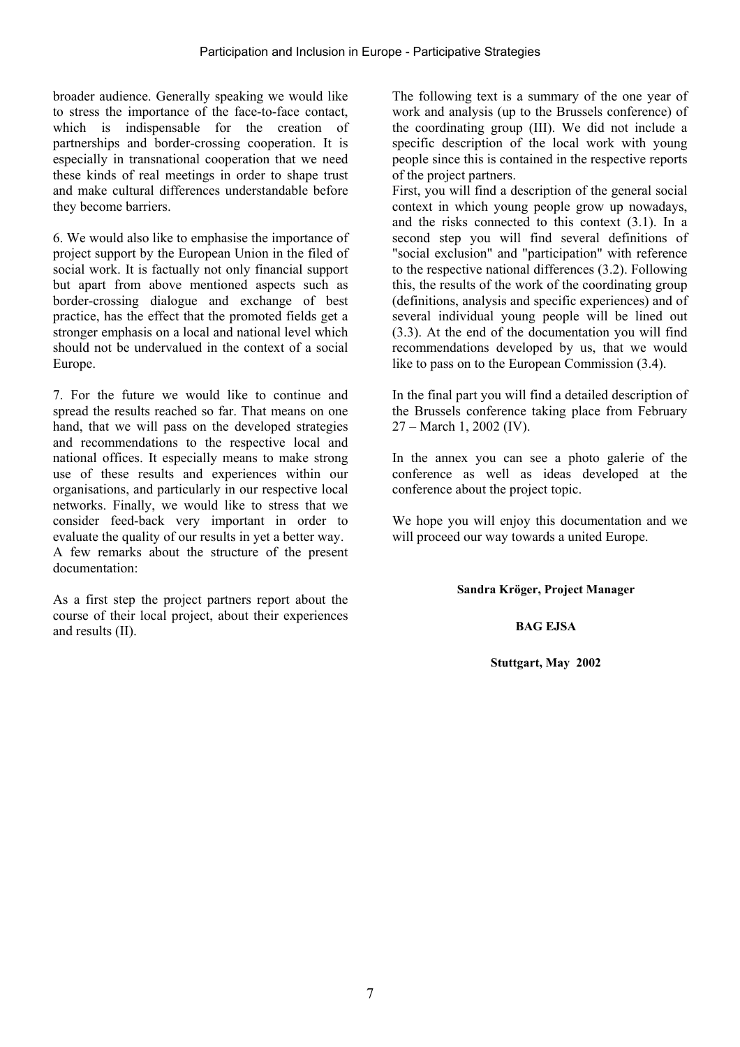broader audience. Generally speaking we would like to stress the importance of the face-to-face contact, which is indispensable for the creation of partnerships and border-crossing cooperation. It is especially in transnational cooperation that we need these kinds of real meetings in order to shape trust and make cultural differences understandable before they become barriers.

6. We would also like to emphasise the importance of project support by the European Union in the filed of social work. It is factually not only financial support but apart from above mentioned aspects such as border-crossing dialogue and exchange of best practice, has the effect that the promoted fields get a stronger emphasis on a local and national level which should not be undervalued in the context of a social Europe.

7. For the future we would like to continue and spread the results reached so far. That means on one hand, that we will pass on the developed strategies and recommendations to the respective local and national offices. It especially means to make strong use of these results and experiences within our organisations, and particularly in our respective local networks. Finally, we would like to stress that we consider feed-back very important in order to evaluate the quality of our results in yet a better way.

A few remarks about the structure of the present documentation:

As a first step the project partners report about the course of their local project, about their experiences and results (II).

The following text is a summary of the one year of work and analysis (up to the Brussels conference) of the coordinating group (III). We did not include a specific description of the local work with young people since this is contained in the respective reports of the project partners.

First, you will find a description of the general social context in which young people grow up nowadays, and the risks connected to this context (3.1). In a second step you will find several definitions of "social exclusion" and "participation" with reference to the respective national differences (3.2). Following this, the results of the work of the coordinating group (definitions, analysis and specific experiences) and of several individual young people will be lined out (3.3). At the end of the documentation you will find recommendations developed by us, that we would like to pass on to the European Commission (3.4).

In the final part you will find a detailed description of the Brussels conference taking place from February 27 – March 1, 2002 (IV).

In the annex you can see a photo galerie of the conference as well as ideas developed at the conference about the project topic.

We hope you will enjoy this documentation and we will proceed our way towards a united Europe.

**Sandra Kröger, Project Manager**

**BAG EJSA**

**Stuttgart, May 2002**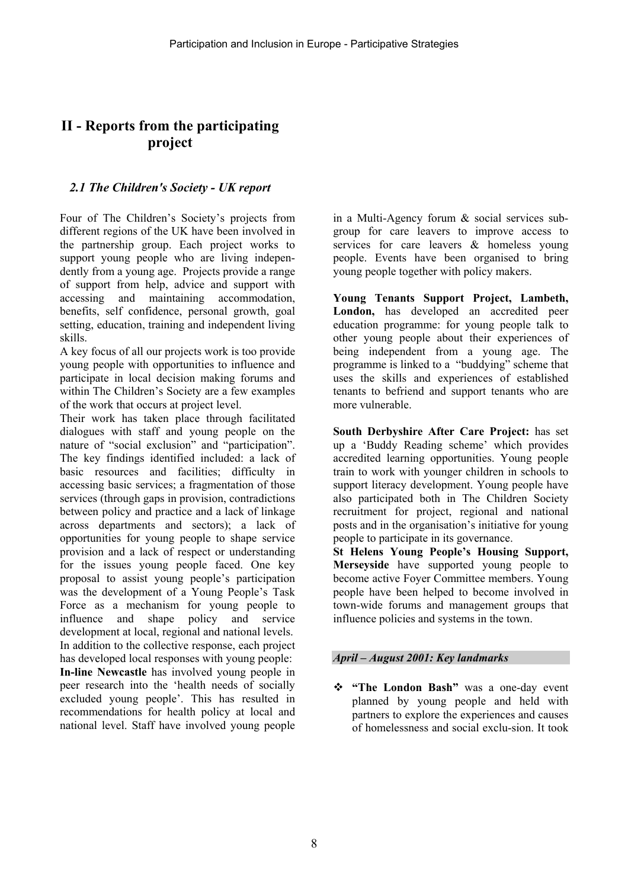# II - Reports from the participating project

### *2.1 The Children's Society - UK report*

Four of The Children's Society's projects from different regions of the UK have been involved in the partnership group. Each project works to support young people who are living independently from a young age. Projects provide a range of support from help, advice and support with accessing and maintaining accommodation, benefits, self confidence, personal growth, goal setting, education, training and independent living skills.

A key focus of all our projects work is too provide young people with opportunities to influence and participate in local decision making forums and within The Children's Society are a few examples of the work that occurs at project level.

Their work has taken place through facilitated dialogues with staff and young people on the nature of "social exclusion" and "participation". The key findings identified included: a lack of basic resources and facilities; difficulty in accessing basic services; a fragmentation of those services (through gaps in provision, contradictions between policy and practice and a lack of linkage across departments and sectors); a lack of opportunities for young people to shape service provision and a lack of respect or understanding for the issues young people faced. One key proposal to assist young people's participation was the development of a Young People's Task Force as a mechanism for young people to influence and shape policy and service development at local, regional and national levels.

In addition to the collective response, each project has developed local responses with young people:

**In-line Newcastle** has involved young people in peer research into the 'health needs of socially excluded young people'. This has resulted in recommendations for health policy at local and national level. Staff have involved young people in a Multi-Agency forum & social services sub-group for care leavers to improve access to services for care leavers & homeless young people. Events have been organised to bring young people together with policy makers.

**Young Tenants Support Project, Lambeth, London,** has developed an accredited peer education programme: for young people talk to other young people about their experiences of being independent from a young age. The programme is linked to a "buddying" scheme that uses the skills and experiences of established tenants to befriend and support tenants who are more vulnerable.

**South Derbyshire After Care Project:** has set up a 'Buddy Reading scheme' which provides accredited learning opportunities. Young people train to work with younger children in schools to support literacy development. Young people have also participated both in The Children Society recruitment for project, regional and national posts and in the organisation's initiative for young people to participate in its governance.

**St Helens Young People's Housing Support, Merseyside** have supported young people to become active Foyer Committee members. Young people have been helped to become involved in town-wide forums and management groups that influence policies and systems in the town.

#### *April – August 2001: Key landmarks*

- **"The London Bash"** was a one-day event planned by young people and held with partners to explore the experiences and causes of homelessness and social exclu-sion. It took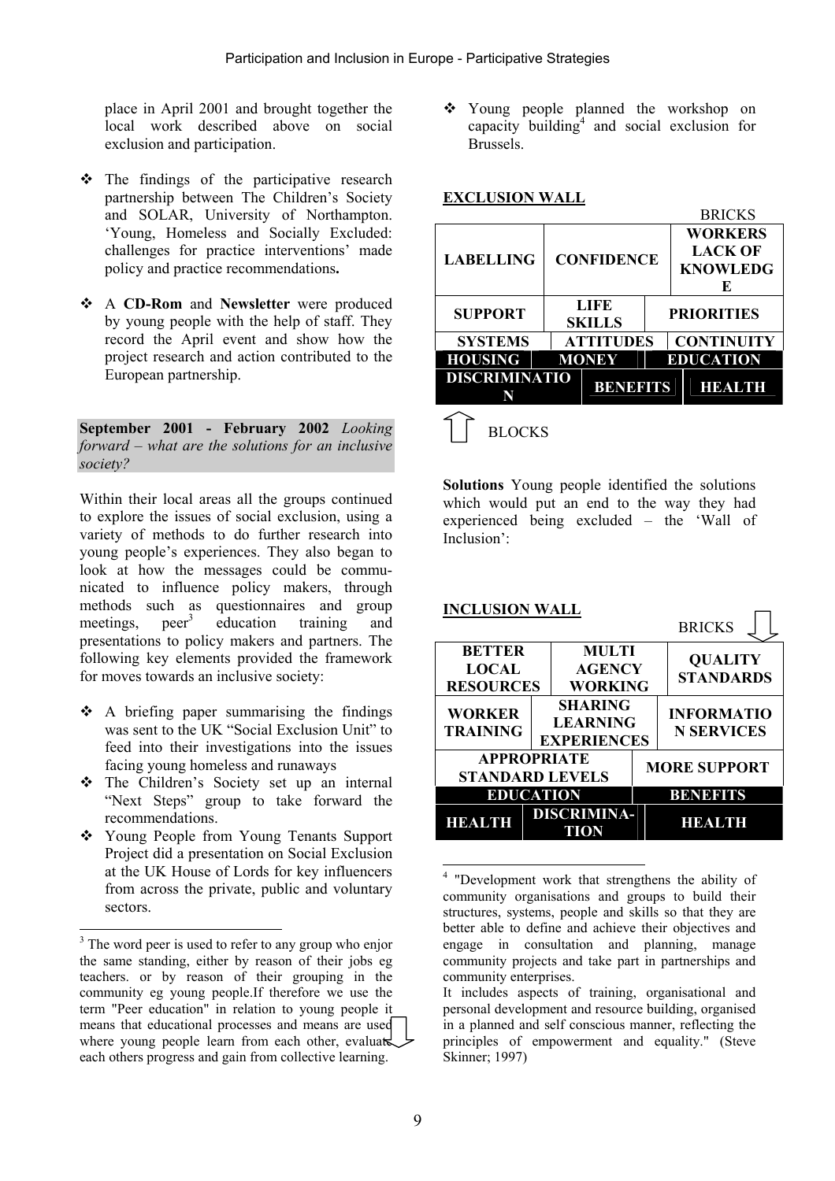place in April 2001 and brought together the local work described above on social exclusion and participation.

- The findings of the participative research partnership between The Children's Society and SOLAR, University of Northampton. 'Young, Homeless and Socially Excluded: challenges for practice interventions' made policy and practice recommendations**.**
- A **CD-Rom** and **Newsletter** were produced by young people with the help of staff. They record the April event and show how the project research and action contributed to the European partnership.

**September 2001 - February 2002** *Looking forward – what are the solutions for an inclusive society?*

Within their local areas all the groups continued to explore the issues of social exclusion, using a variety of methods to do further research into young people's experiences. They also began to look at how the messages could be communicated to influence policy makers, through methods such as questionnaires and group meetings, peer[3] education training and presentations to policy makers and partners. The following key elements provided the framework for moves towards an inclusive society:

- A briefing paper summarising the findings was sent to the UK "Social Exclusion Unit" to feed into their investigations into the issues facing young homeless and runaways
- The Children's Society set up an internal "Next Steps" group to take forward the recommendations.
- Young People from Young Tenants Support Project did a presentation on Social Exclusion at the UK House of Lords for key influencers from across the private, public and voluntary sectors.
- Young people planned the workshop on capacity building[4] and social exclusion for Brussels.

**EXCLUSION WALL**

BRICKS

| LABELLING | CONFIDENCE | WORKERS LACK OF KNOWLEDGE |
|---|---|---|
| SUPPORT | LIFE SKILLS | PRIORITIES |
| SYSTEMS | ATTITUDES | CONTINUITY |
| HOUSING | MONEY | EDUCATION |
| DISCRIMINATION | BENEFITS | HEALTH |

BLOCKS

**Solutions** Young people identified the solutions which would put an end to the way they had experienced being excluded – the 'Wall of Inclusion':

**INCLUSION WALL**

BRICKS

| BETTER LOCAL RESOURCES | MULTI AGENCY WORKING | QUALITY STANDARDS |
|---|---|---|
| WORKER TRAINING | SHARING LEARNING EXPERIENCES | INFORMATION SERVICES |
| APPROPRIATE STANDARD LEVELS | | MORE SUPPORT |
| EDUCATION | | BENEFITS |
| HEALTH | DISCRIMINATION | HEALTH |

[3] The word peer is used to refer to any group who enjor the same standing, either by reason of their jobs eg teachers. or by reason of their grouping in the community eg young people.If therefore we use the term "Peer education" in relation to young people it means that educational processes and means are used where young people learn from each other, evaluate each others progress and gain from collective learning.

[4] "Development work that strengthens the ability of community organisations and groups to build their structures, systems, people and skills so that they are better able to define and achieve their objectives and engage in consultation and planning, manage community projects and take part in partnerships and community enterprises.
It includes aspects of training, organisational and personal development and resource building, organised in a planned and self conscious manner, reflecting the principles of empowerment and equality." (Steve Skinner; 1997)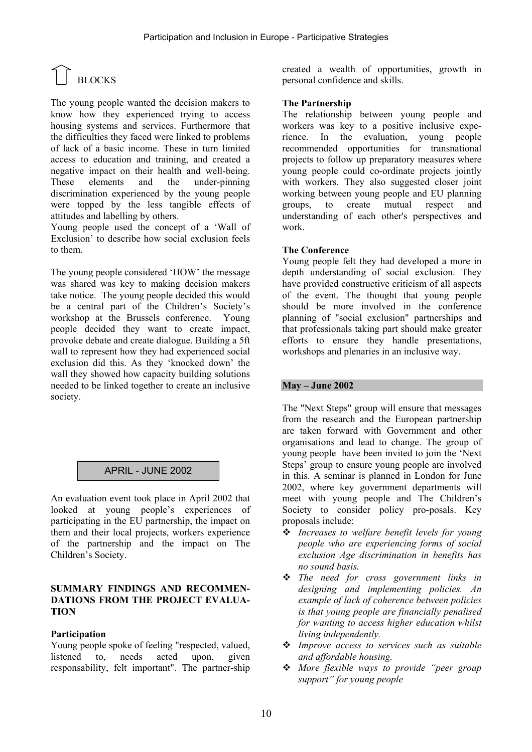## BLOCKS

The young people wanted the decision makers to know how they experienced trying to access housing systems and services. Furthermore that the difficulties they faced were linked to problems of lack of a basic income. These in turn limited access to education and training, and created a negative impact on their health and well-being. These elements and the under-pinning discrimination experienced by the young people were topped by the less tangible effects of attitudes and labelling by others.

Young people used the concept of a 'Wall of Exclusion' to describe how social exclusion feels to them.

The young people considered 'HOW' the message was shared was key to making decision makers take notice. The young people decided this would be a central part of the Children's Society's workshop at the Brussels conference. Young people decided they want to create impact, provoke debate and create dialogue. Building a 5ft wall to represent how they had experienced social exclusion did this. As they 'knocked down' the wall they showed how capacity building solutions needed to be linked together to create an inclusive society.

## APRIL - JUNE 2002

An evaluation event took place in April 2002 that looked at young people's experiences of participating in the EU partnership, the impact on them and their local projects, workers experience of the partnership and the impact on The Children's Society.

### SUMMARY FINDINGS AND RECOMMENDATIONS FROM THE PROJECT EVALUATION

**Participation**

Young people spoke of feeling "respected, valued, listened to, needs acted upon, given responsability, felt important". The partner-ship created a wealth of opportunities, growth in personal confidence and skills.

**The Partnership**

The relationship between young people and workers was key to a positive inclusive experience. In the evaluation, young people recommended opportunities for transnational projects to follow up preparatory measures where young people could co-ordinate projects jointly with workers. They also suggested closer joint working between young people and EU planning groups, to create mutual respect and understanding of each other's perspectives and work.

**The Conference**

Young people felt they had developed a more in depth understanding of social exclusion. They have provided constructive criticism of all aspects of the event. The thought that young people should be more involved in the conference planning of "social exclusion" partnerships and that professionals taking part should make greater efforts to ensure they handle presentations, workshops and plenaries in an inclusive way.

## May – June 2002

The "Next Steps" group will ensure that messages from the research and the European partnership are taken forward with Government and other organisations and lead to change. The group of young people have been invited to join the 'Next Steps' group to ensure young people are involved in this. A seminar is planned in London for June 2002, where key government departments will meet with young people and The Children's Society to consider policy pro-posals. Key proposals include:

- *Increases to welfare benefit levels for young people who are experiencing forms of social exclusion Age discrimination in benefits has no sound basis.*
- *The need for cross government links in designing and implementing policies. An example of lack of coherence between policies is that young people are financially penalised for wanting to access higher education whilst living independently.*
- *Improve access to services such as suitable and affordable housing.*
- *More flexible ways to provide "peer group support" for young people*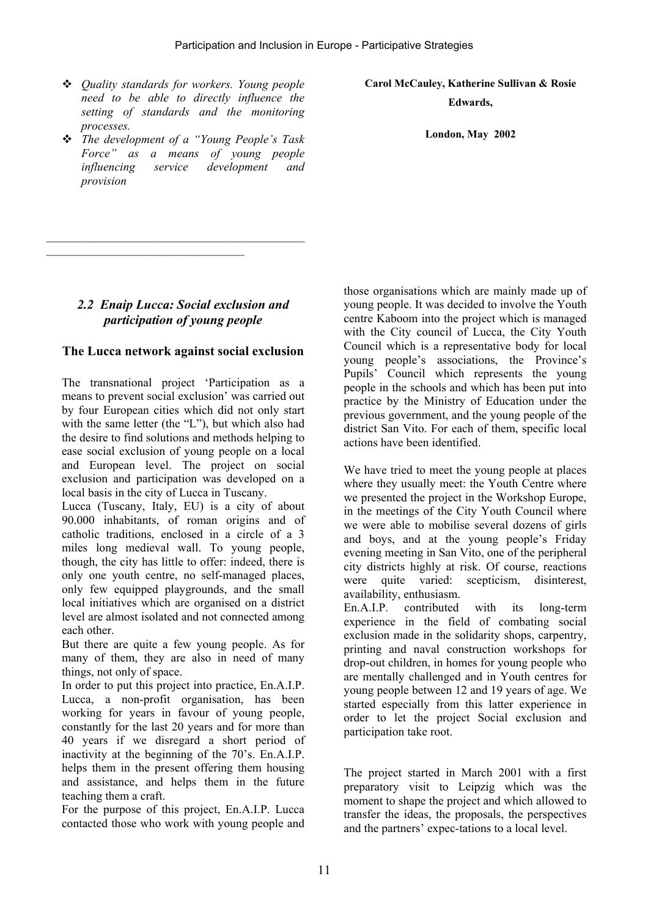- *Quality standards for workers. Young people need to be able to directly influence the setting of standards and the monitoring processes.*
- *The development of a "Young People's Task Force" as a means of young people influencing service development and provision*

**Carol McCauley, Katherine Sullivan & Rosie Edwards,**

**London, May 2002**

---

## *2.2 Enaip Lucca: Social exclusion and participation of young people*

### The Lucca network against social exclusion

The transnational project 'Participation as a means to prevent social exclusion' was carried out by four European cities which did not only start with the same letter (the "L"), but which also had the desire to find solutions and methods helping to ease social exclusion of young people on a local and European level. The project on social exclusion and participation was developed on a local basis in the city of Lucca in Tuscany.

Lucca (Tuscany, Italy, EU) is a city of about 90.000 inhabitants, of roman origins and of catholic traditions, enclosed in a circle of a 3 miles long medieval wall. To young people, though, the city has little to offer: indeed, there is only one youth centre, no self-managed places, only few equipped playgrounds, and the small local initiatives which are organised on a district level are almost isolated and not connected among each other.

But there are quite a few young people. As for many of them, they are also in need of many things, not only of space.

In order to put this project into practice, En.A.I.P. Lucca, a non-profit organisation, has been working for years in favour of young people, constantly for the last 20 years and for more than 40 years if we disregard a short period of inactivity at the beginning of the 70's. En.A.I.P. helps them in the present offering them housing and assistance, and helps them in the future teaching them a craft.

For the purpose of this project, En.A.I.P. Lucca contacted those who work with young people and those organisations which are mainly made up of young people. It was decided to involve the Youth centre Kaboom into the project which is managed with the City council of Lucca, the City Youth Council which is a representative body for local young people's associations, the Province's Pupils' Council which represents the young people in the schools and which has been put into practice by the Ministry of Education under the previous government, and the young people of the district San Vito. For each of them, specific local actions have been identified.

We have tried to meet the young people at places where they usually meet: the Youth Centre where we presented the project in the Workshop Europe, in the meetings of the City Youth Council where we were able to mobilise several dozens of girls and boys, and at the young people's Friday evening meeting in San Vito, one of the peripheral city districts highly at risk. Of course, reactions were quite varied: scepticism, disinterest, availability, enthusiasm.

En.A.I.P. contributed with its long-term experience in the field of combating social exclusion made in the solidarity shops, carpentry, printing and naval construction workshops for drop-out children, in homes for young people who are mentally challenged and in Youth centres for young people between 12 and 19 years of age. We started especially from this latter experience in order to let the project Social exclusion and participation take root.

The project started in March 2001 with a first preparatory visit to Leipzig which was the moment to shape the project and which allowed to transfer the ideas, the proposals, the perspectives and the partners' expec-tations to a local level.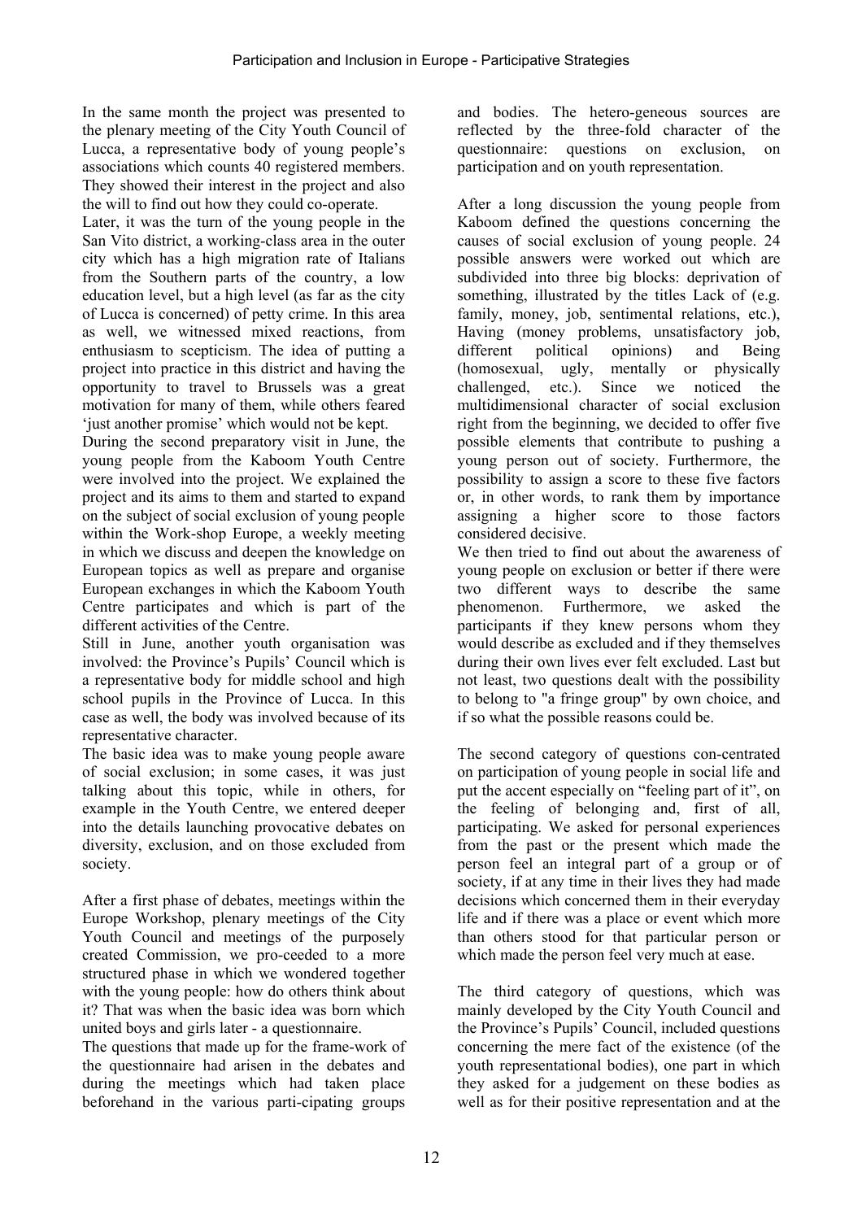In the same month the project was presented to the plenary meeting of the City Youth Council of Lucca, a representative body of young people's associations which counts 40 registered members. They showed their interest in the project and also the will to find out how they could co-operate.
Later, it was the turn of the young people in the San Vito district, a working-class area in the outer city which has a high migration rate of Italians from the Southern parts of the country, a low education level, but a high level (as far as the city of Lucca is concerned) of petty crime. In this area as well, we witnessed mixed reactions, from enthusiasm to scepticism. The idea of putting a project into practice in this district and having the opportunity to travel to Brussels was a great motivation for many of them, while others feared 'just another promise' which would not be kept.
During the second preparatory visit in June, the young people from the Kaboom Youth Centre were involved into the project. We explained the project and its aims to them and started to expand on the subject of social exclusion of young people within the Work-shop Europe, a weekly meeting in which we discuss and deepen the knowledge on European topics as well as prepare and organise European exchanges in which the Kaboom Youth Centre participates and which is part of the different activities of the Centre.
Still in June, another youth organisation was involved: the Province's Pupils' Council which is a representative body for middle school and high school pupils in the Province of Lucca. In this case as well, the body was involved because of its representative character.
The basic idea was to make young people aware of social exclusion; in some cases, it was just talking about this topic, while in others, for example in the Youth Centre, we entered deeper into the details launching provocative debates on diversity, exclusion, and on those excluded from society.

After a first phase of debates, meetings within the Europe Workshop, plenary meetings of the City Youth Council and meetings of the purposely created Commission, we pro-ceeded to a more structured phase in which we wondered together with the young people: how do others think about it? That was when the basic idea was born which united boys and girls later - a questionnaire.
The questions that made up for the frame-work of the questionnaire had arisen in the debates and during the meetings which had taken place beforehand in the various parti-cipating groups and bodies. The hetero-geneous sources are reflected by the three-fold character of the questionnaire: questions on exclusion, on participation and on youth representation.

After a long discussion the young people from Kaboom defined the questions concerning the causes of social exclusion of young people. 24 possible answers were worked out which are subdivided into three big blocks: deprivation of something, illustrated by the titles Lack of (e.g. family, money, job, sentimental relations, etc.), Having (money problems, unsatisfactory job, different political opinions) and Being (homosexual, ugly, mentally or physically challenged, etc.). Since we noticed the multidimensional character of social exclusion right from the beginning, we decided to offer five possible elements that contribute to pushing a young person out of society. Furthermore, the possibility to assign a score to these five factors or, in other words, to rank them by importance assigning a higher score to those factors considered decisive.
We then tried to find out about the awareness of young people on exclusion or better if there were two different ways to describe the same phenomenon. Furthermore, we asked the participants if they knew persons whom they would describe as excluded and if they themselves during their own lives ever felt excluded. Last but not least, two questions dealt with the possibility to belong to "a fringe group" by own choice, and if so what the possible reasons could be.

The second category of questions con-centrated on participation of young people in social life and put the accent especially on "feeling part of it", on the feeling of belonging and, first of all, participating. We asked for personal experiences from the past or the present which made the person feel an integral part of a group or of society, if at any time in their lives they had made decisions which concerned them in their everyday life and if there was a place or event which more than others stood for that particular person or which made the person feel very much at ease.

The third category of questions, which was mainly developed by the City Youth Council and the Province's Pupils' Council, included questions concerning the mere fact of the existence (of the youth representational bodies), one part in which they asked for a judgement on these bodies as well as for their positive representation and at the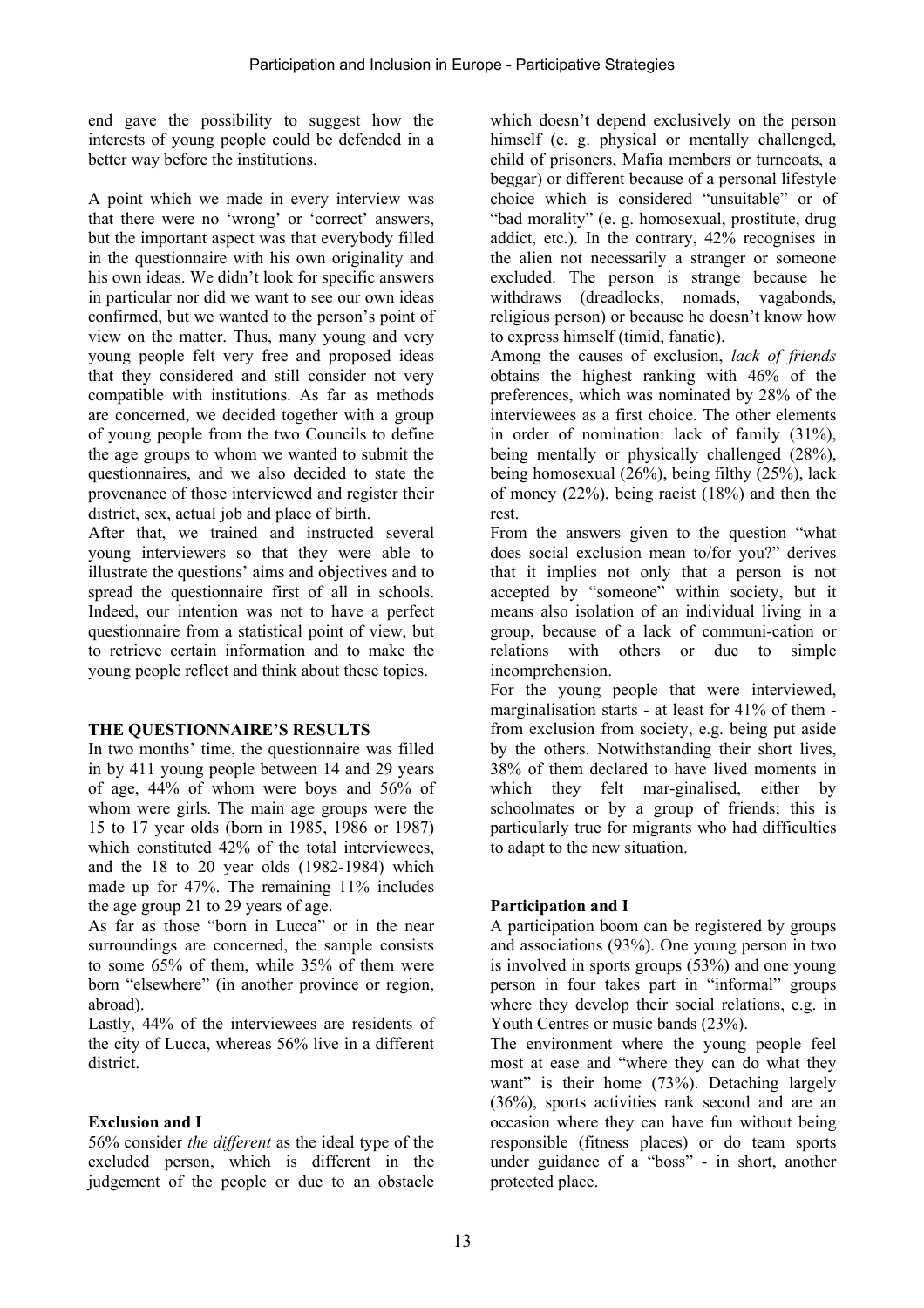end gave the possibility to suggest how the interests of young people could be defended in a better way before the institutions.

A point which we made in every interview was that there were no 'wrong' or 'correct' answers, but the important aspect was that everybody filled in the questionnaire with his own originality and his own ideas. We didn't look for specific answers in particular nor did we want to see our own ideas confirmed, but we wanted to the person's point of view on the matter. Thus, many young and very young people felt very free and proposed ideas that they considered and still consider not very compatible with institutions. As far as methods are concerned, we decided together with a group of young people from the two Councils to define the age groups to whom we wanted to submit the questionnaires, and we also decided to state the provenance of those interviewed and register their district, sex, actual job and place of birth.

After that, we trained and instructed several young interviewers so that they were able to illustrate the questions' aims and objectives and to spread the questionnaire first of all in schools. Indeed, our intention was not to have a perfect questionnaire from a statistical point of view, but to retrieve certain information and to make the young people reflect and think about these topics.

**THE QUESTIONNAIRE'S RESULTS**

In two months' time, the questionnaire was filled in by 411 young people between 14 and 29 years of age, 44% of whom were boys and 56% of whom were girls. The main age groups were the 15 to 17 year olds (born in 1985, 1986 or 1987) which constituted 42% of the total interviewees, and the 18 to 20 year olds (1982-1984) which made up for 47%. The remaining 11% includes the age group 21 to 29 years of age.

As far as those "born in Lucca" or in the near surroundings are concerned, the sample consists to some 65% of them, while 35% of them were born "elsewhere" (in another province or region, abroad).

Lastly, 44% of the interviewees are residents of the city of Lucca, whereas 56% live in a different district.

**Exclusion and I**

56% consider *the different* as the ideal type of the excluded person, which is different in the judgement of the people or due to an obstacle which doesn't depend exclusively on the person himself (e. g. physical or mentally challenged, child of prisoners, Mafia members or turncoats, a beggar) or different because of a personal lifestyle choice which is considered "unsuitable" or of "bad morality" (e. g. homosexual, prostitute, drug addict, etc.). In the contrary, 42% recognises in the alien not necessarily a stranger or someone excluded. The person is strange because he withdraws (dreadlocks, nomads, vagabonds, religious person) or because he doesn't know how to express himself (timid, fanatic).

Among the causes of exclusion, *lack of friends* obtains the highest ranking with 46% of the preferences, which was nominated by 28% of the interviewees as a first choice. The other elements in order of nomination: lack of family (31%), being mentally or physically challenged (28%), being homosexual (26%), being filthy (25%), lack of money (22%), being racist (18%) and then the rest.

From the answers given to the question "what does social exclusion mean to/for you?" derives that it implies not only that a person is not accepted by "someone" within society, but it means also isolation of an individual living in a group, because of a lack of communi-cation or relations with others or due to simple incomprehension.

For the young people that were interviewed, marginalisation starts - at least for 41% of them - from exclusion from society, e.g. being put aside by the others. Notwithstanding their short lives, 38% of them declared to have lived moments in which they felt mar-ginalised, either by schoolmates or by a group of friends; this is particularly true for migrants who had difficulties to adapt to the new situation.

**Participation and I**

A participation boom can be registered by groups and associations (93%). One young person in two is involved in sports groups (53%) and one young person in four takes part in "informal" groups where they develop their social relations, e.g. in Youth Centres or music bands (23%).

The environment where the young people feel most at ease and "where they can do what they want" is their home (73%). Detaching largely (36%), sports activities rank second and are an occasion where they can have fun without being responsible (fitness places) or do team sports under guidance of a "boss" - in short, another protected place.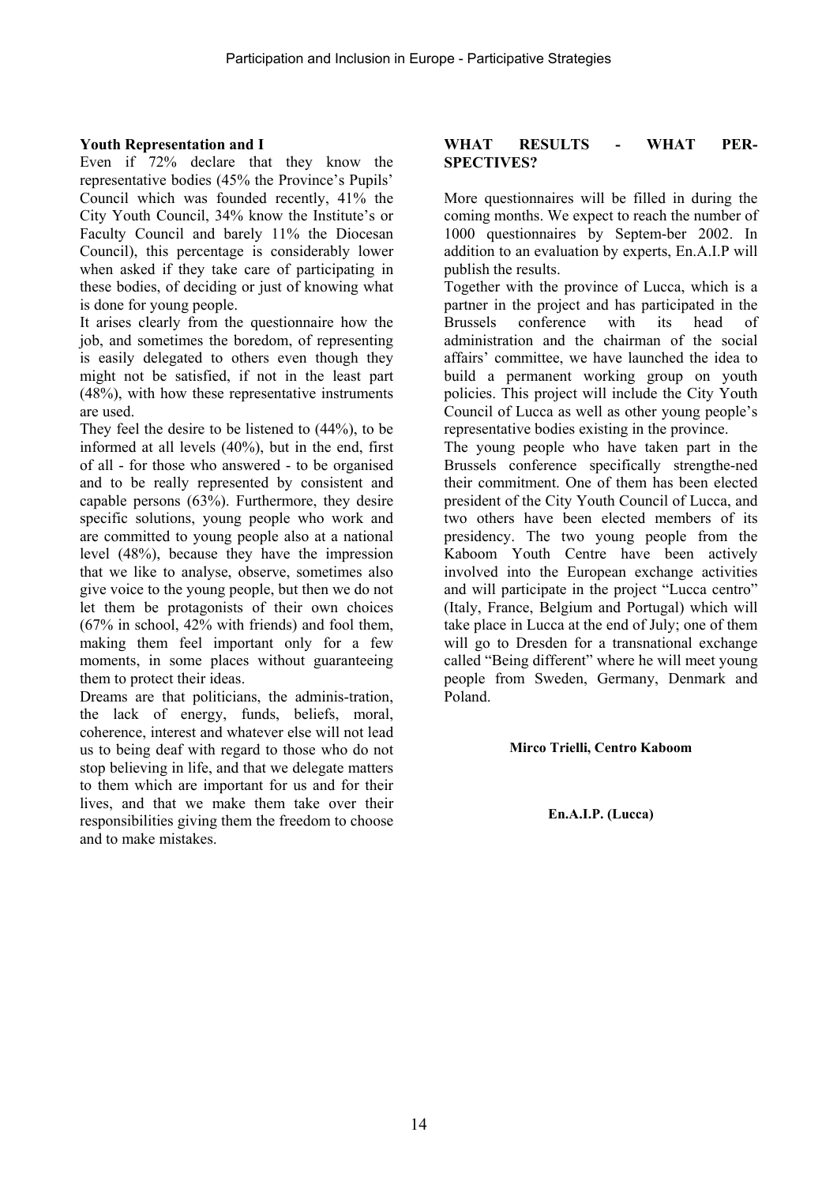**Youth Representation and I**

Even if 72% declare that they know the representative bodies (45% the Province's Pupils' Council which was founded recently, 41% the City Youth Council, 34% know the Institute's or Faculty Council and barely 11% the Diocesan Council), this percentage is considerably lower when asked if they take care of participating in these bodies, of deciding or just of knowing what is done for young people.

It arises clearly from the questionnaire how the job, and sometimes the boredom, of representing is easily delegated to others even though they might not be satisfied, if not in the least part (48%), with how these representative instruments are used.

They feel the desire to be listened to (44%), to be informed at all levels (40%), but in the end, first of all - for those who answered - to be organised and to be really represented by consistent and capable persons (63%). Furthermore, they desire specific solutions, young people who work and are committed to young people also at a national level (48%), because they have the impression that we like to analyse, observe, sometimes also give voice to the young people, but then we do not let them be protagonists of their own choices (67% in school, 42% with friends) and fool them, making them feel important only for a few moments, in some places without guaranteeing them to protect their ideas.

Dreams are that politicians, the adminis-tration, the lack of energy, funds, beliefs, moral, coherence, interest and whatever else will not lead us to being deaf with regard to those who do not stop believing in life, and that we delegate matters to them which are important for us and for their lives, and that we make them take over their responsibilities giving them the freedom to choose and to make mistakes.

**WHAT RESULTS - WHAT PER-SPECTIVES?**

More questionnaires will be filled in during the coming months. We expect to reach the number of 1000 questionnaires by Septem-ber 2002. In addition to an evaluation by experts, En.A.I.P will publish the results.

Together with the province of Lucca, which is a partner in the project and has participated in the Brussels conference with its head of administration and the chairman of the social affairs' committee, we have launched the idea to build a permanent working group on youth policies. This project will include the City Youth Council of Lucca as well as other young people's representative bodies existing in the province.

The young people who have taken part in the Brussels conference specifically strengthe-ned their commitment. One of them has been elected president of the City Youth Council of Lucca, and two others have been elected members of its presidency. The two young people from the Kaboom Youth Centre have been actively involved into the European exchange activities and will participate in the project "Lucca centro" (Italy, France, Belgium and Portugal) which will take place in Lucca at the end of July; one of them will go to Dresden for a transnational exchange called "Being different" where he will meet young people from Sweden, Germany, Denmark and Poland.

**Mirco Trielli, Centro Kaboom**

**En.A.I.P. (Lucca)**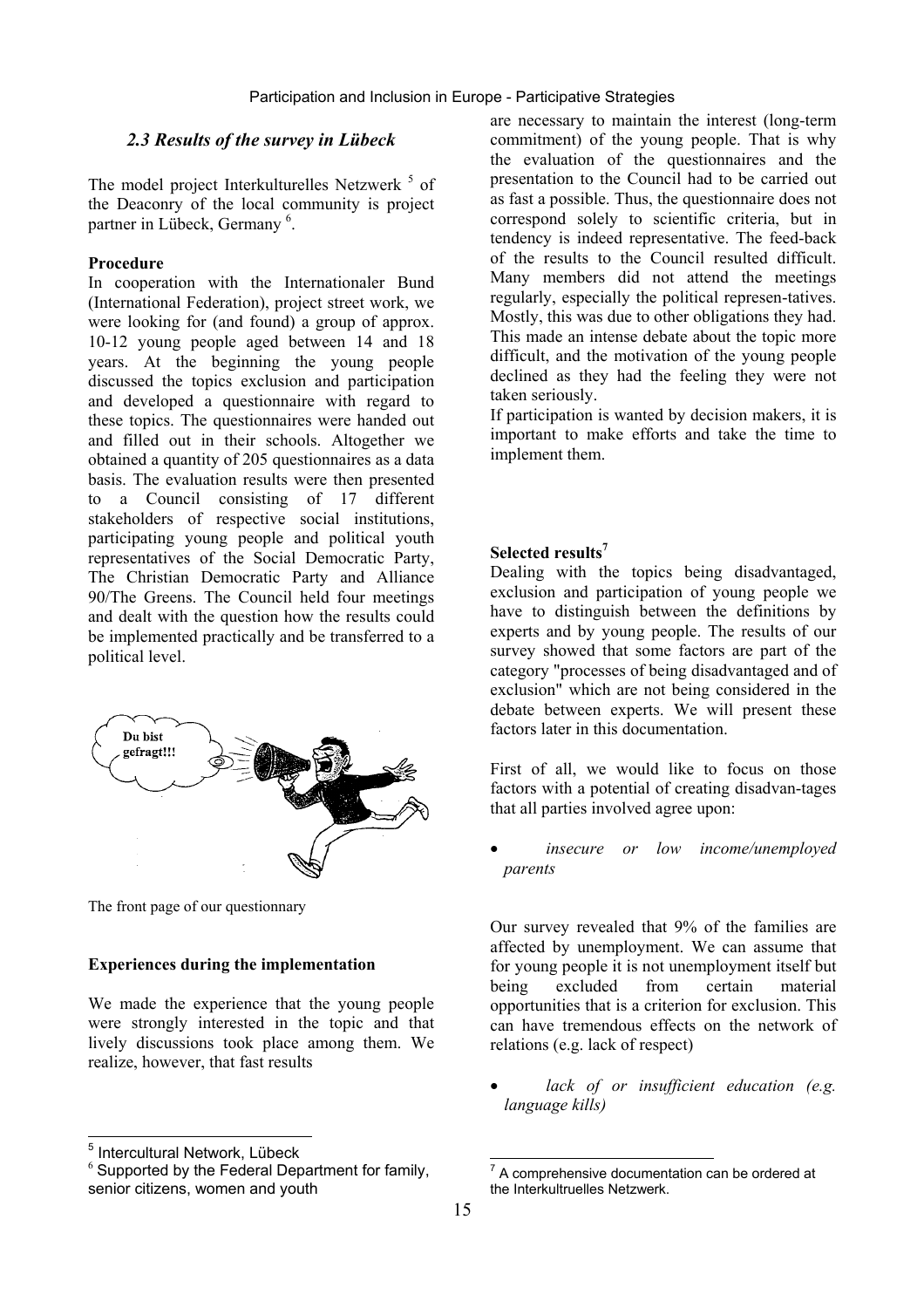## *2.3 Results of the survey in Lübeck*

The model project Interkulturelles Netzwerk [5] of the Deaconry of the local community is project partner in Lübeck, Germany [6].

**Procedure**

In cooperation with the Internationaler Bund (International Federation), project street work, we were looking for (and found) a group of approx. 10-12 young people aged between 14 and 18 years. At the beginning the young people discussed the topics exclusion and participation and developed a questionnaire with regard to these topics. The questionnaires were handed out and filled out in their schools. Altogether we obtained a quantity of 205 questionnaires as a data basis. The evaluation results were then presented to a Council consisting of 17 different stakeholders of respective social institutions, participating young people and political youth representatives of the Social Democratic Party, The Christian Democratic Party and Alliance 90/The Greens. The Council held four meetings and dealt with the question how the results could be implemented practically and be transferred to a political level.

Du bist gefragt!!!

The front page of our questionnary

**Experiences during the implementation**

We made the experience that the young people were strongly interested in the topic and that lively discussions took place among them. We realize, however, that fast results are necessary to maintain the interest (long-term commitment) of the young people. That is why the evaluation of the questionnaires and the presentation to the Council had to be carried out as fast a possible. Thus, the questionnaire does not correspond solely to scientific criteria, but in tendency is indeed representative. The feed-back of the results to the Council resulted difficult. Many members did not attend the meetings regularly, especially the political represen-tatives. Mostly, this was due to other obligations they had. This made an intense debate about the topic more difficult, and the motivation of the young people declined as they had the feeling they were not taken seriously.

If participation is wanted by decision makers, it is important to make efforts and take the time to implement them.

**Selected results[7]**

Dealing with the topics being disadvantaged, exclusion and participation of young people we have to distinguish between the definitions by experts and by young people. The results of our survey showed that some factors are part of the category "processes of being disadvantaged and of exclusion" which are not being considered in the debate between experts. We will present these factors later in this documentation.

First of all, we would like to focus on those factors with a potential of creating disadvan-tages that all parties involved agree upon:

- *insecure or low income/unemployed parents*

Our survey revealed that 9% of the families are affected by unemployment. We can assume that for young people it is not unemployment itself but being excluded from certain material opportunities that is a criterion for exclusion. This can have tremendous effects on the network of relations (e.g. lack of respect)

- *lack of or insufficient education (e.g. language kills)*

[5] Intercultural Network, Lübeck

[6] Supported by the Federal Department for family, senior citizens, women and youth

[7] A comprehensive documentation can be ordered at the Interkultruelles Netzwerk.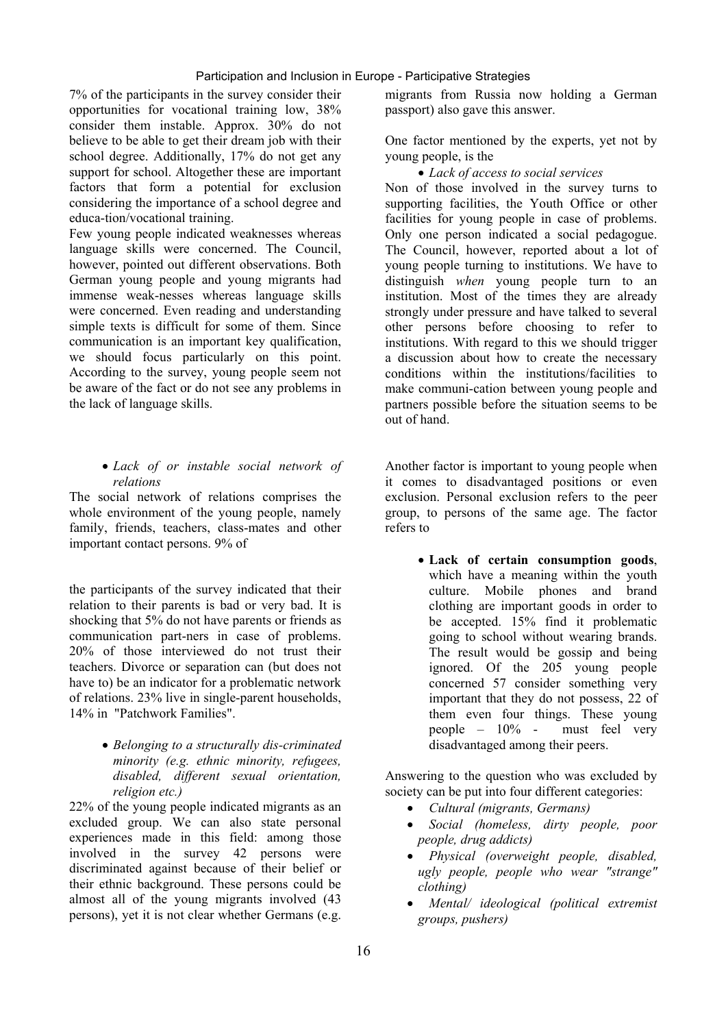7% of the participants in the survey consider their opportunities for vocational training low, 38% consider them instable. Approx. 30% do not believe to be able to get their dream job with their school degree. Additionally, 17% do not get any support for school. Altogether these are important factors that form a potential for exclusion considering the importance of a school degree and educa-tion/vocational training.

Few young people indicated weaknesses whereas language skills were concerned. The Council, however, pointed out different observations. Both German young people and young migrants had immense weak-nesses whereas language skills were concerned. Even reading and understanding simple texts is difficult for some of them. Since communication is an important key qualification, we should focus particularly on this point. According to the survey, young people seem not be aware of the fact or do not see any problems in the lack of language skills.

- *Lack of or instable social network of relations*

The social network of relations comprises the whole environment of the young people, namely family, friends, teachers, class-mates and other important contact persons. 9% of the participants of the survey indicated that their relation to their parents is bad or very bad. It is shocking that 5% do not have parents or friends as communication part-ners in case of problems. 20% of those interviewed do not trust their teachers. Divorce or separation can (but does not have to) be an indicator for a problematic network of relations. 23% live in single-parent households, 14% in "Patchwork Families".

- *Belonging to a structurally dis-criminated minority (e.g. ethnic minority, refugees, disabled, different sexual orientation, religion etc.)*

22% of the young people indicated migrants as an excluded group. We can also state personal experiences made in this field: among those involved in the survey 42 persons were discriminated against because of their belief or their ethnic background. These persons could be almost all of the young migrants involved (43 persons), yet it is not clear whether Germans (e.g. migrants from Russia now holding a German passport) also gave this answer.

One factor mentioned by the experts, yet not by young people, is the

- *Lack of access to social services*

Non of those involved in the survey turns to supporting facilities, the Youth Office or other facilities for young people in case of problems. Only one person indicated a social pedagogue. The Council, however, reported about a lot of young people turning to institutions. We have to distinguish *when* young people turn to an institution. Most of the times they are already strongly under pressure and have talked to several other persons before choosing to refer to institutions. With regard to this we should trigger a discussion about how to create the necessary conditions within the institutions/facilities to make communi-cation between young people and partners possible before the situation seems to be out of hand.

Another factor is important to young people when it comes to disadvantaged positions or even exclusion. Personal exclusion refers to the peer group, to persons of the same age. The factor refers to

- **Lack of certain consumption goods**, which have a meaning within the youth culture. Mobile phones and brand clothing are important goods in order to be accepted. 15% find it problematic going to school without wearing brands. The result would be gossip and being ignored. Of the 205 young people concerned 57 consider something very important that they do not possess, 22 of them even four things. These young people – 10% - must feel very disadvantaged among their peers.

Answering to the question who was excluded by society can be put into four different categories:

- *Cultural (migrants, Germans)*
- *Social (homeless, dirty people, poor people, drug addicts)*
- *Physical (overweight people, disabled, ugly people, people who wear "strange" clothing)*
- *Mental/ ideological (political extremist groups, pushers)*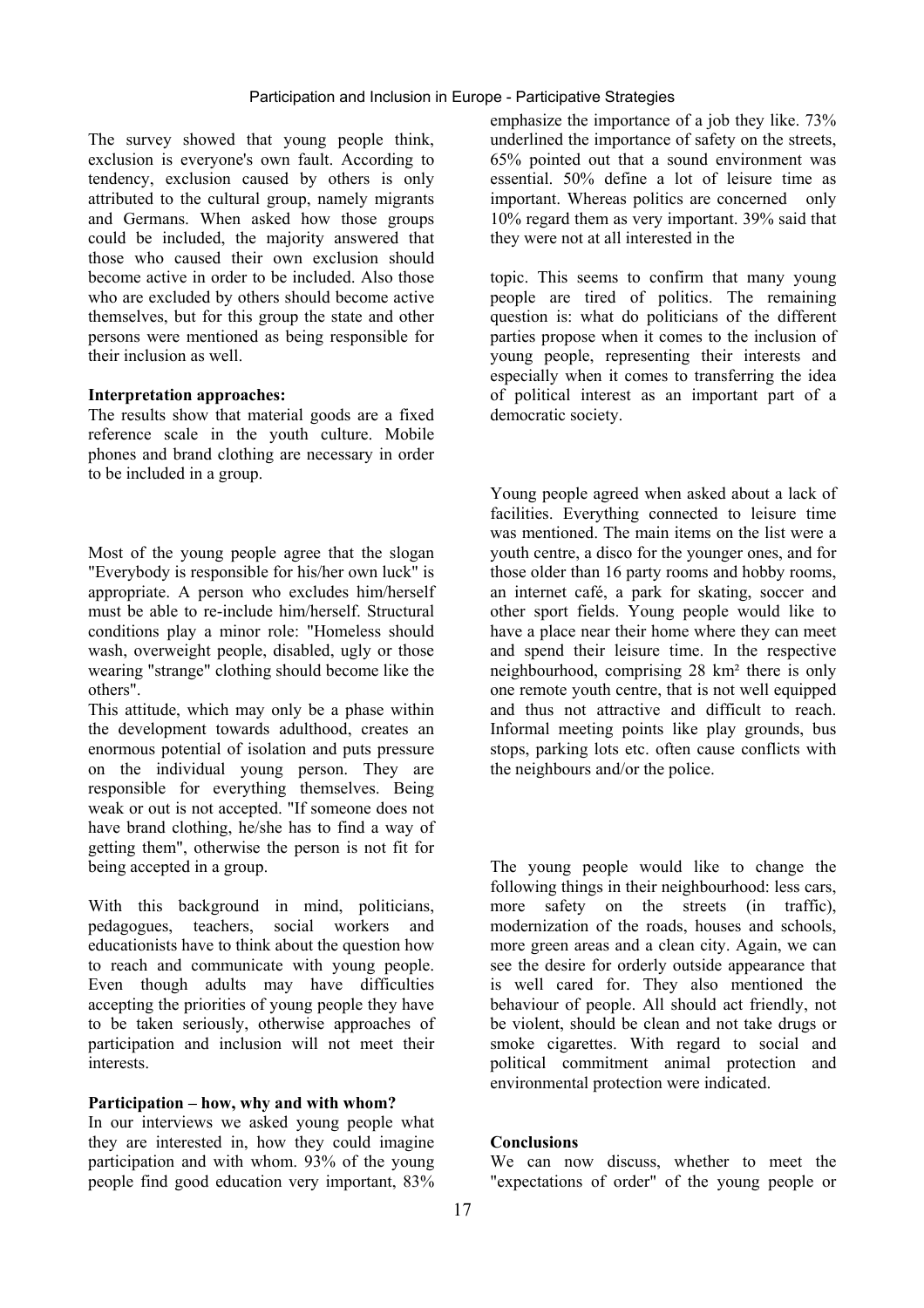The survey showed that young people think, exclusion is everyone's own fault. According to tendency, exclusion caused by others is only attributed to the cultural group, namely migrants and Germans. When asked how those groups could be included, the majority answered that those who caused their own exclusion should become active in order to be included. Also those who are excluded by others should become active themselves, but for this group the state and other persons were mentioned as being responsible for their inclusion as well.

**Interpretation approaches:**

The results show that material goods are a fixed reference scale in the youth culture. Mobile phones and brand clothing are necessary in order to be included in a group.

Most of the young people agree that the slogan "Everybody is responsible for his/her own luck" is appropriate. A person who excludes him/herself must be able to re-include him/herself. Structural conditions play a minor role: "Homeless should wash, overweight people, disabled, ugly or those wearing "strange" clothing should become like the others".

This attitude, which may only be a phase within the development towards adulthood, creates an enormous potential of isolation and puts pressure on the individual young person. They are responsible for everything themselves. Being weak or out is not accepted. "If someone does not have brand clothing, he/she has to find a way of getting them", otherwise the person is not fit for being accepted in a group.

With this background in mind, politicians, pedagogues, teachers, social workers and educationists have to think about the question how to reach and communicate with young people. Even though adults may have difficulties accepting the priorities of young people they have to be taken seriously, otherwise approaches of participation and inclusion will not meet their interests.

**Participation – how, why and with whom?**

In our interviews we asked young people what they are interested in, how they could imagine participation and with whom. 93% of the young people find good education very important, 83% emphasize the importance of a job they like. 73% underlined the importance of safety on the streets, 65% pointed out that a sound environment was essential. 50% define a lot of leisure time as important. Whereas politics are concerned only 10% regard them as very important. 39% said that they were not at all interested in the topic. This seems to confirm that many young people are tired of politics. The remaining question is: what do politicians of the different parties propose when it comes to the inclusion of young people, representing their interests and especially when it comes to transferring the idea of political interest as an important part of a democratic society.

Young people agreed when asked about a lack of facilities. Everything connected to leisure time was mentioned. The main items on the list were a youth centre, a disco for the younger ones, and for those older than 16 party rooms and hobby rooms, an internet café, a park for skating, soccer and other sport fields. Young people would like to have a place near their home where they can meet and spend their leisure time. In the respective neighbourhood, comprising 28 km² there is only one remote youth centre, that is not well equipped and thus not attractive and difficult to reach. Informal meeting points like play grounds, bus stops, parking lots etc. often cause conflicts with the neighbours and/or the police.

The young people would like to change the following things in their neighbourhood: less cars, more safety on the streets (in traffic), modernization of the roads, houses and schools, more green areas and a clean city. Again, we can see the desire for orderly outside appearance that is well cared for. They also mentioned the behaviour of people. All should act friendly, not be violent, should be clean and not take drugs or smoke cigarettes. With regard to social and political commitment animal protection and environmental protection were indicated.

**Conclusions**

We can now discuss, whether to meet the "expectations of order" of the young people or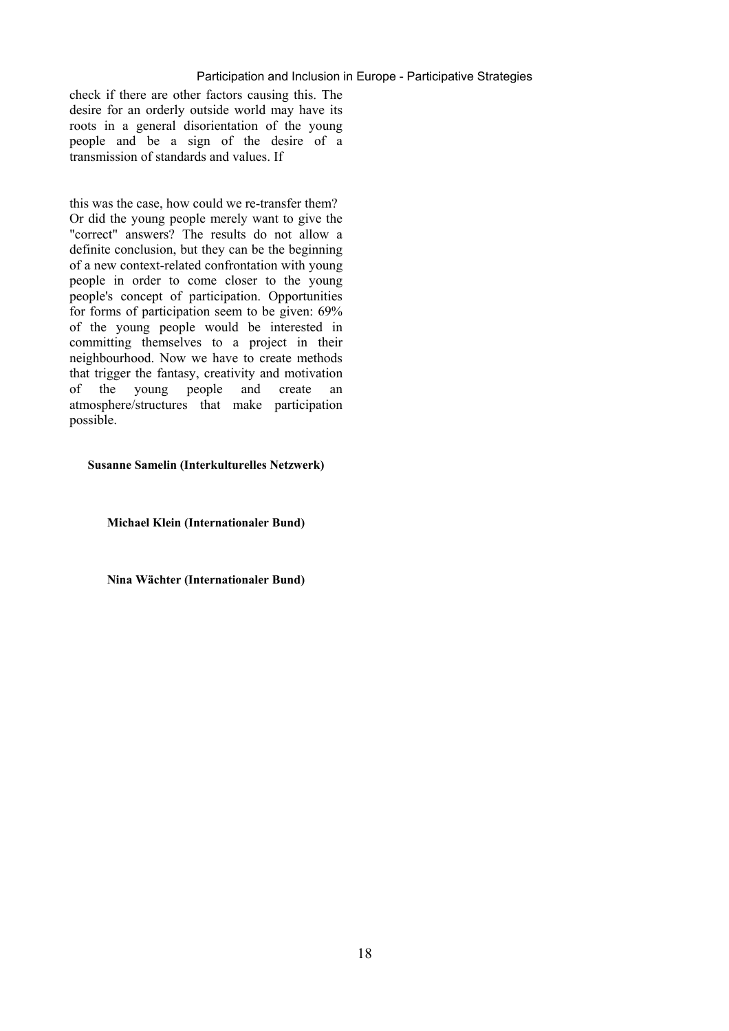check if there are other factors causing this. The desire for an orderly outside world may have its roots in a general disorientation of the young people and be a sign of the desire of a transmission of standards and values. If

this was the case, how could we re-transfer them? Or did the young people merely want to give the "correct" answers? The results do not allow a definite conclusion, but they can be the beginning of a new context-related confrontation with young people in order to come closer to the young people's concept of participation. Opportunities for forms of participation seem to be given: 69% of the young people would be interested in committing themselves to a project in their neighbourhood. Now we have to create methods that trigger the fantasy, creativity and motivation of the young people and create an atmosphere/structures that make participation possible.

**Susanne Samelin (Interkulturelles Netzwerk)**

**Michael Klein (Internationaler Bund)**

**Nina Wächter (Internationaler Bund)**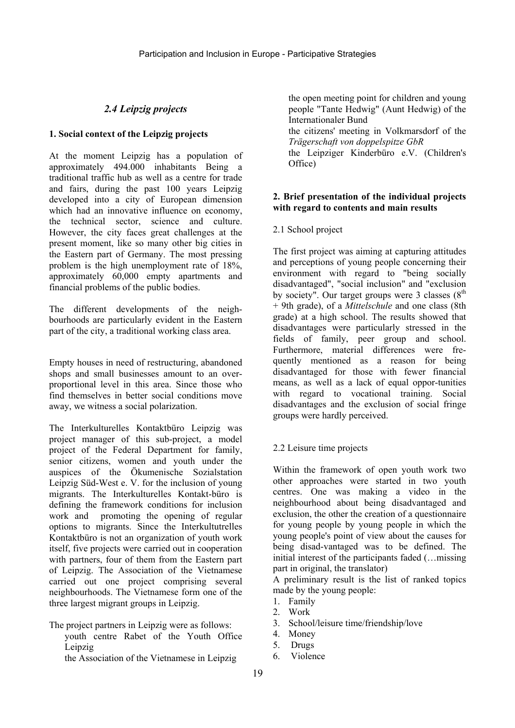## *2.4 Leipzig projects*

### 1. Social context of the Leipzig projects

At the moment Leipzig has a population of approximately 494.000 inhabitants Being a traditional traffic hub as well as a centre for trade and fairs, during the past 100 years Leipzig developed into a city of European dimension which had an innovative influence on economy, the technical sector, science and culture. However, the city faces great challenges at the present moment, like so many other big cities in the Eastern part of Germany. The most pressing problem is the high unemployment rate of 18%, approximately 60,000 empty apartments and financial problems of the public bodies.

The different developments of the neighbourhoods are particularly evident in the Eastern part of the city, a traditional working class area.

Empty houses in need of restructuring, abandoned shops and small businesses amount to an overproportional level in this area. Since those who find themselves in better social conditions move away, we witness a social polarization.

The Interkulturelles Kontaktbüro Leipzig was project manager of this sub-project, a model project of the Federal Department for family, senior citizens, women and youth under the auspices of the Ökumenische Sozialstation Leipzig Süd-West e. V. for the inclusion of young migrants. The Interkulturelles Kontakt-büro is defining the framework conditions for inclusion work and promoting the opening of regular options to migrants. Since the Interkultutrelles Kontaktbüro is not an organization of youth work itself, five projects were carried out in cooperation with partners, four of them from the Eastern part of Leipzig. The Association of the Vietnamese carried out one project comprising several neighbourhoods. The Vietnamese form one of the three largest migrant groups in Leipzig.

The project partners in Leipzig were as follows:

- youth centre Rabet of the Youth Office Leipzig
- the Association of the Vietnamese in Leipzig
- the open meeting point for children and young people "Tante Hedwig" (Aunt Hedwig) of the Internationaler Bund
- the citizens' meeting in Volkmarsdorf of the *Trägerschaft von doppelspitze GbR*
- the Leipziger Kinderbüro e.V. (Children's Office)

### 2. Brief presentation of the individual projects with regard to contents and main results

2.1 School project

The first project was aiming at capturing attitudes and perceptions of young people concerning their environment with regard to "being socially disadvantaged", "social inclusion" and "exclusion by society". Our target groups were 3 classes (8th + 9th grade), of a *Mittelschule* and one class (8th grade) at a high school. The results showed that disadvantages were particularly stressed in the fields of family, peer group and school. Furthermore, material differences were frequently mentioned as a reason for being disadvantaged for those with fewer financial means, as well as a lack of equal oppor-tunities with regard to vocational training. Social disadvantages and the exclusion of social fringe groups were hardly perceived.

2.2 Leisure time projects

Within the framework of open youth work two other approaches were started in two youth centres. One was making a video in the neighbourhood about being disadvantaged and exclusion, the other the creation of a questionnaire for young people by young people in which the young people's point of view about the causes for being disad-vantaged was to be defined. The initial interest of the participants faded (…missing part in original, the translator)

A preliminary result is the list of ranked topics made by the young people:

1. Family
2. Work
3. School/leisure time/friendship/love
4. Money
5. Drugs
6. Violence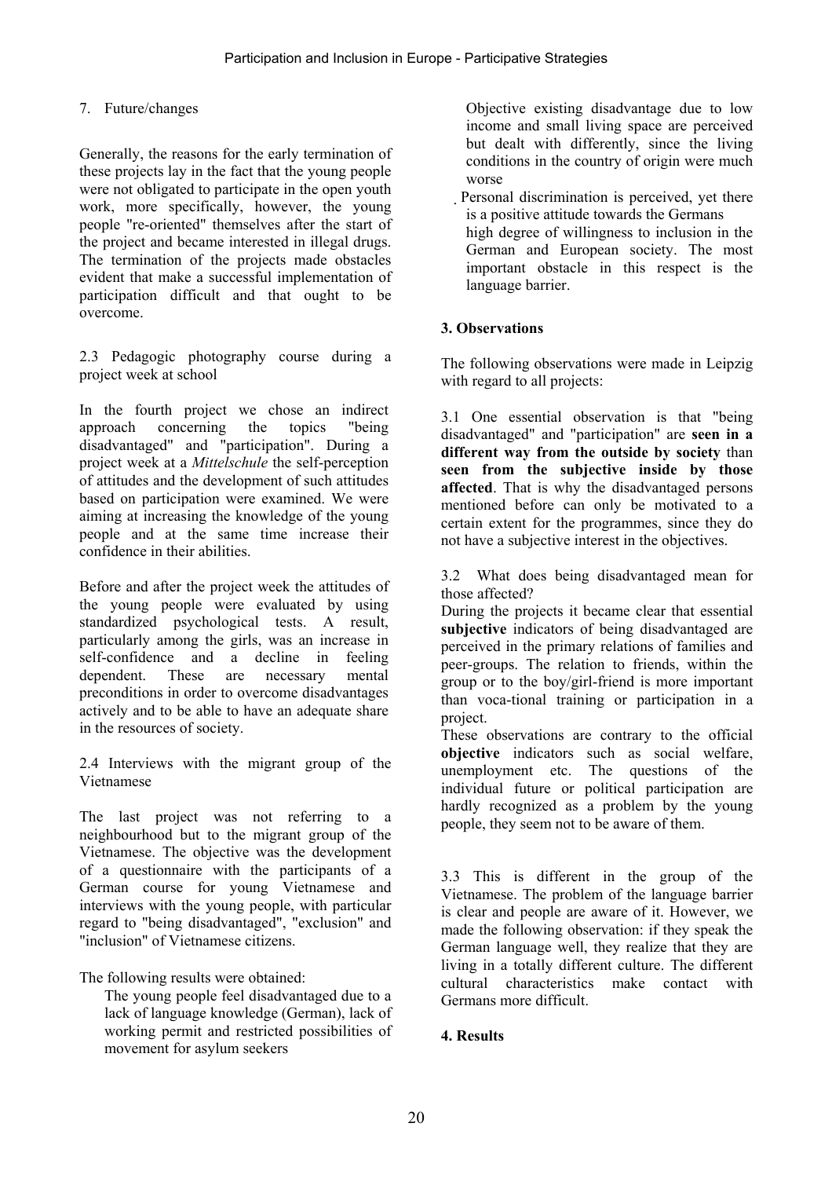7. Future/changes

Generally, the reasons for the early termination of these projects lay in the fact that the young people were not obligated to participate in the open youth work, more specifically, however, the young people "re-oriented" themselves after the start of the project and became interested in illegal drugs. The termination of the projects made obstacles evident that make a successful implementation of participation difficult and that ought to be overcome.

2.3 Pedagogic photography course during a project week at school

In the fourth project we chose an indirect approach concerning the topics "being disadvantaged" and "participation". During a project week at a *Mittelschule* the self-perception of attitudes and the development of such attitudes based on participation were examined. We were aiming at increasing the knowledge of the young people and at the same time increase their confidence in their abilities.

Before and after the project week the attitudes of the young people were evaluated by using standardized psychological tests. A result, particularly among the girls, was an increase in self-confidence and a decline in feeling dependent. These are necessary mental preconditions in order to overcome disadvantages actively and to be able to have an adequate share in the resources of society.

2.4 Interviews with the migrant group of the Vietnamese

The last project was not referring to a neighbourhood but to the migrant group of the Vietnamese. The objective was the development of a questionnaire with the participants of a German course for young Vietnamese and interviews with the young people, with particular regard to "being disadvantaged", "exclusion" and "inclusion" of Vietnamese citizens.

The following results were obtained:

- The young people feel disadvantaged due to a lack of language knowledge (German), lack of working permit and restricted possibilities of movement for asylum seekers
- Objective existing disadvantage due to low income and small living space are perceived but dealt with differently, since the living conditions in the country of origin were much worse
- Personal discrimination is perceived, yet there is a positive attitude towards the Germans
- high degree of willingness to inclusion in the German and European society. The most important obstacle in this respect is the language barrier.

## 3. Observations

The following observations were made in Leipzig with regard to all projects:

3.1 One essential observation is that "being disadvantaged" and "participation" are **seen in a different way from the outside by society** than **seen from the subjective inside by those affected**. That is why the disadvantaged persons mentioned before can only be motivated to a certain extent for the programmes, since they do not have a subjective interest in the objectives.

3.2 What does being disadvantaged mean for those affected?

During the projects it became clear that essential **subjective** indicators of being disadvantaged are perceived in the primary relations of families and peer-groups. The relation to friends, within the group or to the boy/girl-friend is more important than voca-tional training or participation in a project.

These observations are contrary to the official **objective** indicators such as social welfare, unemployment etc. The questions of the individual future or political participation are hardly recognized as a problem by the young people, they seem not to be aware of them.

3.3 This is different in the group of the Vietnamese. The problem of the language barrier is clear and people are aware of it. However, we made the following observation: if they speak the German language well, they realize that they are living in a totally different culture. The different cultural characteristics make contact with Germans more difficult.

## 4. Results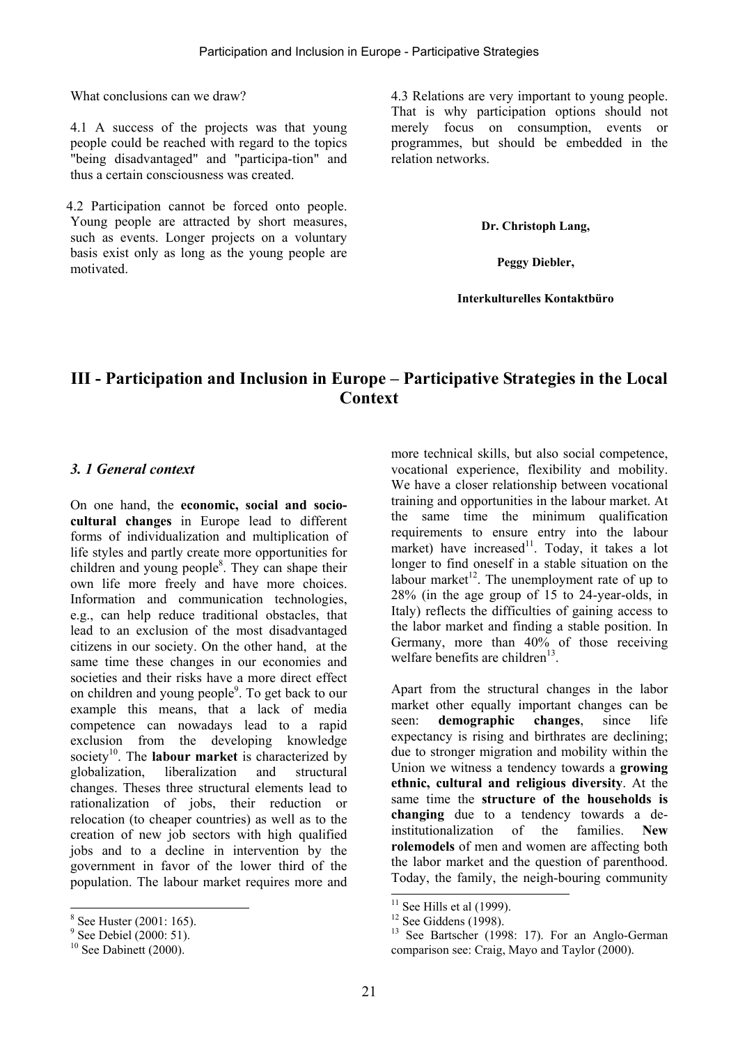What conclusions can we draw?

4.1 A success of the projects was that young people could be reached with regard to the topics "being disadvantaged" and "participa-tion" and thus a certain consciousness was created.

4.2 Participation cannot be forced onto people. Young people are attracted by short measures, such as events. Longer projects on a voluntary basis exist only as long as the young people are motivated.

4.3 Relations are very important to young people. That is why participation options should not merely focus on consumption, events or programmes, but should be embedded in the relation networks.

**Dr. Christoph Lang,**

**Peggy Diebler,**

**Interkulturelles Kontaktbüro**

# III - Participation and Inclusion in Europe – Participative Strategies in the Local Context

### *3. 1 General context*

On one hand, the **economic, social and socio-cultural changes** in Europe lead to different forms of individualization and multiplication of life styles and partly create more opportunities for children and young people[8]. They can shape their own life more freely and have more choices. Information and communication technologies, e.g., can help reduce traditional obstacles, that lead to an exclusion of the most disadvantaged citizens in our society. On the other hand, at the same time these changes in our economies and societies and their risks have a more direct effect on children and young people[9]. To get back to our example this means, that a lack of media competence can nowadays lead to a rapid exclusion from the developing knowledge society[10]. The **labour market** is characterized by globalization, liberalization and structural changes. Theses three structural elements lead to rationalization of jobs, their reduction or relocation (to cheaper countries) as well as to the creation of new job sectors with high qualified jobs and to a decline in intervention by the government in favor of the lower third of the population. The labour market requires more and more technical skills, but also social competence, vocational experience, flexibility and mobility. We have a closer relationship between vocational training and opportunities in the labour market. At the same time the minimum qualification requirements to ensure entry into the labour market) have increased[11]. Today, it takes a lot longer to find oneself in a stable situation on the labour market[12]. The unemployment rate of up to 28% (in the age group of 15 to 24-year-olds, in Italy) reflects the difficulties of gaining access to the labor market and finding a stable position. In Germany, more than 40% of those receiving welfare benefits are children[13].

Apart from the structural changes in the labor market other equally important changes can be seen: **demographic changes**, since life expectancy is rising and birthrates are declining; due to stronger migration and mobility within the Union we witness a tendency towards a **growing ethnic, cultural and religious diversity**. At the same time the **structure of the households is changing** due to a tendency towards a de-institutionalization of the families. **New rolemodels** of men and women are affecting both the labor market and the question of parenthood. Today, the family, the neigh-bouring community

[8] See Huster (2001: 165).
[9] See Debiel (2000: 51).
[10] See Dabinett (2000).
[11] See Hills et al (1999).
[12] See Giddens (1998).
[13] See Bartscher (1998: 17). For an Anglo-German comparison see: Craig, Mayo and Taylor (2000).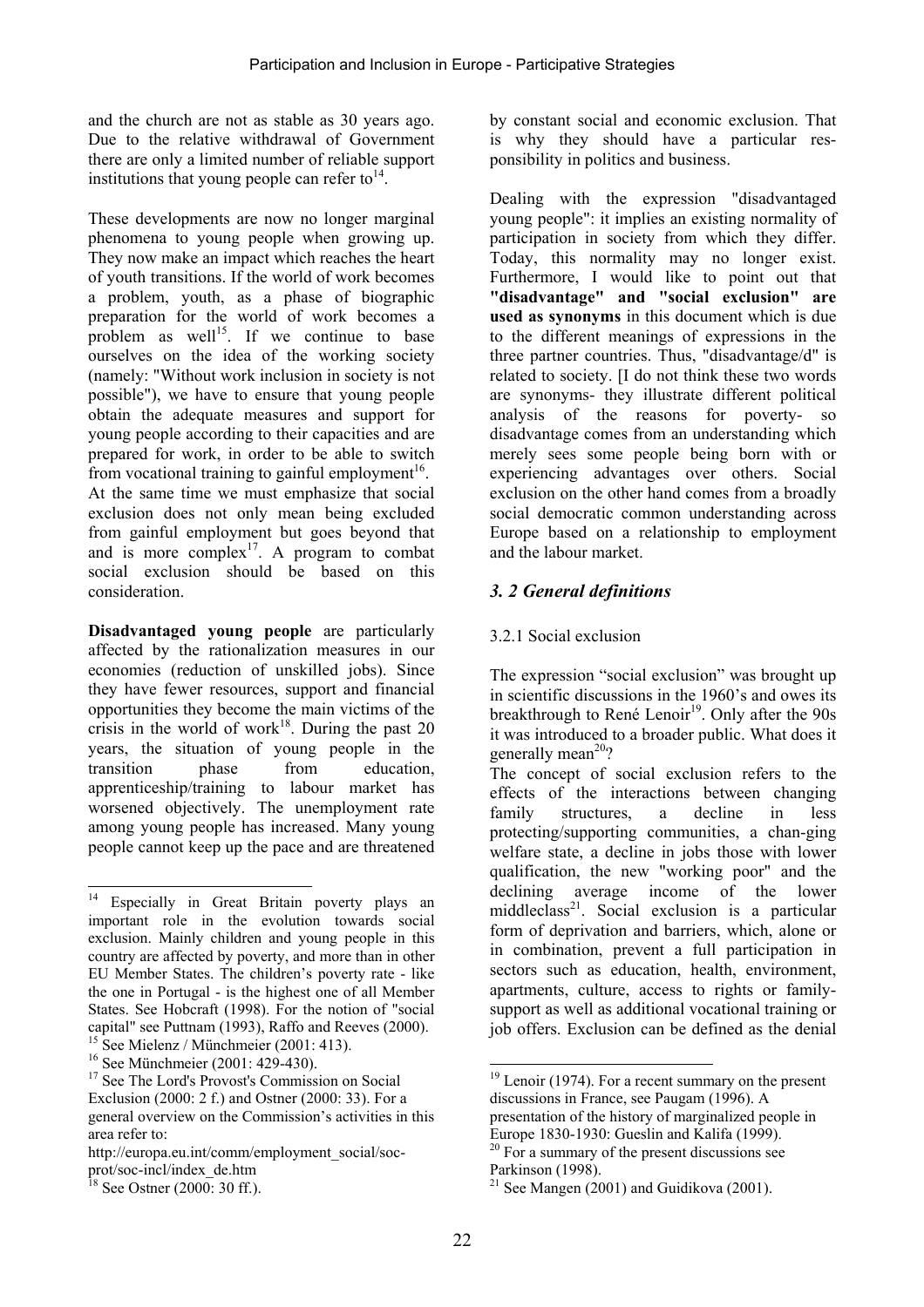and the church are not as stable as 30 years ago. Due to the relative withdrawal of Government there are only a limited number of reliable support institutions that young people can refer to[14].

These developments are now no longer marginal phenomena to young people when growing up. They now make an impact which reaches the heart of youth transitions. If the world of work becomes a problem, youth, as a phase of biographic preparation for the world of work becomes a problem as well[15]. If we continue to base ourselves on the idea of the working society (namely: "Without work inclusion in society is not possible"), we have to ensure that young people obtain the adequate measures and support for young people according to their capacities and are prepared for work, in order to be able to switch from vocational training to gainful employment[16]. At the same time we must emphasize that social exclusion does not only mean being excluded from gainful employment but goes beyond that and is more complex[17]. A program to combat social exclusion should be based on this consideration.

**Disadvantaged young people** are particularly affected by the rationalization measures in our economies (reduction of unskilled jobs). Since they have fewer resources, support and financial opportunities they become the main victims of the crisis in the world of work[18]. During the past 20 years, the situation of young people in the transition phase from education, apprenticeship/training to labour market has worsened objectively. The unemployment rate among young people has increased. Many young people cannot keep up the pace and are threatened by constant social and economic exclusion. That is why they should have a particular responsibility in politics and business.

Dealing with the expression "disadvantaged young people": it implies an existing normality of participation in society from which they differ. Today, this normality may no longer exist. Furthermore, I would like to point out that **"disadvantage" and "social exclusion" are used as synonyms** in this document which is due to the different meanings of expressions in the three partner countries. Thus, "disadvantage/d" is related to society. [I do not think these two words are synonyms- they illustrate different political analysis of the reasons for poverty- so disadvantage comes from an understanding which merely sees some people being born with or experiencing advantages over others. Social exclusion on the other hand comes from a broadly social democratic common understanding across Europe based on a relationship to employment and the labour market.

## *3. 2 General definitions*

### 3.2.1 Social exclusion

The expression "social exclusion" was brought up in scientific discussions in the 1960's and owes its breakthrough to René Lenoir[19]. Only after the 90s it was introduced to a broader public. What does it generally mean[20]?

The concept of social exclusion refers to the effects of the interactions between changing family structures, a decline in less protecting/supporting communities, a chan-ging welfare state, a decline in jobs those with lower qualification, the new "working poor" and the declining average income of the lower middleclass[21]. Social exclusion is a particular form of deprivation and barriers, which, alone or in combination, prevent a full participation in sectors such as education, health, environment, apartments, culture, access to rights or family-support as well as additional vocational training or job offers. Exclusion can be defined as the denial

---

[14] Especially in Great Britain poverty plays an important role in the evolution towards social exclusion. Mainly children and young people in this country are affected by poverty, and more than in other EU Member States. The children's poverty rate - like the one in Portugal - is the highest one of all Member States. See Hobcraft (1998). For the notion of "social capital" see Puttnam (1993), Raffo and Reeves (2000).

[15] See Mielenz / Münchmeier (2001: 413).

[16] See Münchmeier (2001: 429-430).

[17] See The Lord's Provost's Commission on Social Exclusion (2000: 2 f.) and Ostner (2000: 33). For a general overview on the Commission's activities in this area refer to:
http://europa.eu.int/comm/employment_social/soc-prot/soc-incl/index_de.htm

[18] See Ostner (2000: 30 ff.).

[19] Lenoir (1974). For a recent summary on the present discussions in France, see Paugam (1996). A presentation of the history of marginalized people in Europe 1830-1930: Gueslin and Kalifa (1999).

[20] For a summary of the present discussions see Parkinson (1998).

[21] See Mangen (2001) and Guidikova (2001).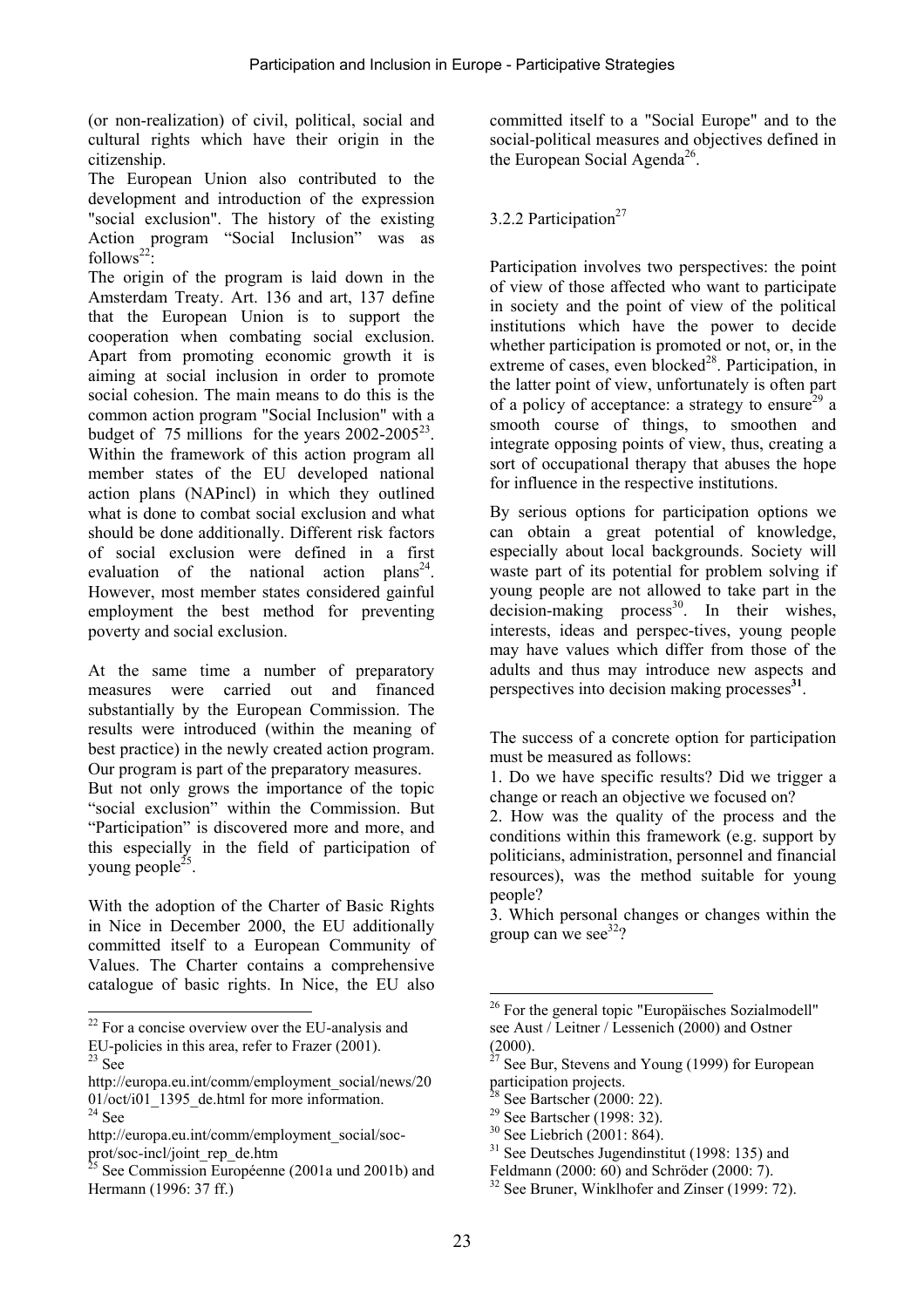(or non-realization) of civil, political, social and cultural rights which have their origin in the citizenship.

The European Union also contributed to the development and introduction of the expression "social exclusion". The history of the existing Action program "Social Inclusion" was as follows[22]:

The origin of the program is laid down in the Amsterdam Treaty. Art. 136 and art, 137 define that the European Union is to support the cooperation when combating social exclusion. Apart from promoting economic growth it is aiming at social inclusion in order to promote social cohesion. The main means to do this is the common action program "Social Inclusion" with a budget of 75 millions for the years 2002-2005[23]. Within the framework of this action program all member states of the EU developed national action plans (NAPincl) in which they outlined what is done to combat social exclusion and what should be done additionally. Different risk factors of social exclusion were defined in a first evaluation of the national action plans[24]. However, most member states considered gainful employment the best method for preventing poverty and social exclusion.

At the same time a number of preparatory measures were carried out and financed substantially by the European Commission. The results were introduced (within the meaning of best practice) in the newly created action program. Our program is part of the preparatory measures.

But not only grows the importance of the topic "social exclusion" within the Commission. But "Participation" is discovered more and more, and this especially in the field of participation of young people[25].

With the adoption of the Charter of Basic Rights in Nice in December 2000, the EU additionally committed itself to a European Community of Values. The Charter contains a comprehensive catalogue of basic rights. In Nice, the EU also committed itself to a "Social Europe" and to the social-political measures and objectives defined in the European Social Agenda[26].

### 3.2.2 Participation[27]

Participation involves two perspectives: the point of view of those affected who want to participate in society and the point of view of the political institutions which have the power to decide whether participation is promoted or not, or, in the extreme of cases, even blocked[28]. Participation, in the latter point of view, unfortunately is often part of a policy of acceptance: a strategy to ensure[29] a smooth course of things, to smoothen and integrate opposing points of view, thus, creating a sort of occupational therapy that abuses the hope for influence in the respective institutions.

By serious options for participation options we can obtain a great potential of knowledge, especially about local backgrounds. Society will waste part of its potential for problem solving if young people are not allowed to take part in the decision-making process[30]. In their wishes, interests, ideas and perspec-tives, young people may have values which differ from those of the adults and thus may introduce new aspects and perspectives into decision making processes[31].

The success of a concrete option for participation must be measured as follows:

1. Do we have specific results? Did we trigger a change or reach an objective we focused on?
2. How was the quality of the process and the conditions within this framework (e.g. support by politicians, administration, personnel and financial resources), was the method suitable for young people?
3. Which personal changes or changes within the group can we see[32]?

---

[22] For a concise overview over the EU-analysis and EU-policies in this area, refer to Frazer (2001).

[23] See http://europa.eu.int/comm/employment_social/news/2001/oct/i01_1395_de.html for more information.

[24] See http://europa.eu.int/comm/employment_social/soc-prot/soc-incl/joint_rep_de.htm

[25] See Commission Européenne (2001a und 2001b) and Hermann (1996: 37 ff.)

[26] For the general topic "Europäisches Sozialmodell" see Aust / Leitner / Lessenich (2000) and Ostner (2000).

[27] See Bur, Stevens and Young (1999) for European participation projects.

[28] See Bartscher (2000: 22).

[29] See Bartscher (1998: 32).

[30] See Liebrich (2001: 864).

[31] See Deutsches Jugendinstitut (1998: 135) and Feldmann (2000: 60) and Schröder (2000: 7).

[32] See Bruner, Winklhofer and Zinser (1999: 72).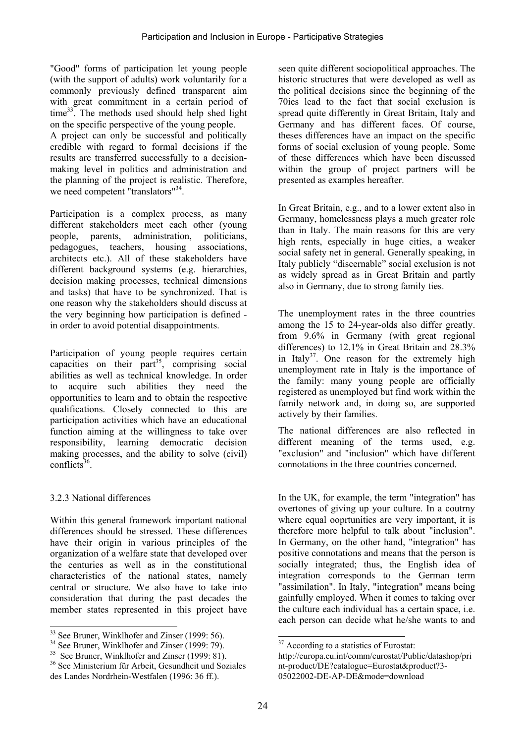"Good" forms of participation let young people (with the support of adults) work voluntarily for a commonly previously defined transparent aim with great commitment in a certain period of time[33]. The methods used should help shed light on the specific perspective of the young people.
A project can only be successful and politically credible with regard to formal decisions if the results are transferred successfully to a decision-making level in politics and administration and the planning of the project is realistic. Therefore, we need competent "translators"[34].

Participation is a complex process, as many different stakeholders meet each other (young people, parents, administration, politicians, pedagogues, teachers, housing associations, architects etc.). All of these stakeholders have different background systems (e.g. hierarchies, decision making processes, technical dimensions and tasks) that have to be synchronized. That is one reason why the stakeholders should discuss at the very beginning how participation is defined - in order to avoid potential disappointments.

Participation of young people requires certain capacities on their part[35], comprising social abilities as well as technical knowledge. In order to acquire such abilities they need the opportunities to learn and to obtain the respective qualifications. Closely connected to this are participation activities which have an educational function aiming at the willingness to take over responsibility, learning democratic decision making processes, and the ability to solve (civil) conflicts[36].

### 3.2.3 National differences

Within this general framework important national differences should be stressed. These differences have their origin in various principles of the organization of a welfare state that developed over the centuries as well as in the constitutional characteristics of the national states, namely central or structure. We also have to take into consideration that during the past decades the member states represented in this project have seen quite different sociopolitical approaches. The historic structures that were developed as well as the political decisions since the beginning of the 70ies lead to the fact that social exclusion is spread quite differently in Great Britain, Italy and Germany and has different faces. Of course, theses differences have an impact on the specific forms of social exclusion of young people. Some of these differences which have been discussed within the group of project partners will be presented as examples hereafter.

In Great Britain, e.g., and to a lower extent also in Germany, homelessness plays a much greater role than in Italy. The main reasons for this are very high rents, especially in huge cities, a weaker social safety net in general. Generally speaking, in Italy publicly "discernable" social exclusion is not as widely spread as in Great Britain and partly also in Germany, due to strong family ties.

The unemployment rates in the three countries among the 15 to 24-year-olds also differ greatly. from 9.6% in Germany (with great regional differences) to 12.1% in Great Britain and 28.3% in Italy[37]. One reason for the extremely high unemployment rate in Italy is the importance of the family: many young people are officially registered as unemployed but find work within the family network and, in doing so, are supported actively by their families.

The national differences are also reflected in different meaning of the terms used, e.g. "exclusion" and "inclusion" which have different connotations in the three countries concerned.

In the UK, for example, the term "integration" has overtones of giving up your culture. In a coutrny where equal ooprtunities are very important, it is therefore more helpful to talk about "inclusion". In Germany, on the other hand, "integration" has positive connotations and means that the person is socially integrated; thus, the English idea of integration corresponds to the German term "assimilation". In Italy, "integration" means being gainfully employed. When it comes to taking over the culture each individual has a certain space, i.e. each person can decide what he/she wants to and

---

[33] See Bruner, Winklhofer and Zinser (1999: 56).
[34] See Bruner, Winklhofer and Zinser (1999: 79).
[35] See Bruner, Winklhofer and Zinser (1999: 81).
[36] See Ministerium für Arbeit, Gesundheit und Soziales des Landes Nordrhein-Westfalen (1996: 36 ff.).
[37] According to a statistics of Eurostat: http://europa.eu.int/comm/eurostat/Public/datashop/print-product/DE?catalogue=Eurostat&product?3-05022002-DE-AP-DE&mode=download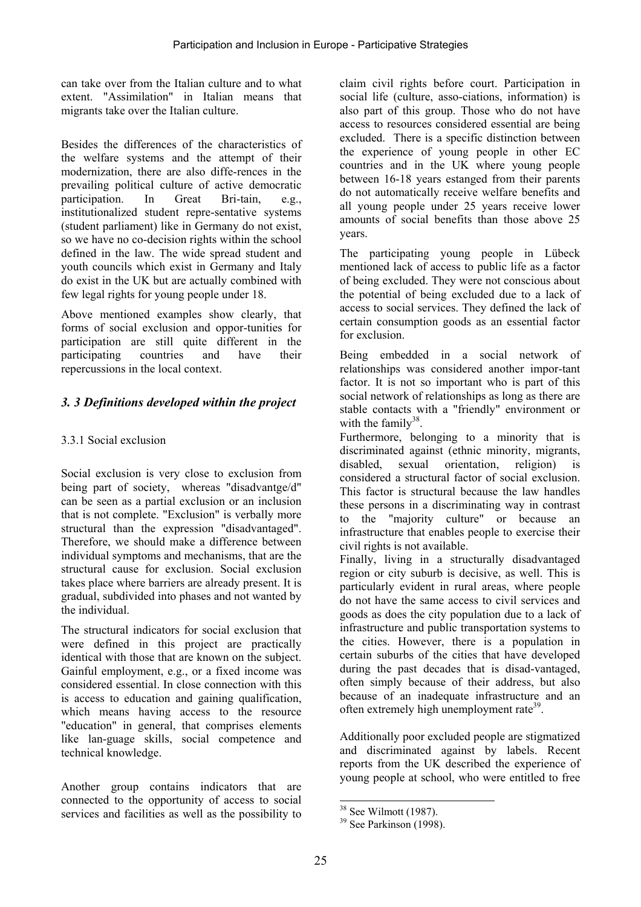can take over from the Italian culture and to what extent. "Assimilation" in Italian means that migrants take over the Italian culture.

Besides the differences of the characteristics of the welfare systems and the attempt of their modernization, there are also diffe-rences in the prevailing political culture of active democratic participation. In Great Bri-tain, e.g., institutionalized student repre-sentative systems (student parliament) like in Germany do not exist, so we have no co-decision rights within the school defined in the law. The wide spread student and youth councils which exist in Germany and Italy do exist in the UK but are actually combined with few legal rights for young people under 18.

Above mentioned examples show clearly, that forms of social exclusion and oppor-tunities for participation are still quite different in the participating countries and have their repercussions in the local context.

## *3. 3 Definitions developed within the project*

### 3.3.1 Social exclusion

Social exclusion is very close to exclusion from being part of society, whereas "disadvantge/d" can be seen as a partial exclusion or an inclusion that is not complete. "Exclusion" is verbally more structural than the expression "disadvantaged". Therefore, we should make a difference between individual symptoms and mechanisms, that are the structural cause for exclusion. Social exclusion takes place where barriers are already present. It is gradual, subdivided into phases and not wanted by the individual.

The structural indicators for social exclusion that were defined in this project are practically identical with those that are known on the subject. Gainful employment, e.g., or a fixed income was considered essential. In close connection with this is access to education and gaining qualification, which means having access to the resource "education" in general, that comprises elements like lan-guage skills, social competence and technical knowledge.

Another group contains indicators that are connected to the opportunity of access to social services and facilities as well as the possibility to claim civil rights before court. Participation in social life (culture, asso-ciations, information) is also part of this group. Those who do not have access to resources considered essential are being excluded. There is a specific distinction between the experience of young people in other EC countries and in the UK where young people between 16-18 years estanged from their parents do not automatically receive welfare benefits and all young people under 25 years receive lower amounts of social benefits than those above 25 years.

The participating young people in Lübeck mentioned lack of access to public life as a factor of being excluded. They were not conscious about the potential of being excluded due to a lack of access to social services. They defined the lack of certain consumption goods as an essential factor for exclusion.

Being embedded in a social network of relationships was considered another impor-tant factor. It is not so important who is part of this social network of relationships as long as there are stable contacts with a "friendly" environment or with the family[38].

Furthermore, belonging to a minority that is discriminated against (ethnic minority, migrants, disabled, sexual orientation, religion) is considered a structural factor of social exclusion. This factor is structural because the law handles these persons in a discriminating way in contrast to the "majority culture" or because an infrastructure that enables people to exercise their civil rights is not available.

Finally, living in a structurally disadvantaged region or city suburb is decisive, as well. This is particularly evident in rural areas, where people do not have the same access to civil services and goods as does the city population due to a lack of infrastructure and public transportation systems to the cities. However, there is a population in certain suburbs of the cities that have developed during the past decades that is disad-vantaged, often simply because of their address, but also because of an inadequate infrastructure and an often extremely high unemployment rate[39].

Additionally poor excluded people are stigmatized and discriminated against by labels. Recent reports from the UK described the experience of young people at school, who were entitled to free

[38] See Wilmott (1987).

[39] See Parkinson (1998).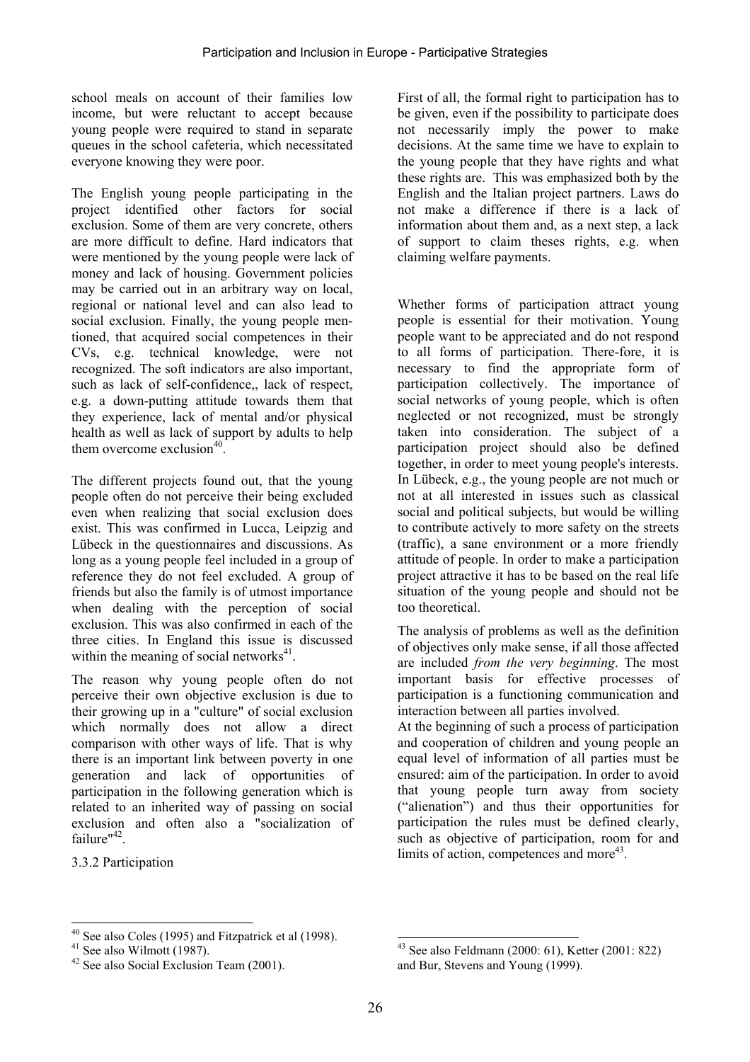school meals on account of their families low income, but were reluctant to accept because young people were required to stand in separate queues in the school cafeteria, which necessitated everyone knowing they were poor.

The English young people participating in the project identified other factors for social exclusion. Some of them are very concrete, others are more difficult to define. Hard indicators that were mentioned by the young people were lack of money and lack of housing. Government policies may be carried out in an arbitrary way on local, regional or national level and can also lead to social exclusion. Finally, the young people mentioned, that acquired social competences in their CVs, e.g. technical knowledge, were not recognized. The soft indicators are also important, such as lack of self-confidence,, lack of respect, e.g. a down-putting attitude towards them that they experience, lack of mental and/or physical health as well as lack of support by adults to help them overcome exclusion[40].

The different projects found out, that the young people often do not perceive their being excluded even when realizing that social exclusion does exist. This was confirmed in Lucca, Leipzig and Lübeck in the questionnaires and discussions. As long as a young people feel included in a group of reference they do not feel excluded. A group of friends but also the family is of utmost importance when dealing with the perception of social exclusion. This was also confirmed in each of the three cities. In England this issue is discussed within the meaning of social networks[41].

The reason why young people often do not perceive their own objective exclusion is due to their growing up in a "culture" of social exclusion which normally does not allow a direct comparison with other ways of life. That is why there is an important link between poverty in one generation and lack of opportunities of participation in the following generation which is related to an inherited way of passing on social exclusion and often also a "socialization of failure"[42].

### 3.3.2 Participation

First of all, the formal right to participation has to be given, even if the possibility to participate does not necessarily imply the power to make decisions. At the same time we have to explain to the young people that they have rights and what these rights are. This was emphasized both by the English and the Italian project partners. Laws do not make a difference if there is a lack of information about them and, as a next step, a lack of support to claim theses rights, e.g. when claiming welfare payments.

Whether forms of participation attract young people is essential for their motivation. Young people want to be appreciated and do not respond to all forms of participation. There-fore, it is necessary to find the appropriate form of participation collectively. The importance of social networks of young people, which is often neglected or not recognized, must be strongly taken into consideration. The subject of a participation project should also be defined together, in order to meet young people's interests. In Lübeck, e.g., the young people are not much or not at all interested in issues such as classical social and political subjects, but would be willing to contribute actively to more safety on the streets (traffic), a sane environment or a more friendly attitude of people. In order to make a participation project attractive it has to be based on the real life situation of the young people and should not be too theoretical.

The analysis of problems as well as the definition of objectives only make sense, if all those affected are included *from the very beginning*. The most important basis for effective processes of participation is a functioning communication and interaction between all parties involved.

At the beginning of such a process of participation and cooperation of children and young people an equal level of information of all parties must be ensured: aim of the participation. In order to avoid that young people turn away from society ("alienation") and thus their opportunities for participation the rules must be defined clearly, such as objective of participation, room for and limits of action, competences and more[43].

---

[40] See also Coles (1995) and Fitzpatrick et al (1998).

[41] See also Wilmott (1987).

[42] See also Social Exclusion Team (2001).

[43] See also Feldmann (2000: 61), Ketter (2001: 822) and Bur, Stevens and Young (1999).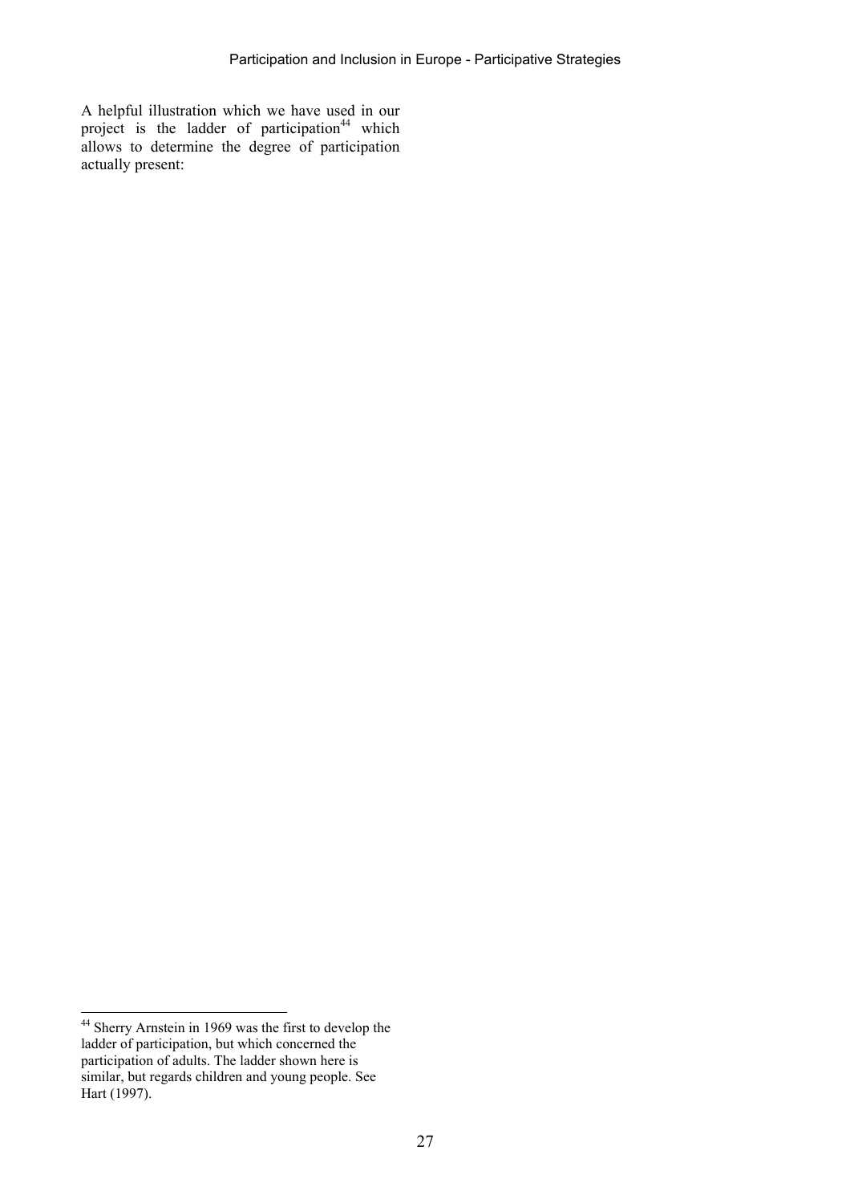A helpful illustration which we have used in our project is the ladder of participation[44] which allows to determine the degree of participation actually present:

[44] Sherry Arnstein in 1969 was the first to develop the ladder of participation, but which concerned the participation of adults. The ladder shown here is similar, but regards children and young people. See Hart (1997).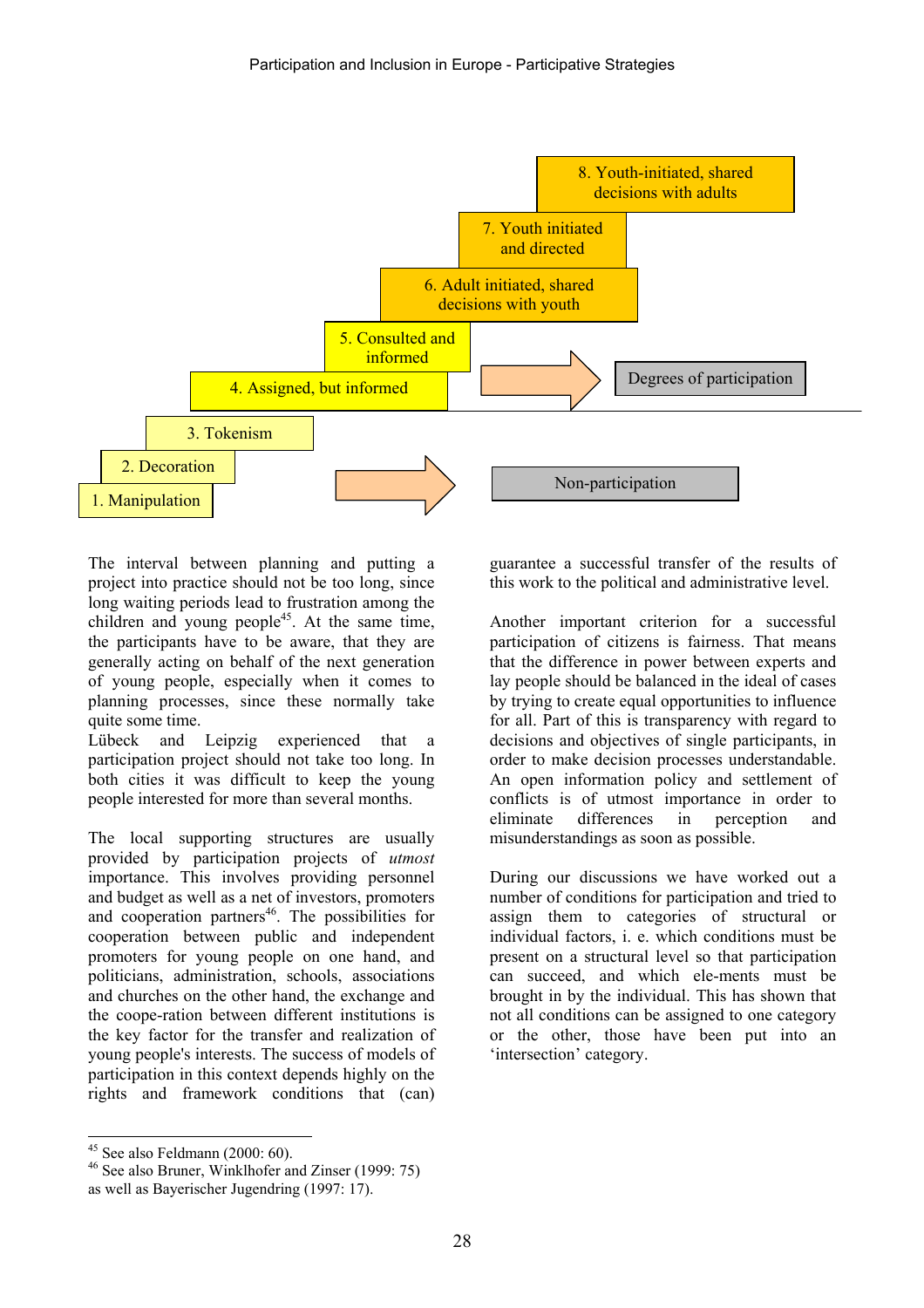8. Youth-initiated, shared decisions with adults

7. Youth initiated and directed

6. Adult initiated, shared decisions with youth

5. Consulted and informed

4. Assigned, but informed

3. Tokenism

2. Decoration

1. Manipulation

Degrees of participation

Non-participation

The interval between planning and putting a project into practice should not be too long, since long waiting periods lead to frustration among the children and young people[45]. At the same time, the participants have to be aware, that they are generally acting on behalf of the next generation of young people, especially when it comes to planning processes, since these normally take quite some time.
Lübeck and Leipzig experienced that a participation project should not take too long. In both cities it was difficult to keep the young people interested for more than several months.

The local supporting structures are usually provided by participation projects of *utmost* importance. This involves providing personnel and budget as well as a net of investors, promoters and cooperation partners[46]. The possibilities for cooperation between public and independent promoters for young people on one hand, and politicians, administration, schools, associations and churches on the other hand, the exchange and the coope-ration between different institutions is the key factor for the transfer and realization of young people's interests. The success of models of participation in this context depends highly on the rights and framework conditions that (can) guarantee a successful transfer of the results of this work to the political and administrative level.

Another important criterion for a successful participation of citizens is fairness. That means that the difference in power between experts and lay people should be balanced in the ideal of cases by trying to create equal opportunities to influence for all. Part of this is transparency with regard to decisions and objectives of single participants, in order to make decision processes understandable. An open information policy and settlement of conflicts is of utmost importance in order to eliminate differences in perception and misunderstandings as soon as possible.

During our discussions we have worked out a number of conditions for participation and tried to assign them to categories of structural or individual factors, i. e. which conditions must be present on a structural level so that participation can succeed, and which ele-ments must be brought in by the individual. This has shown that not all conditions can be assigned to one category or the other, those have been put into an 'intersection' category.

---

[45] See also Feldmann (2000: 60).

[46] See also Bruner, Winklhofer and Zinser (1999: 75) as well as Bayerischer Jugendring (1997: 17).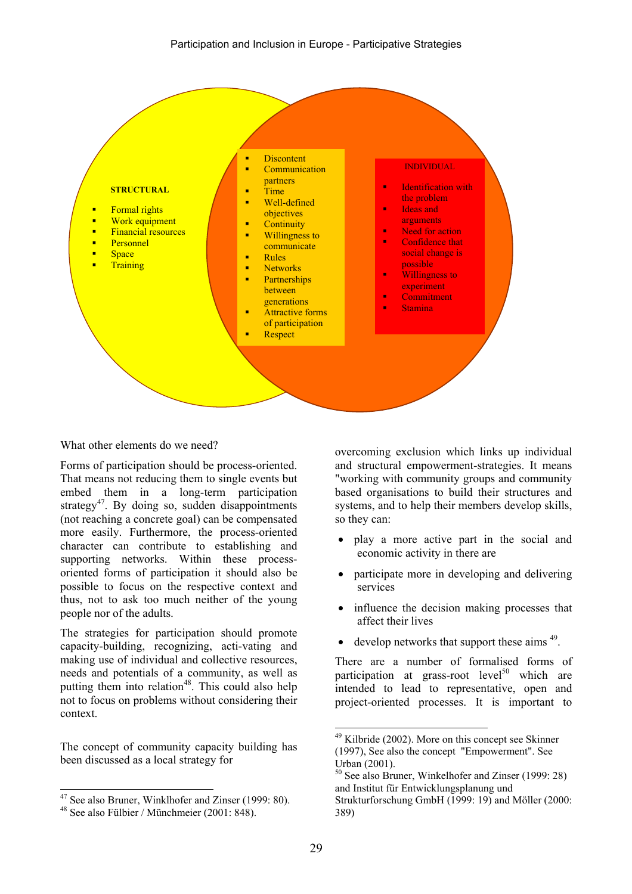**STRUCTURAL**

- Formal rights
- Work equipment
- Financial resources
- Personnel
- Space
- Training

- Discontent
- Communication partners
- Time
- Well-defined objectives
- Continuity
- Willingness to communicate
- Rules
- Networks
- Partnerships between generations
- Attractive forms of participation
- Respect

**INDIVIDUAL**

- Identification with the problem
- Ideas and arguments
- Need for action
- Confidence that social change is possible
- Willingness to experiment
- Commitment
- Stamina

What other elements do we need?

Forms of participation should be process-oriented. That means not reducing them to single events but embed them in a long-term participation strategy[47]. By doing so, sudden disappointments (not reaching a concrete goal) can be compensated more easily. Furthermore, the process-oriented character can contribute to establishing and supporting networks. Within these process-oriented forms of participation it should also be possible to focus on the respective context and thus, not to ask too much neither of the young people nor of the adults.

The strategies for participation should promote capacity-building, recognizing, acti-vating and making use of individual and collective resources, needs and potentials of a community, as well as putting them into relation[48]. This could also help not to focus on problems without considering their context.

The concept of community capacity building has been discussed as a local strategy for overcoming exclusion which links up individual and structural empowerment-strategies. It means "working with community groups and community based organisations to build their structures and systems, and to help their members develop skills, so they can:

- play a more active part in the social and economic activity in there are
- participate more in developing and delivering services
- influence the decision making processes that affect their lives
- develop networks that support these aims [49].

There are a number of formalised forms of participation at grass-root level[50] which are intended to lead to representative, open and project-oriented processes. It is important to

[47] See also Bruner, Winklhofer and Zinser (1999: 80).

[48] See also Fülbier / Münchmeier (2001: 848).

[49] Kilbride (2002). More on this concept see Skinner (1997), See also the concept "Empowerment". See Urban (2001).

[50] See also Bruner, Winkelhofer and Zinser (1999: 28) and Institut für Entwicklungsplanung und Strukturforschung GmbH (1999: 19) and Möller (2000: 389)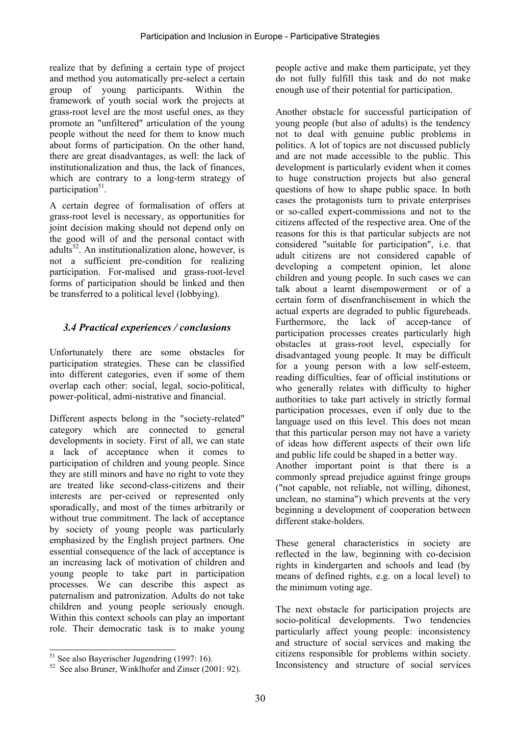realize that by defining a certain type of project and method you automatically pre-select a certain group of young participants. Within the framework of youth social work the projects at grass-root level are the most useful ones, as they promote an "unfiltered" articulation of the young people without the need for them to know much about forms of participation. On the other hand, there are great disadvantages, as well: the lack of institutionalization and thus, the lack of finances, which are contrary to a long-term strategy of participation[51].

A certain degree of formalisation of offers at grass-root level is necessary, as opportunities for joint decision making should not depend only on the good will of and the personal contact with adults[52]. An institutionalization alone, however, is not a sufficient pre-condition for realizing participation. For-malised and grass-root-level forms of participation should be linked and then be transferred to a political level (lobbying).

### *3.4 Practical experiences / conclusions*

Unfortunately there are some obstacles for participation strategies. These can be classified into different categories, even if some of them overlap each other: social, legal, socio-political, power-political, admi-nistrative and financial.

Different aspects belong in the "society-related" category which are connected to general developments in society. First of all, we can state a lack of acceptance when it comes to participation of children and young people. Since they are still minors and have no right to vote they are treated like second-class-citizens and their interests are per-ceived or represented only sporadically, and most of the times arbitrarily or without true commitment. The lack of acceptance by society of young people was particularly emphasized by the English project partners. One essential consequence of the lack of acceptance is an increasing lack of motivation of children and young people to take part in participation processes. We can describe this aspect as paternalism and patronization. Adults do not take children and young people seriously enough. Within this context schools can play an important role. Their democratic task is to make young people active and make them participate, yet they do not fully fulfill this task and do not make enough use of their potential for participation.

Another obstacle for successful participation of young people (but also of adults) is the tendency not to deal with genuine public problems in politics. A lot of topics are not discussed publicly and are not made accessible to the public. This development is particularly evident when it comes to huge construction projects but also general questions of how to shape public space. In both cases the protagonists turn to private enterprises or so-called expert-commissions and not to the citizens affected of the respective area. One of the reasons for this is that particular subjects are not considered "suitable for participation", i.e. that adult citizens are not considered capable of developing a competent opinion, let alone children and young people. In such cases we can talk about a learnt disempowerment or of a certain form of disenfranchisement in which the actual experts are degraded to public figureheads. Furthermore, the lack of accep-tance of participation processes creates particularly high obstacles at grass-root level, especially for disadvantaged young people. It may be difficult for a young person with a low self-esteem, reading difficulties, fear of official institutions or who generally relates with difficulty to higher authorities to take part actively in strictly formal participation processes, even if only due to the language used on this level. This does not mean that this particular person may not have a variety of ideas how different aspects of their own life and public life could be shaped in a better way.
Another important point is that there is a commonly spread prejudice against fringe groups ("not capable, not reliable, not willing, dihonest, unclean, no stamina") which prevents at the very beginning a development of cooperation between different stake-holders.

These general characteristics in society are reflected in the law, beginning with co-decision rights in kindergarten and schools and lead (by means of defined rights, e.g. on a local level) to the minimum voting age.

The next obstacle for participation projects are socio-political developments. Two tendencies particularly affect young people: inconsistency and structure of social services and making the citizens responsible for problems within society. Inconsistency and structure of social services

---

[51] See also Bayerischer Jugendring (1997: 16).

[52] See also Bruner, Winklhofer and Zinser (2001: 92).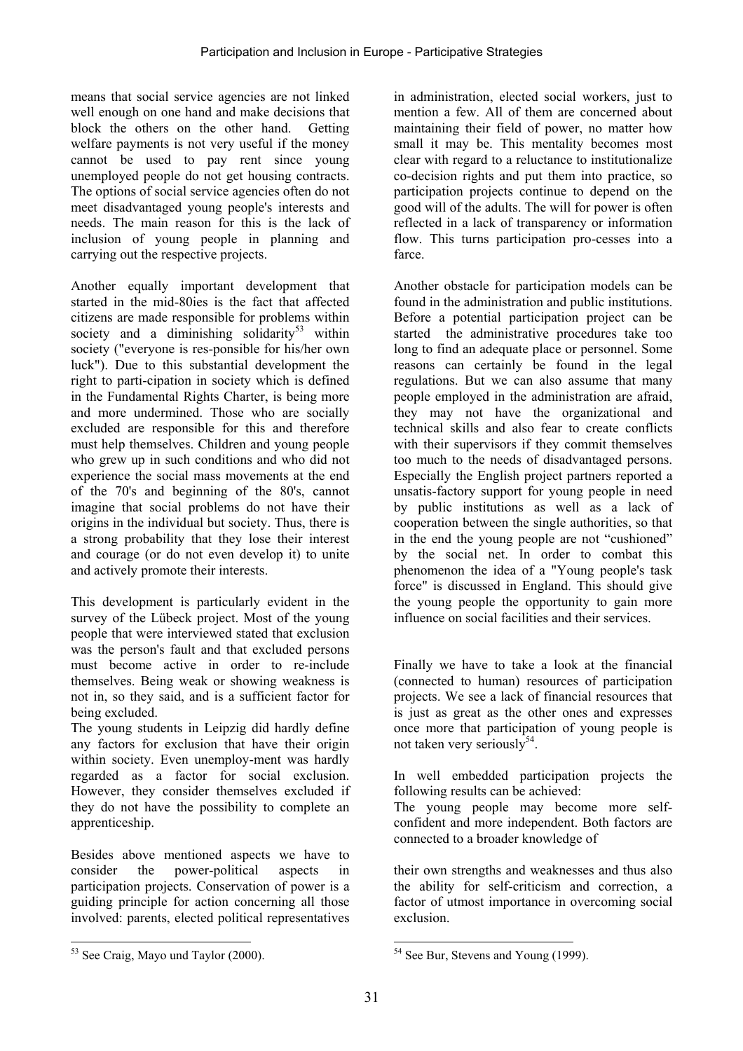means that social service agencies are not linked well enough on one hand and make decisions that block the others on the other hand. Getting welfare payments is not very useful if the money cannot be used to pay rent since young unemployed people do not get housing contracts. The options of social service agencies often do not meet disadvantaged young people's interests and needs. The main reason for this is the lack of inclusion of young people in planning and carrying out the respective projects.

Another equally important development that started in the mid-80ies is the fact that affected citizens are made responsible for problems within society and a diminishing solidarity[53] within society ("everyone is res-ponsible for his/her own luck"). Due to this substantial development the right to parti-cipation in society which is defined in the Fundamental Rights Charter, is being more and more undermined. Those who are socially excluded are responsible for this and therefore must help themselves. Children and young people who grew up in such conditions and who did not experience the social mass movements at the end of the 70's and beginning of the 80's, cannot imagine that social problems do not have their origins in the individual but society. Thus, there is a strong probability that they lose their interest and courage (or do not even develop it) to unite and actively promote their interests.

This development is particularly evident in the survey of the Lübeck project. Most of the young people that were interviewed stated that exclusion was the person's fault and that excluded persons must become active in order to re-include themselves. Being weak or showing weakness is not in, so they said, and is a sufficient factor for being excluded.

The young students in Leipzig did hardly define any factors for exclusion that have their origin within society. Even unemploy-ment was hardly regarded as a factor for social exclusion. However, they consider themselves excluded if they do not have the possibility to complete an apprenticeship.

Besides above mentioned aspects we have to consider the power-political aspects in participation projects. Conservation of power is a guiding principle for action concerning all those involved: parents, elected political representatives in administration, elected social workers, just to mention a few. All of them are concerned about maintaining their field of power, no matter how small it may be. This mentality becomes most clear with regard to a reluctance to institutionalize co-decision rights and put them into practice, so participation projects continue to depend on the good will of the adults. The will for power is often reflected in a lack of transparency or information flow. This turns participation pro-cesses into a farce.

Another obstacle for participation models can be found in the administration and public institutions. Before a potential participation project can be started the administrative procedures take too long to find an adequate place or personnel. Some reasons can certainly be found in the legal regulations. But we can also assume that many people employed in the administration are afraid, they may not have the organizational and technical skills and also fear to create conflicts with their supervisors if they commit themselves too much to the needs of disadvantaged persons. Especially the English project partners reported a unsatis-factory support for young people in need by public institutions as well as a lack of cooperation between the single authorities, so that in the end the young people are not "cushioned" by the social net. In order to combat this phenomenon the idea of a "Young people's task force" is discussed in England. This should give the young people the opportunity to gain more influence on social facilities and their services.

Finally we have to take a look at the financial (connected to human) resources of participation projects. We see a lack of financial resources that is just as great as the other ones and expresses once more that participation of young people is not taken very seriously[54].

In well embedded participation projects the following results can be achieved:

The young people may become more self-confident and more independent. Both factors are connected to a broader knowledge of their own strengths and weaknesses and thus also the ability for self-criticism and correction, a factor of utmost importance in overcoming social exclusion.

---

[53] See Craig, Mayo und Taylor (2000).

[54] See Bur, Stevens and Young (1999).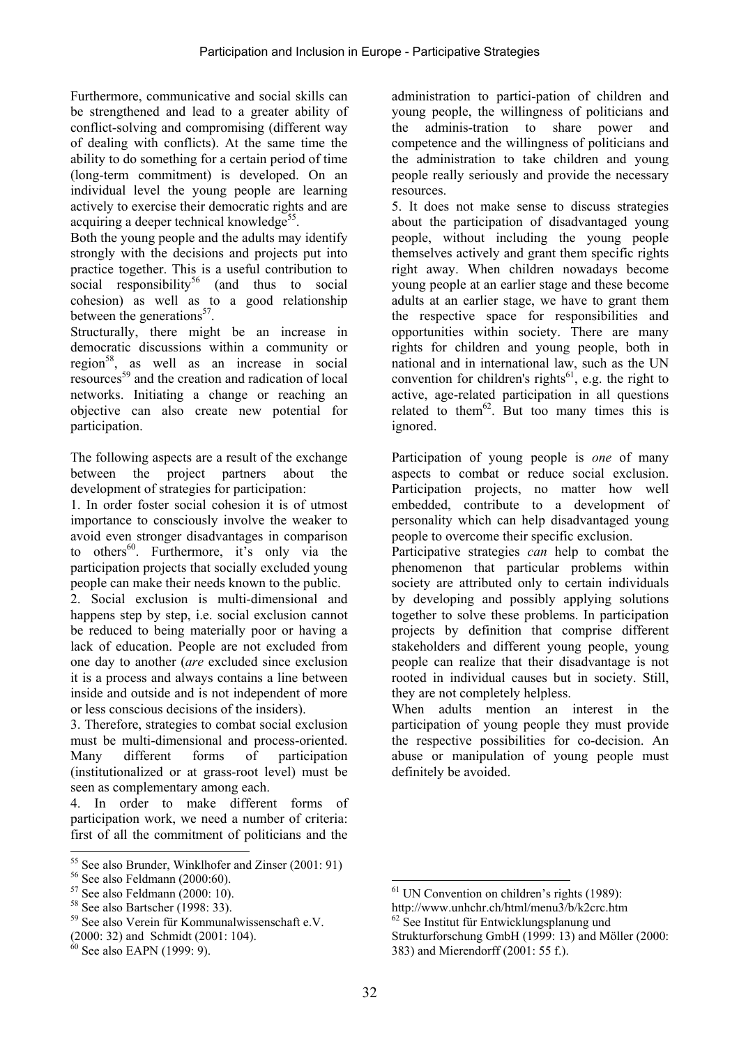Furthermore, communicative and social skills can be strengthened and lead to a greater ability of conflict-solving and compromising (different way of dealing with conflicts). At the same time the ability to do something for a certain period of time (long-term commitment) is developed. On an individual level the young people are learning actively to exercise their democratic rights and are acquiring a deeper technical knowledge[55].

Both the young people and the adults may identify strongly with the decisions and projects put into practice together. This is a useful contribution to social responsibility[56] (and thus to social cohesion) as well as to a good relationship between the generations[57].

Structurally, there might be an increase in democratic discussions within a community or region[58], as well as an increase in social resources[59] and the creation and radication of local networks. Initiating a change or reaching an objective can also create new potential for participation.

The following aspects are a result of the exchange between the project partners about the development of strategies for participation:

1. In order foster social cohesion it is of utmost importance to consciously involve the weaker to avoid even stronger disadvantages in comparison to others[60]. Furthermore, it's only via the participation projects that socially excluded young people can make their needs known to the public.
2. Social exclusion is multi-dimensional and happens step by step, i.e. social exclusion cannot be reduced to being materially poor or having a lack of education. People are not excluded from one day to another (*are* excluded since exclusion it is a process and always contains a line between inside and outside and is not independent of more or less conscious decisions of the insiders).
3. Therefore, strategies to combat social exclusion must be multi-dimensional and process-oriented. Many different forms of participation (institutionalized or at grass-root level) must be seen as complementary among each.
4. In order to make different forms of participation work, we need a number of criteria: first of all the commitment of politicians and the administration to partici-pation of children and young people, the willingness of politicians and the adminis-tration to share power and competence and the willingness of politicians and the administration to take children and young people really seriously and provide the necessary resources.
5. It does not make sense to discuss strategies about the participation of disadvantaged young people, without including the young people themselves actively and grant them specific rights right away. When children nowadays become young people at an earlier stage and these become adults at an earlier stage, we have to grant them the respective space for responsibilities and opportunities within society. There are many rights for children and young people, both in national and in international law, such as the UN convention for children's rights[61], e.g. the right to active, age-related participation in all questions related to them[62]. But too many times this is ignored.

Participation of young people is *one* of many aspects to combat or reduce social exclusion. Participation projects, no matter how well embedded, contribute to a development of personality which can help disadvantaged young people to overcome their specific exclusion.

Participative strategies *can* help to combat the phenomenon that particular problems within society are attributed only to certain individuals by developing and possibly applying solutions together to solve these problems. In participation projects by definition that comprise different stakeholders and different young people, young people can realize that their disadvantage is not rooted in individual causes but in society. Still, they are not completely helpless.

When adults mention an interest in the participation of young people they must provide the respective possibilities for co-decision. An abuse or manipulation of young people must definitely be avoided.

---

[55] See also Brunder, Winklhofer and Zinser (2001: 91)
[56] See also Feldmann (2000:60).
[57] See also Feldmann (2000: 10).
[58] See also Bartscher (1998: 33).
[59] See also Verein für Kommunalwissenschaft e.V. (2000: 32) and Schmidt (2001: 104).
[60] See also EAPN (1999: 9).
[61] UN Convention on children's rights (1989): http://www.unhchr.ch/html/menu3/b/k2crc.htm
[62] See Institut für Entwicklungsplanung und Strukturforschung GmbH (1999: 13) and Möller (2000: 383) and Mierendorff (2001: 55 f.).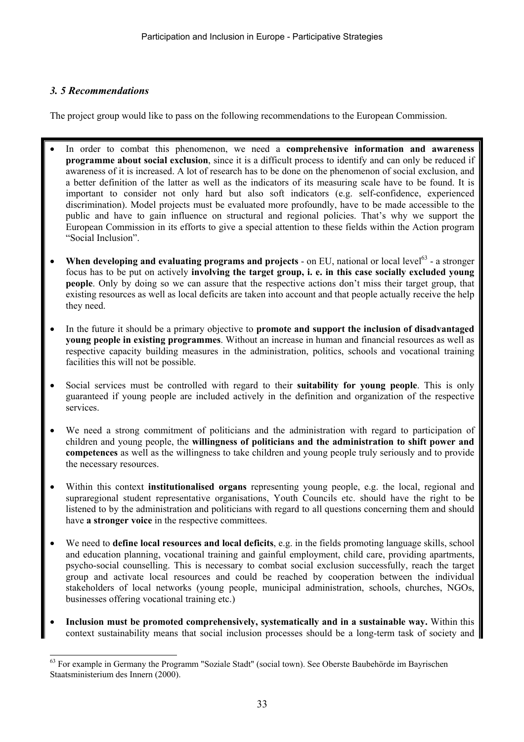### *3. 5 Recommendations*

The project group would like to pass on the following recommendations to the European Commission.

- In order to combat this phenomenon, we need a **comprehensive information and awareness programme about social exclusion**, since it is a difficult process to identify and can only be reduced if awareness of it is increased. A lot of research has to be done on the phenomenon of social exclusion, and a better definition of the latter as well as the indicators of its measuring scale have to be found. It is important to consider not only hard but also soft indicators (e.g. self-confidence, experienced discrimination). Model projects must be evaluated more profoundly, have to be made accessible to the public and have to gain influence on structural and regional policies. That's why we support the European Commission in its efforts to give a special attention to these fields within the Action program "Social Inclusion".

- **When developing and evaluating programs and projects** - on EU, national or local level[63] - a stronger focus has to be put on actively **involving the target group, i. e. in this case socially excluded young people**. Only by doing so we can assure that the respective actions don't miss their target group, that existing resources as well as local deficits are taken into account and that people actually receive the help they need.

- In the future it should be a primary objective to **promote and support the inclusion of disadvantaged young people in existing programmes**. Without an increase in human and financial resources as well as respective capacity building measures in the administration, politics, schools and vocational training facilities this will not be possible.

- Social services must be controlled with regard to their **suitability for young people**. This is only guaranteed if young people are included actively in the definition and organization of the respective services.

- We need a strong commitment of politicians and the administration with regard to participation of children and young people, the **willingness of politicians and the administration to shift power and competences** as well as the willingness to take children and young people truly seriously and to provide the necessary resources.

- Within this context **institutionalised organs** representing young people, e.g. the local, regional and supraregional student representative organisations, Youth Councils etc. should have the right to be listened to by the administration and politicians with regard to all questions concerning them and should have **a stronger voice** in the respective committees.

- We need to **define local resources and local deficits**, e.g. in the fields promoting language skills, school and education planning, vocational training and gainful employment, child care, providing apartments, psycho-social counselling. This is necessary to combat social exclusion successfully, reach the target group and activate local resources and could be reached by cooperation between the individual stakeholders of local networks (young people, municipal administration, schools, churches, NGOs, businesses offering vocational training etc.)

- **Inclusion must be promoted comprehensively, systematically and in a sustainable way.** Within this context sustainability means that social inclusion processes should be a long-term task of society and

---

[63] For example in Germany the Programm "Soziale Stadt" (social town). See Oberste Baubehörde im Bayrischen Staatsministerium des Innern (2000).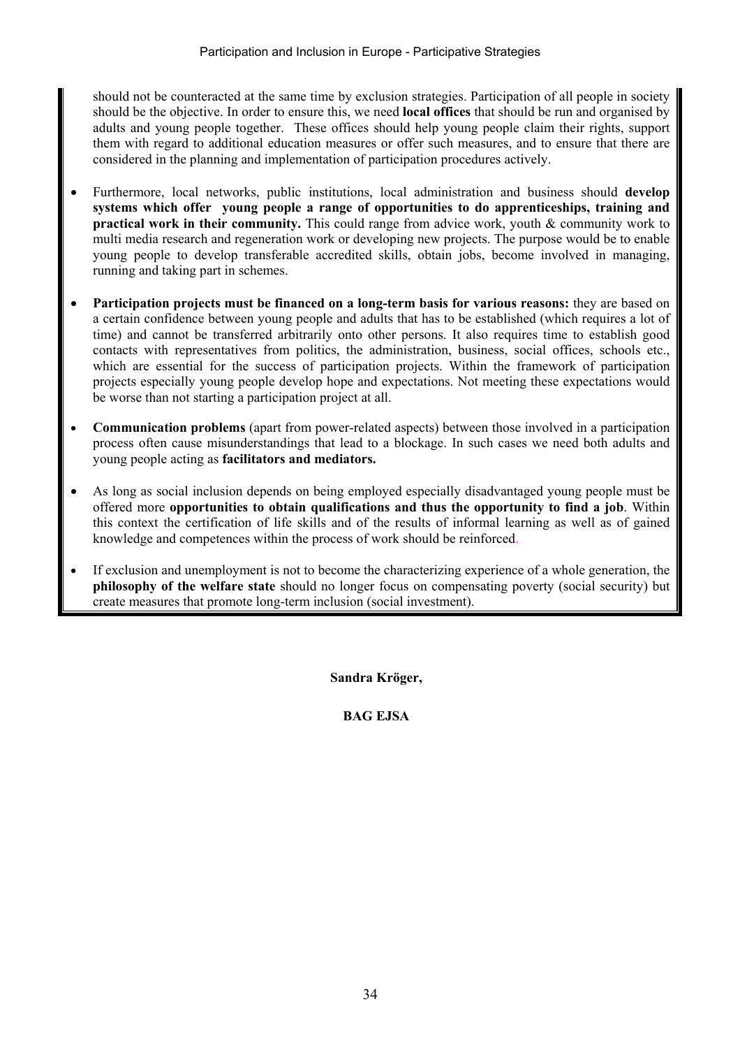should not be counteracted at the same time by exclusion strategies. Participation of all people in society should be the objective. In order to ensure this, we need **local offices** that should be run and organised by adults and young people together. These offices should help young people claim their rights, support them with regard to additional education measures or offer such measures, and to ensure that there are considered in the planning and implementation of participation procedures actively.

- Furthermore, local networks, public institutions, local administration and business should **develop systems which offer young people a range of opportunities to do apprenticeships, training and practical work in their community.** This could range from advice work, youth & community work to multi media research and regeneration work or developing new projects. The purpose would be to enable young people to develop transferable accredited skills, obtain jobs, become involved in managing, running and taking part in schemes.

- **Participation projects must be financed on a long-term basis for various reasons:** they are based on a certain confidence between young people and adults that has to be established (which requires a lot of time) and cannot be transferred arbitrarily onto other persons. It also requires time to establish good contacts with representatives from politics, the administration, business, social offices, schools etc., which are essential for the success of participation projects. Within the framework of participation projects especially young people develop hope and expectations. Not meeting these expectations would be worse than not starting a participation project at all.

- **Communication problems** (apart from power-related aspects) between those involved in a participation process often cause misunderstandings that lead to a blockage. In such cases we need both adults and young people acting as **facilitators and mediators.**

- As long as social inclusion depends on being employed especially disadvantaged young people must be offered more **opportunities to obtain qualifications and thus the opportunity to find a job**. Within this context the certification of life skills and of the results of informal learning as well as of gained knowledge and competences within the process of work should be reinforced.

- If exclusion and unemployment is not to become the characterizing experience of a whole generation, the **philosophy of the welfare state** should no longer focus on compensating poverty (social security) but create measures that promote long-term inclusion (social investment).

**Sandra Kröger,**

**BAG EJSA**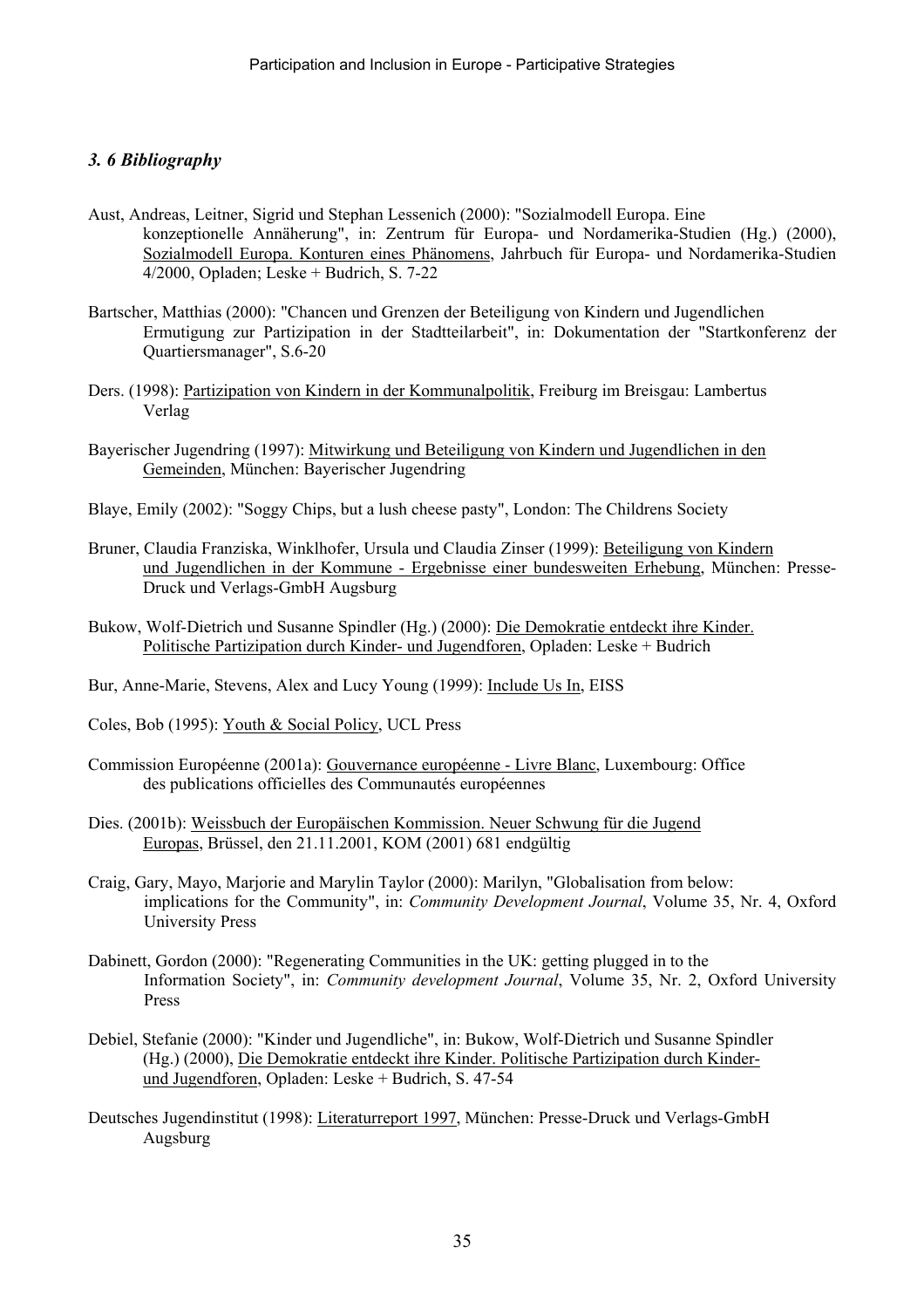### *3. 6 Bibliography*

Aust, Andreas, Leitner, Sigrid und Stephan Lessenich (2000): "Sozialmodell Europa. Eine konzeptionelle Annäherung", in: Zentrum für Europa- und Nordamerika-Studien (Hg.) (2000), Sozialmodell Europa. Konturen eines Phänomens, Jahrbuch für Europa- und Nordamerika-Studien 4/2000, Opladen; Leske + Budrich, S. 7-22

Bartscher, Matthias (2000): "Chancen und Grenzen der Beteiligung von Kindern und Jugendlichen Ermutigung zur Partizipation in der Stadtteilarbeit", in: Dokumentation der "Startkonferenz der Quartiersmanager", S.6-20

Ders. (1998): Partizipation von Kindern in der Kommunalpolitik, Freiburg im Breisgau: Lambertus Verlag

Bayerischer Jugendring (1997): Mitwirkung und Beteiligung von Kindern und Jugendlichen in den Gemeinden, München: Bayerischer Jugendring

Blaye, Emily (2002): "Soggy Chips, but a lush cheese pasty", London: The Childrens Society

Bruner, Claudia Franziska, Winklhofer, Ursula und Claudia Zinser (1999): Beteiligung von Kindern und Jugendlichen in der Kommune - Ergebnisse einer bundesweiten Erhebung, München: Presse-Druck und Verlags-GmbH Augsburg

Bukow, Wolf-Dietrich und Susanne Spindler (Hg.) (2000): Die Demokratie entdeckt ihre Kinder. Politische Partizipation durch Kinder- und Jugendforen, Opladen: Leske + Budrich

Bur, Anne-Marie, Stevens, Alex and Lucy Young (1999): Include Us In, EISS

Coles, Bob (1995): Youth & Social Policy, UCL Press

Commission Européenne (2001a): Gouvernance européenne - Livre Blanc, Luxembourg: Office des publications officielles des Communautés européennes

Dies. (2001b): Weissbuch der Europäischen Kommission. Neuer Schwung für die Jugend Europas, Brüssel, den 21.11.2001, KOM (2001) 681 endgültig

Craig, Gary, Mayo, Marjorie and Marylin Taylor (2000): Marilyn, "Globalisation from below: implications for the Community", in: *Community Development Journal*, Volume 35, Nr. 4, Oxford University Press

Dabinett, Gordon (2000): "Regenerating Communities in the UK: getting plugged in to the Information Society", in: *Community development Journal*, Volume 35, Nr. 2, Oxford University Press

Debiel, Stefanie (2000): "Kinder und Jugendliche", in: Bukow, Wolf-Dietrich und Susanne Spindler (Hg.) (2000), Die Demokratie entdeckt ihre Kinder. Politische Partizipation durch Kinder- und Jugendforen, Opladen: Leske + Budrich, S. 47-54

Deutsches Jugendinstitut (1998): Literaturreport 1997, München: Presse-Druck und Verlags-GmbH Augsburg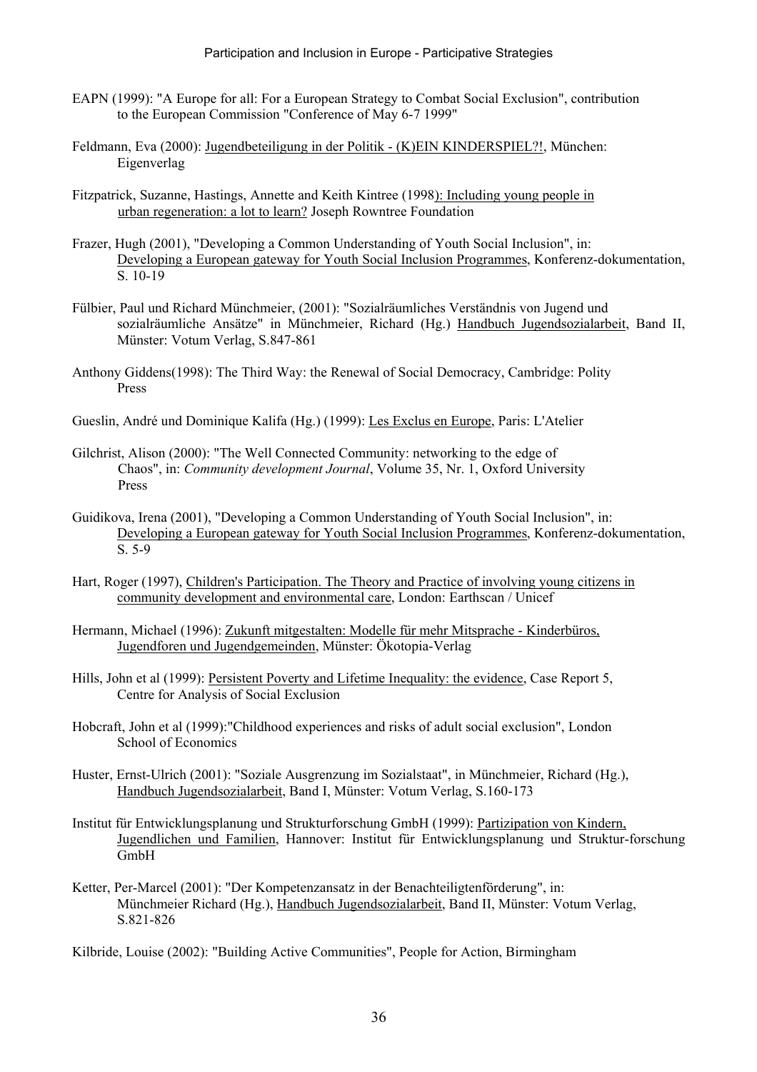EAPN (1999): "A Europe for all: For a European Strategy to Combat Social Exclusion", contribution to the European Commission "Conference of May 6-7 1999"

Feldmann, Eva (2000): Jugendbeteiligung in der Politik - (K)EIN KINDERSPIEL?!, München: Eigenverlag

Fitzpatrick, Suzanne, Hastings, Annette and Keith Kintree (1998): Including young people in urban regeneration: a lot to learn? Joseph Rowntree Foundation

Frazer, Hugh (2001), "Developing a Common Understanding of Youth Social Inclusion", in: Developing a European gateway for Youth Social Inclusion Programmes, Konferenz-dokumentation, S. 10-19

Fülbier, Paul und Richard Münchmeier, (2001): "Sozialräumliches Verständnis von Jugend und sozialräumliche Ansätze" in Münchmeier, Richard (Hg.) Handbuch Jugendsozialarbeit, Band II, Münster: Votum Verlag, S.847-861

Anthony Giddens(1998): The Third Way: the Renewal of Social Democracy, Cambridge: Polity Press

Gueslin, André und Dominique Kalifa (Hg.) (1999): Les Exclus en Europe, Paris: L'Atelier

Gilchrist, Alison (2000): "The Well Connected Community: networking to the edge of Chaos", in: *Community development Journal*, Volume 35, Nr. 1, Oxford University Press

Guidikova, Irena (2001), "Developing a Common Understanding of Youth Social Inclusion", in: Developing a European gateway for Youth Social Inclusion Programmes, Konferenz-dokumentation, S. 5-9

Hart, Roger (1997), Children's Participation. The Theory and Practice of involving young citizens in community development and environmental care, London: Earthscan / Unicef

Hermann, Michael (1996): Zukunft mitgestalten: Modelle für mehr Mitsprache - Kinderbüros, Jugendforen und Jugendgemeinden, Münster: Ökotopia-Verlag

Hills, John et al (1999): Persistent Poverty and Lifetime Inequality: the evidence, Case Report 5, Centre for Analysis of Social Exclusion

Hobcraft, John et al (1999):"Childhood experiences and risks of adult social exclusion", London School of Economics

Huster, Ernst-Ulrich (2001): "Soziale Ausgrenzung im Sozialstaat", in Münchmeier, Richard (Hg.), Handbuch Jugendsozialarbeit, Band I, Münster: Votum Verlag, S.160-173

Institut für Entwicklungsplanung und Strukturforschung GmbH (1999): Partizipation von Kindern, Jugendlichen und Familien, Hannover: Institut für Entwicklungsplanung und Struktur-forschung GmbH

Ketter, Per-Marcel (2001): "Der Kompetenzansatz in der Benachteiligtenförderung", in: Münchmeier Richard (Hg.), Handbuch Jugendsozialarbeit, Band II, Münster: Votum Verlag, S.821-826

Kilbride, Louise (2002): "Building Active Communities", People for Action, Birmingham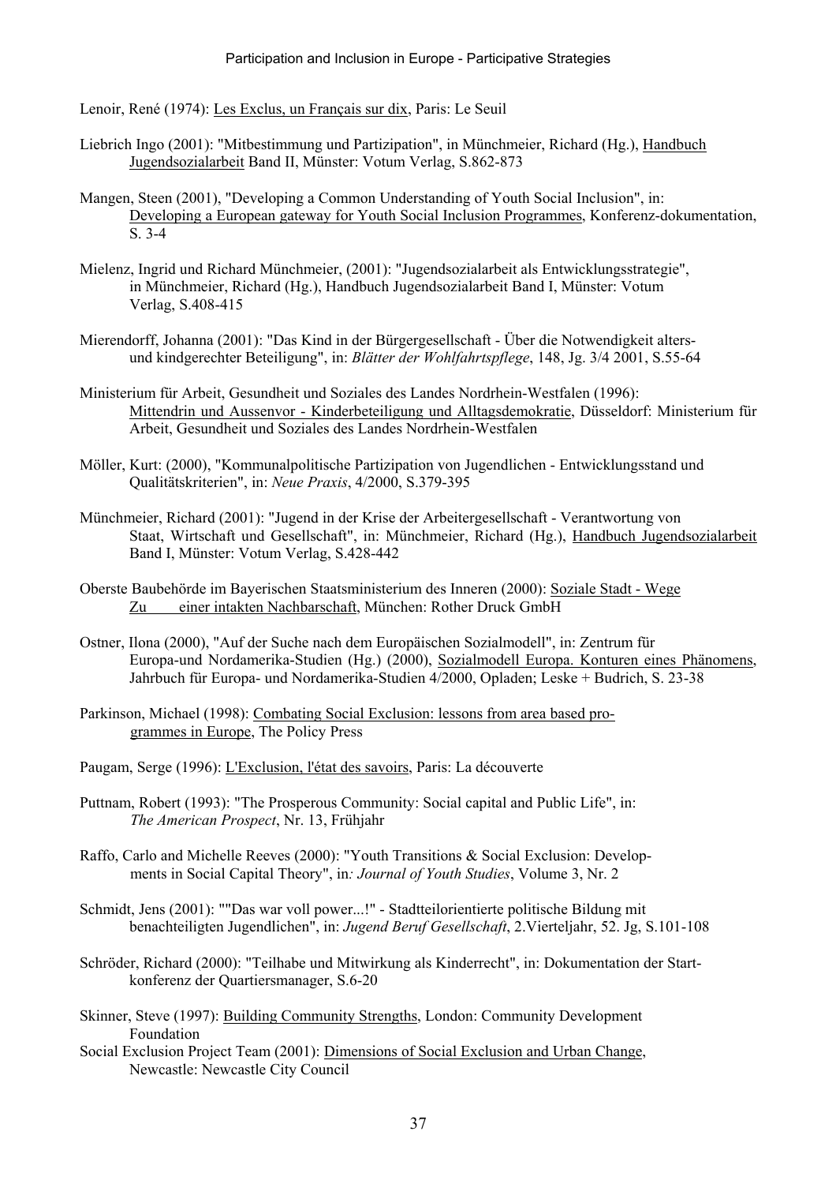Lenoir, René (1974): Les Exclus, un Français sur dix, Paris: Le Seuil

Liebrich Ingo (2001): "Mitbestimmung und Partizipation", in Münchmeier, Richard (Hg.), Handbuch Jugendsozialarbeit Band II, Münster: Votum Verlag, S.862-873

Mangen, Steen (2001), "Developing a Common Understanding of Youth Social Inclusion", in: Developing a European gateway for Youth Social Inclusion Programmes, Konferenz-dokumentation, S. 3-4

Mielenz, Ingrid und Richard Münchmeier, (2001): "Jugendsozialarbeit als Entwicklungsstrategie", in Münchmeier, Richard (Hg.), Handbuch Jugendsozialarbeit Band I, Münster: Votum Verlag, S.408-415

Mierendorff, Johanna (2001): "Das Kind in der Bürgergesellschaft - Über die Notwendigkeit alters- und kindgerechter Beteiligung", in: *Blätter der Wohlfahrtspflege*, 148, Jg. 3/4 2001, S.55-64

Ministerium für Arbeit, Gesundheit und Soziales des Landes Nordrhein-Westfalen (1996): Mittendrin und Aussenvor - Kinderbeteiligung und Alltagsdemokratie, Düsseldorf: Ministerium für Arbeit, Gesundheit und Soziales des Landes Nordrhein-Westfalen

Möller, Kurt: (2000), "Kommunalpolitische Partizipation von Jugendlichen - Entwicklungsstand und Qualitätskriterien", in: *Neue Praxis*, 4/2000, S.379-395

Münchmeier, Richard (2001): "Jugend in der Krise der Arbeitergesellschaft - Verantwortung von Staat, Wirtschaft und Gesellschaft", in: Münchmeier, Richard (Hg.), Handbuch Jugendsozialarbeit Band I, Münster: Votum Verlag, S.428-442

Oberste Baubehörde im Bayerischen Staatsministerium des Inneren (2000): Soziale Stadt - Wege Zu einer intakten Nachbarschaft, München: Rother Druck GmbH

Ostner, Ilona (2000), "Auf der Suche nach dem Europäischen Sozialmodell", in: Zentrum für Europa-und Nordamerika-Studien (Hg.) (2000), Sozialmodell Europa. Konturen eines Phänomens, Jahrbuch für Europa- und Nordamerika-Studien 4/2000, Opladen; Leske + Budrich, S. 23-38

Parkinson, Michael (1998): Combating Social Exclusion: lessons from area based programmes in Europe, The Policy Press

Paugam, Serge (1996): L'Exclusion, l'état des savoirs, Paris: La découverte

Puttnam, Robert (1993): "The Prosperous Community: Social capital and Public Life", in: *The American Prospect*, Nr. 13, Frühjahr

Raffo, Carlo and Michelle Reeves (2000): "Youth Transitions & Social Exclusion: Developments in Social Capital Theory", in*: Journal of Youth Studies*, Volume 3, Nr. 2

Schmidt, Jens (2001): ""Das war voll power...!" - Stadtteilorientierte politische Bildung mit benachteiligten Jugendlichen", in: *Jugend Beruf Gesellschaft*, 2.Vierteljahr, 52. Jg, S.101-108

Schröder, Richard (2000): "Teilhabe und Mitwirkung als Kinderrecht", in: Dokumentation der Startkonferenz der Quartiersmanager, S.6-20

Skinner, Steve (1997): Building Community Strengths, London: Community Development Foundation

Social Exclusion Project Team (2001): Dimensions of Social Exclusion and Urban Change, Newcastle: Newcastle City Council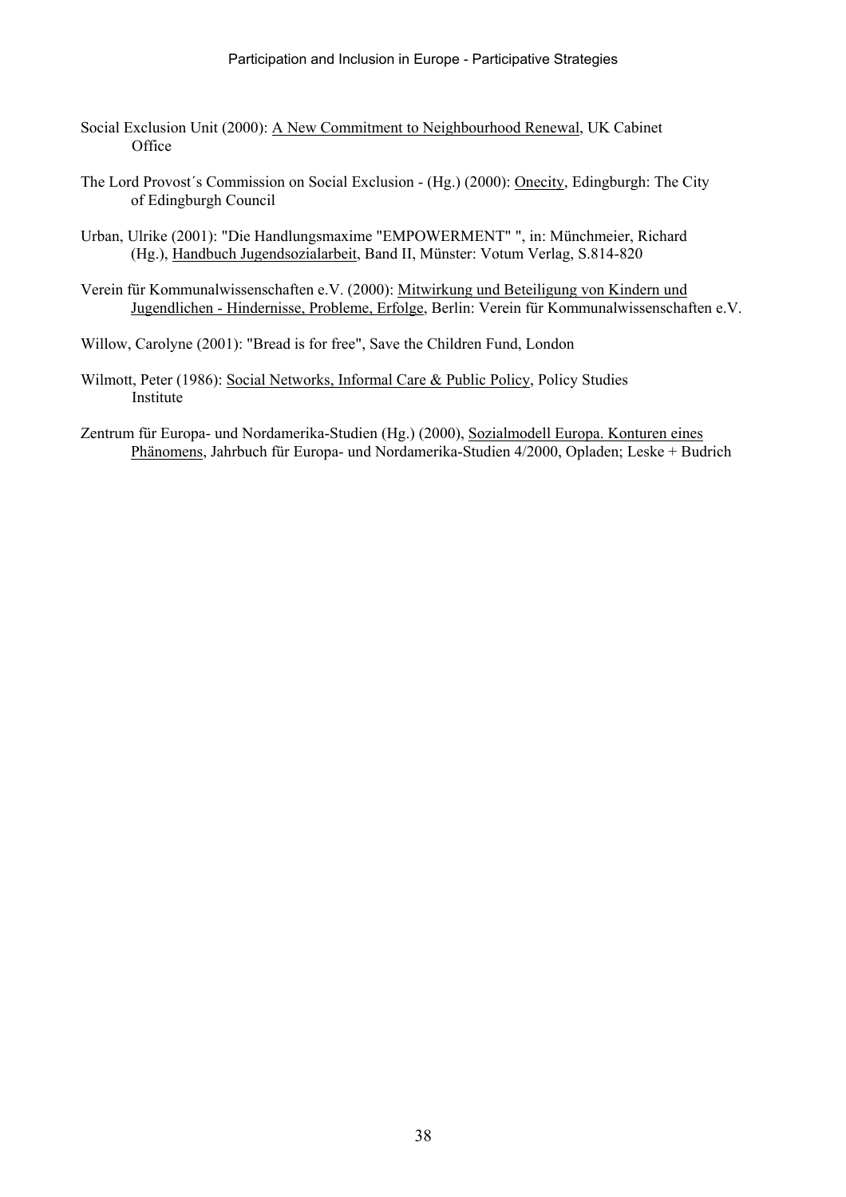Social Exclusion Unit (2000): A New Commitment to Neighbourhood Renewal, UK Cabinet Office

The Lord Provost´s Commission on Social Exclusion - (Hg.) (2000): Onecity, Edingburgh: The City of Edingburgh Council

Urban, Ulrike (2001): "Die Handlungsmaxime "EMPOWERMENT" ", in: Münchmeier, Richard (Hg.), Handbuch Jugendsozialarbeit, Band II, Münster: Votum Verlag, S.814-820

Verein für Kommunalwissenschaften e.V. (2000): Mitwirkung und Beteiligung von Kindern und Jugendlichen - Hindernisse, Probleme, Erfolge, Berlin: Verein für Kommunalwissenschaften e.V.

Willow, Carolyne (2001): "Bread is for free", Save the Children Fund, London

Wilmott, Peter (1986): Social Networks, Informal Care & Public Policy, Policy Studies Institute

Zentrum für Europa- und Nordamerika-Studien (Hg.) (2000), Sozialmodell Europa. Konturen eines Phänomens, Jahrbuch für Europa- und Nordamerika-Studien 4/2000, Opladen; Leske + Budrich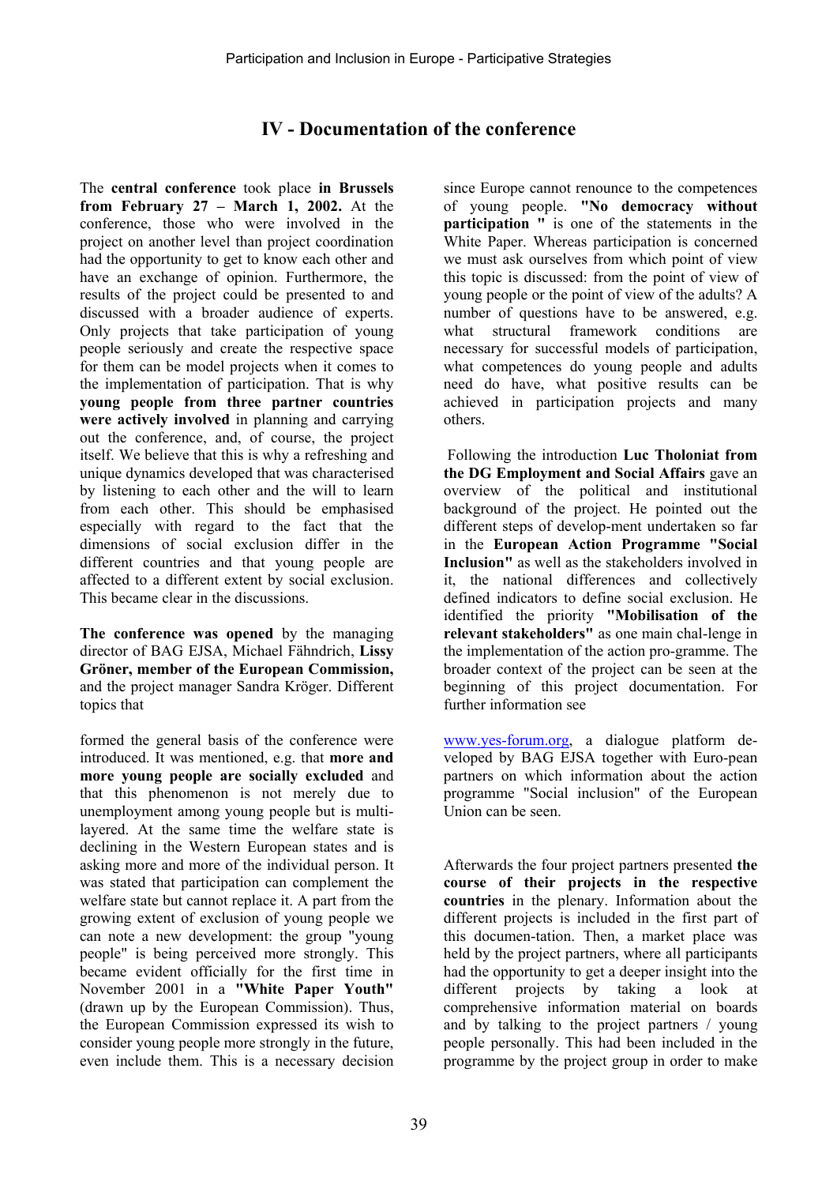# IV - Documentation of the conference

The **central conference** took place **in Brussels from February 27 – March 1, 2002.** At the conference, those who were involved in the project on another level than project coordination had the opportunity to get to know each other and have an exchange of opinion. Furthermore, the results of the project could be presented to and discussed with a broader audience of experts. Only projects that take participation of young people seriously and create the respective space for them can be model projects when it comes to the implementation of participation. That is why **young people from three partner countries were actively involved** in planning and carrying out the conference, and, of course, the project itself. We believe that this is why a refreshing and unique dynamics developed that was characterised by listening to each other and the will to learn from each other. This should be emphasised especially with regard to the fact that the dimensions of social exclusion differ in the different countries and that young people are affected to a different extent by social exclusion. This became clear in the discussions.

**The conference was opened** by the managing director of BAG EJSA, Michael Fähndrich, **Lissy Gröner, member of the European Commission,** and the project manager Sandra Kröger. Different topics that formed the general basis of the conference were introduced. It was mentioned, e.g. that **more and more young people are socially excluded** and that this phenomenon is not merely due to unemployment among young people but is multi-layered. At the same time the welfare state is declining in the Western European states and is asking more and more of the individual person. It was stated that participation can complement the welfare state but cannot replace it. A part from the growing extent of exclusion of young people we can note a new development: the group "young people" is being perceived more strongly. This became evident officially for the first time in November 2001 in a **"White Paper Youth"** (drawn up by the European Commission). Thus, the European Commission expressed its wish to consider young people more strongly in the future, even include them. This is a necessary decision since Europe cannot renounce to the competences of young people. **"No democracy without participation "** is one of the statements in the White Paper. Whereas participation is concerned we must ask ourselves from which point of view this topic is discussed: from the point of view of young people or the point of view of the adults? A number of questions have to be answered, e.g. what structural framework conditions are necessary for successful models of participation, what competences do young people and adults need do have, what positive results can be achieved in participation projects and many others.

Following the introduction **Luc Tholoniat from the DG Employment and Social Affairs** gave an overview of the political and institutional background of the project. He pointed out the different steps of develop-ment undertaken so far in the **European Action Programme "Social Inclusion"** as well as the stakeholders involved in it, the national differences and collectively defined indicators to define social exclusion. He identified the priority **"Mobilisation of the relevant stakeholders"** as one main chal-lenge in the implementation of the action pro-gramme. The broader context of the project can be seen at the beginning of this project documentation. For further information see

www.yes-forum.org, a dialogue platform de-veloped by BAG EJSA together with Euro-pean partners on which information about the action programme "Social inclusion" of the European Union can be seen.

Afterwards the four project partners presented **the course of their projects in the respective countries** in the plenary. Information about the different projects is included in the first part of this documen-tation. Then, a market place was held by the project partners, where all participants had the opportunity to get a deeper insight into the different projects by taking a look at comprehensive information material on boards and by talking to the project partners / young people personally. This had been included in the programme by the project group in order to make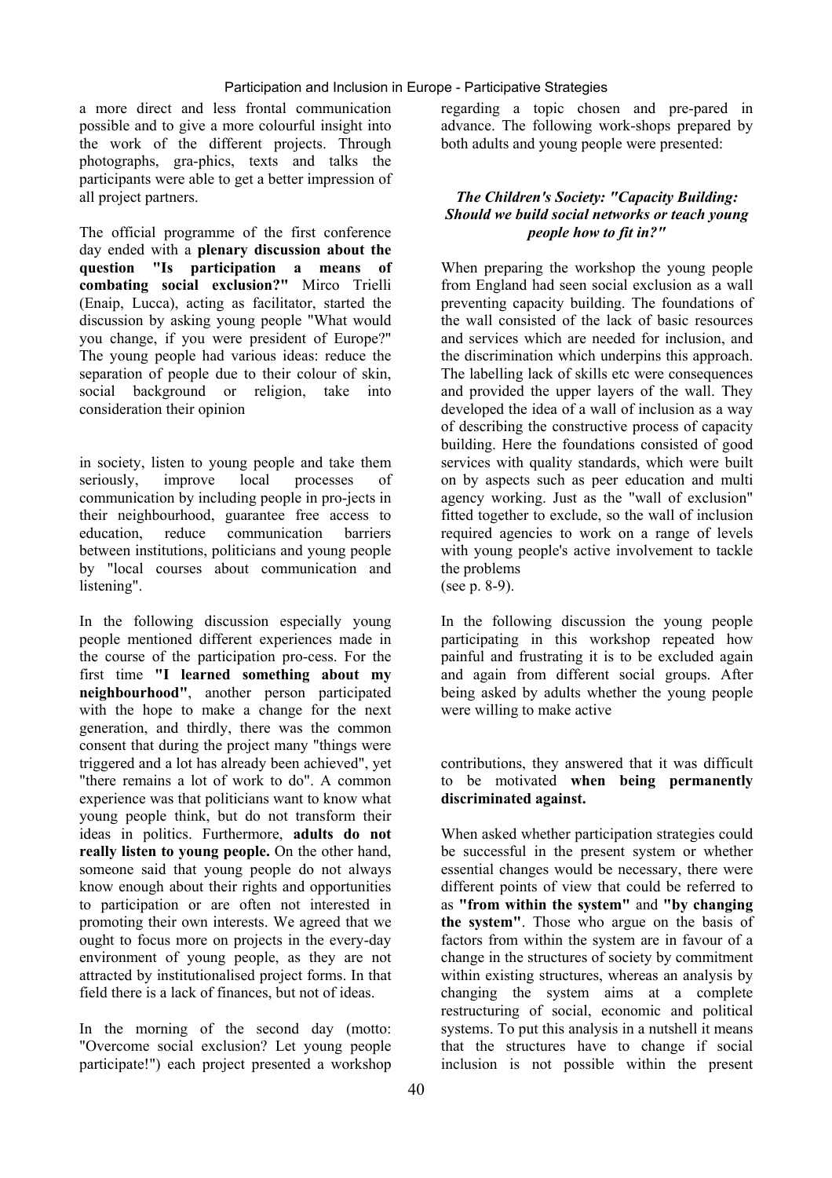a more direct and less frontal communication possible and to give a more colourful insight into the work of the different projects. Through photographs, gra-phics, texts and talks the participants were able to get a better impression of all project partners.

The official programme of the first conference day ended with a **plenary discussion about the question "Is participation a means of combating social exclusion?"** Mirco Trielli (Enaip, Lucca), acting as facilitator, started the discussion by asking young people "What would you change, if you were president of Europe?" The young people had various ideas: reduce the separation of people due to their colour of skin, social background or religion, take into consideration their opinion in society, listen to young people and take them seriously, improve local processes of communication by including people in pro-jects in their neighbourhood, guarantee free access to education, reduce communication barriers between institutions, politicians and young people by "local courses about communication and listening".

In the following discussion especially young people mentioned different experiences made in the course of the participation pro-cess. For the first time **"I learned something about my neighbourhood"**, another person participated with the hope to make a change for the next generation, and thirdly, there was the common consent that during the project many "things were triggered and a lot has already been achieved", yet "there remains a lot of work to do". A common experience was that politicians want to know what young people think, but do not transform their ideas in politics. Furthermore, **adults do not really listen to young people.** On the other hand, someone said that young people do not always know enough about their rights and opportunities to participation or are often not interested in promoting their own interests. We agreed that we ought to focus more on projects in the every-day environment of young people, as they are not attracted by institutionalised project forms. In that field there is a lack of finances, but not of ideas.

In the morning of the second day (motto: "Overcome social exclusion? Let young people participate!") each project presented a workshop regarding a topic chosen and pre-pared in advance. The following work-shops prepared by both adults and young people were presented:

***The Children's Society: "Capacity Building: Should we build social networks or teach young people how to fit in?"***

When preparing the workshop the young people from England had seen social exclusion as a wall preventing capacity building. The foundations of the wall consisted of the lack of basic resources and services which are needed for inclusion, and the discrimination which underpins this approach. The labelling lack of skills etc were consequences and provided the upper layers of the wall. They developed the idea of a wall of inclusion as a way of describing the constructive process of capacity building. Here the foundations consisted of good services with quality standards, which were built on by aspects such as peer education and multi agency working. Just as the "wall of exclusion" fitted together to exclude, so the wall of inclusion required agencies to work on a range of levels with young people's active involvement to tackle the problems
(see p. 8-9).

In the following discussion the young people participating in this workshop repeated how painful and frustrating it is to be excluded again and again from different social groups. After being asked by adults whether the young people were willing to make active contributions, they answered that it was difficult to be motivated **when being permanently discriminated against.**

When asked whether participation strategies could be successful in the present system or whether essential changes would be necessary, there were different points of view that could be referred to as **"from within the system"** and **"by changing the system"**. Those who argue on the basis of factors from within the system are in favour of a change in the structures of society by commitment within existing structures, whereas an analysis by changing the system aims at a complete restructuring of social, economic and political systems. To put this analysis in a nutshell it means that the structures have to change if social inclusion is not possible within the present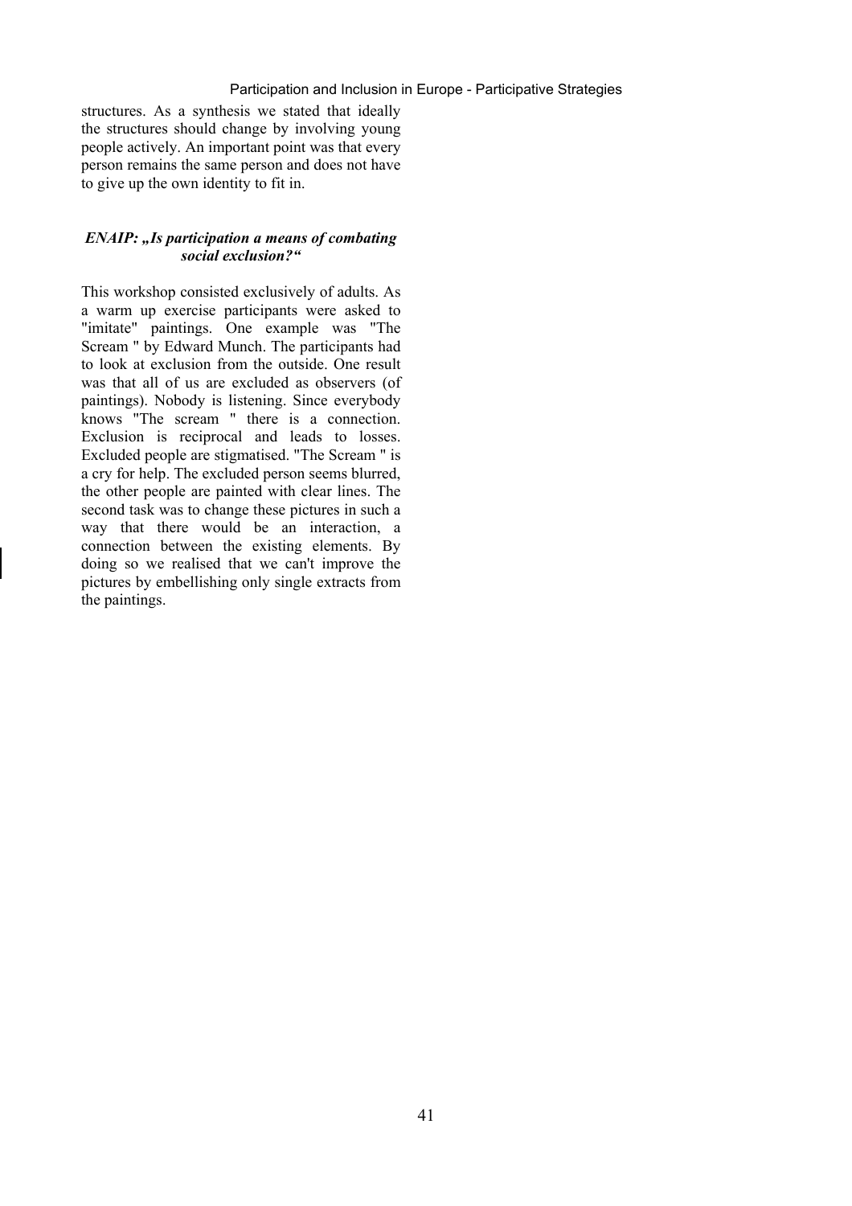structures. As a synthesis we stated that ideally the structures should change by involving young people actively. An important point was that every person remains the same person and does not have to give up the own identity to fit in.

### *ENAIP: „Is participation a means of combating social exclusion?"*

This workshop consisted exclusively of adults. As a warm up exercise participants were asked to "imitate" paintings. One example was "The Scream " by Edward Munch. The participants had to look at exclusion from the outside. One result was that all of us are excluded as observers (of paintings). Nobody is listening. Since everybody knows "The scream " there is a connection. Exclusion is reciprocal and leads to losses. Excluded people are stigmatised. "The Scream " is a cry for help. The excluded person seems blurred, the other people are painted with clear lines. The second task was to change these pictures in such a way that there would be an interaction, a connection between the existing elements. By doing so we realised that we can't improve the pictures by embellishing only single extracts from the paintings.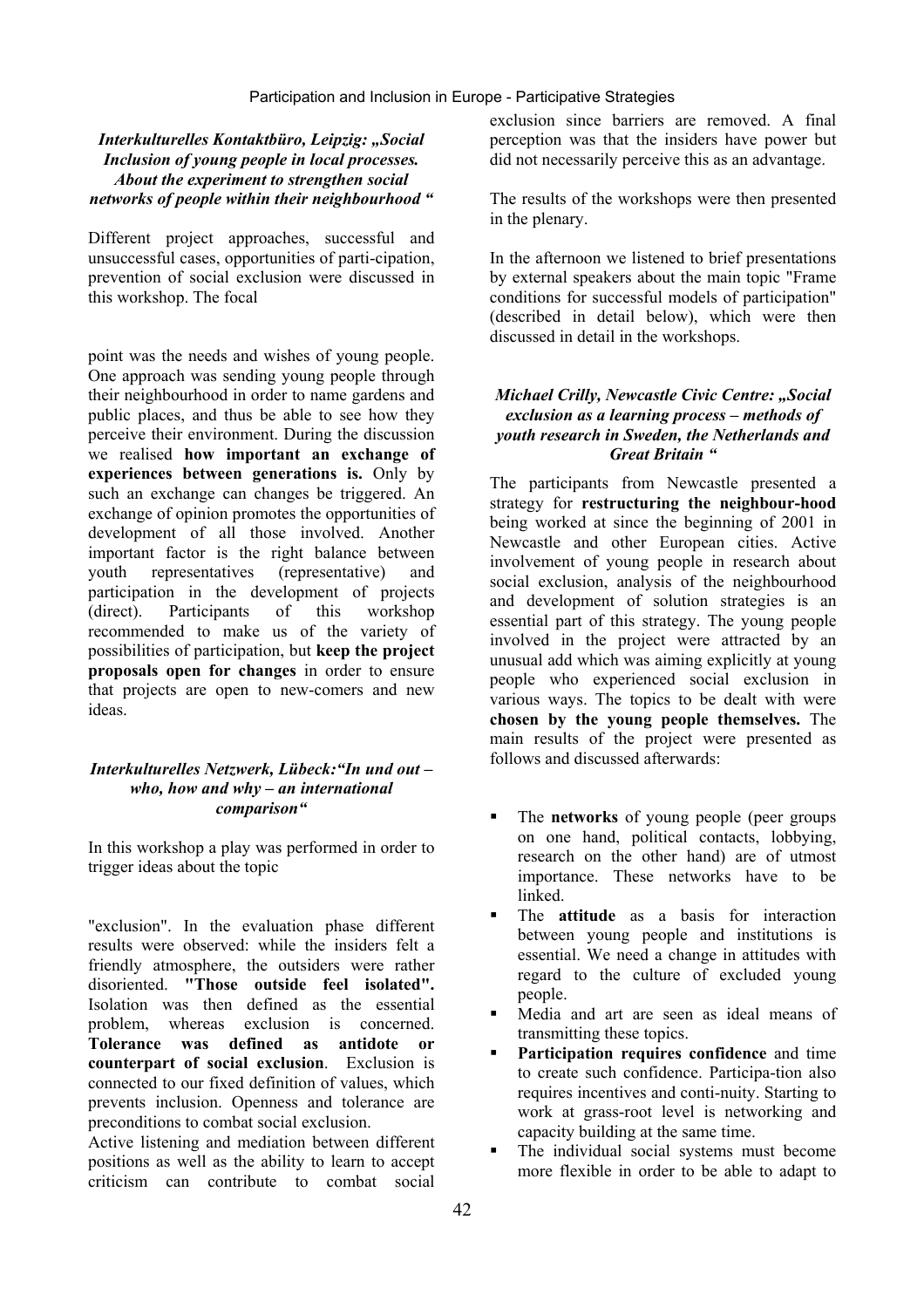### *Interkulturelles Kontaktbüro, Leipzig: „Social Inclusion of young people in local processes. About the experiment to strengthen social networks of people within their neighbourhood "*

Different project approaches, successful and unsuccessful cases, opportunities of parti-cipation, prevention of social exclusion were discussed in this workshop. The focal point was the needs and wishes of young people. One approach was sending young people through their neighbourhood in order to name gardens and public places, and thus be able to see how they perceive their environment. During the discussion we realised **how important an exchange of experiences between generations is.** Only by such an exchange can changes be triggered. An exchange of opinion promotes the opportunities of development of all those involved. Another important factor is the right balance between youth representatives (representative) and participation in the development of projects (direct). Participants of this workshop recommended to make us of the variety of possibilities of participation, but **keep the project proposals open for changes** in order to ensure that projects are open to new-comers and new ideas.

### *Interkulturelles Netzwerk, Lübeck:"In und out – who, how and why – an international comparison"*

In this workshop a play was performed in order to trigger ideas about the topic "exclusion". In the evaluation phase different results were observed: while the insiders felt a friendly atmosphere, the outsiders were rather disoriented. **"Those outside feel isolated".** Isolation was then defined as the essential problem, whereas exclusion is concerned. **Tolerance was defined as antidote or counterpart of social exclusion**. Exclusion is connected to our fixed definition of values, which prevents inclusion. Openness and tolerance are preconditions to combat social exclusion.

Active listening and mediation between different positions as well as the ability to learn to accept criticism can contribute to combat social exclusion since barriers are removed. A final perception was that the insiders have power but did not necessarily perceive this as an advantage.

The results of the workshops were then presented in the plenary.

In the afternoon we listened to brief presentations by external speakers about the main topic "Frame conditions for successful models of participation" (described in detail below), which were then discussed in detail in the workshops.

### *Michael Crilly, Newcastle Civic Centre: „Social exclusion as a learning process – methods of youth research in Sweden, the Netherlands and Great Britain "*

The participants from Newcastle presented a strategy for **restructuring the neighbour-hood** being worked at since the beginning of 2001 in Newcastle and other European cities. Active involvement of young people in research about social exclusion, analysis of the neighbourhood and development of solution strategies is an essential part of this strategy. The young people involved in the project were attracted by an unusual add which was aiming explicitly at young people who experienced social exclusion in various ways. The topics to be dealt with were **chosen by the young people themselves.** The main results of the project were presented as follows and discussed afterwards:

- The **networks** of young people (peer groups on one hand, political contacts, lobbying, research on the other hand) are of utmost importance. These networks have to be linked.
- The **attitude** as a basis for interaction between young people and institutions is essential. We need a change in attitudes with regard to the culture of excluded young people.
- Media and art are seen as ideal means of transmitting these topics.
- **Participation requires confidence** and time to create such confidence. Participa-tion also requires incentives and conti-nuity. Starting to work at grass-root level is networking and capacity building at the same time.
- The individual social systems must become more flexible in order to be able to adapt to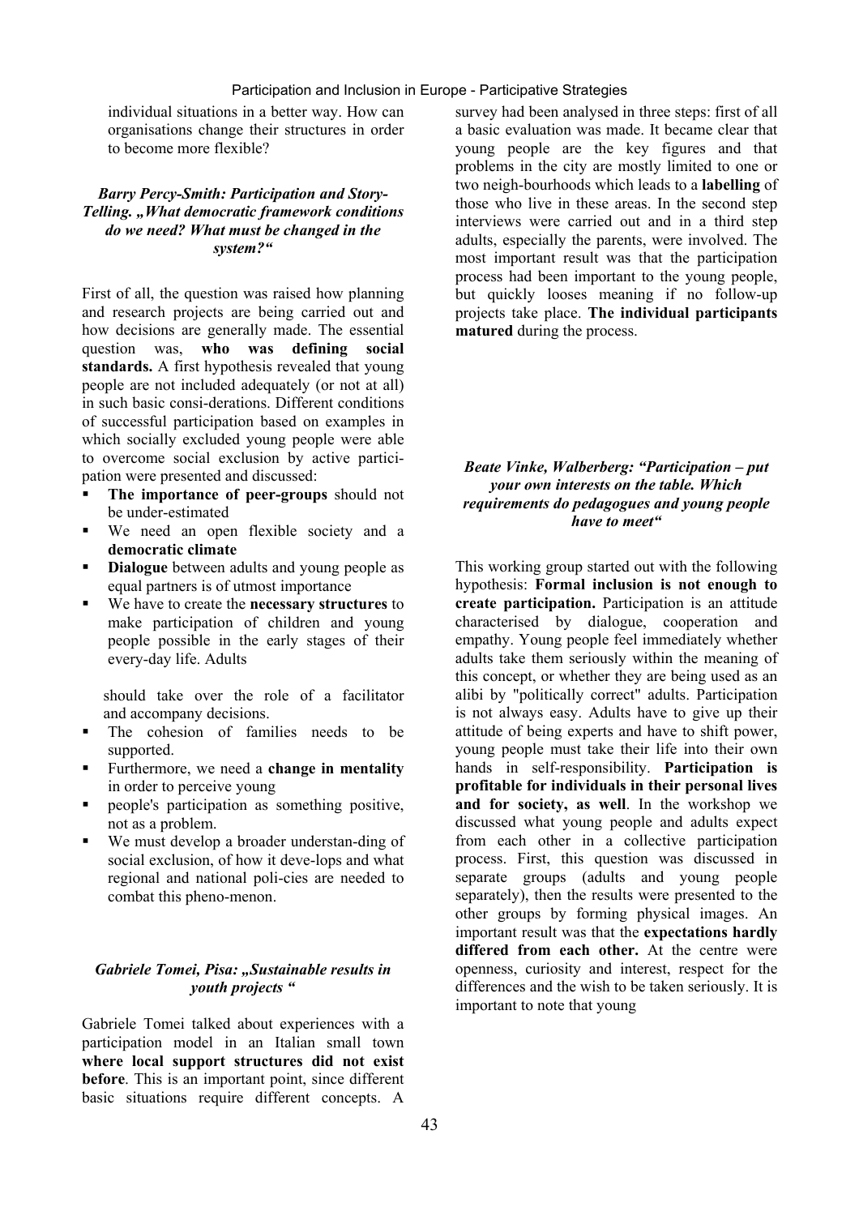individual situations in a better way. How can organisations change their structures in order to become more flexible?

### *Barry Percy-Smith: Participation and Story-Telling. „What democratic framework conditions do we need? What must be changed in the system?"*

First of all, the question was raised how planning and research projects are being carried out and how decisions are generally made. The essential question was, **who was defining social standards.** A first hypothesis revealed that young people are not included adequately (or not at all) in such basic consi-derations. Different conditions of successful participation based on examples in which socially excluded young people were able to overcome social exclusion by active partici-pation were presented and discussed:

- **The importance of peer-groups** should not be under-estimated
- We need an open flexible society and a **democratic climate**
- **Dialogue** between adults and young people as equal partners is of utmost importance
- We have to create the **necessary structures** to make participation of children and young people possible in the early stages of their every-day life. Adults

  should take over the role of a facilitator and accompany decisions.
- The cohesion of families needs to be supported.
- Furthermore, we need a **change in mentality** in order to perceive young
- people's participation as something positive, not as a problem.
- We must develop a broader understan-ding of social exclusion, of how it deve-lops and what regional and national poli-cies are needed to combat this pheno-menon.

### *Gabriele Tomei, Pisa: „Sustainable results in youth projects "*

Gabriele Tomei talked about experiences with a participation model in an Italian small town **where local support structures did not exist before**. This is an important point, since different basic situations require different concepts. A survey had been analysed in three steps: first of all a basic evaluation was made. It became clear that young people are the key figures and that problems in the city are mostly limited to one or two neigh-bourhoods which leads to a **labelling** of those who live in these areas. In the second step interviews were carried out and in a third step adults, especially the parents, were involved. The most important result was that the participation process had been important to the young people, but quickly looses meaning if no follow-up projects take place. **The individual participants matured** during the process.

### *Beate Vinke, Walberberg: "Participation – put your own interests on the table. Which requirements do pedagogues and young people have to meet"*

This working group started out with the following hypothesis: **Formal inclusion is not enough to create participation.** Participation is an attitude characterised by dialogue, cooperation and empathy. Young people feel immediately whether adults take them seriously within the meaning of this concept, or whether they are being used as an alibi by "politically correct" adults. Participation is not always easy. Adults have to give up their attitude of being experts and have to shift power, young people must take their life into their own hands in self-responsibility. **Participation is profitable for individuals in their personal lives and for society, as well**. In the workshop we discussed what young people and adults expect from each other in a collective participation process. First, this question was discussed in separate groups (adults and young people separately), then the results were presented to the other groups by forming physical images. An important result was that the **expectations hardly differed from each other.** At the centre were openness, curiosity and interest, respect for the differences and the wish to be taken seriously. It is important to note that young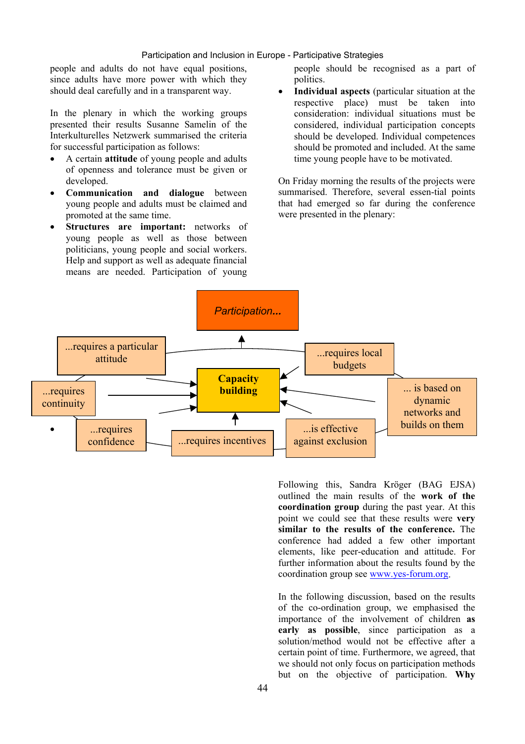people and adults do not have equal positions, since adults have more power with which they should deal carefully and in a transparent way.

In the plenary in which the working groups presented their results Susanne Samelin of the Interkulturelles Netzwerk summarised the criteria for successful participation as follows:

- A certain **attitude** of young people and adults of openness and tolerance must be given or developed.
- **Communication and dialogue** between young people and adults must be claimed and promoted at the same time.
- **Structures are important:** networks of young people as well as those between politicians, young people and social workers. Help and support as well as adequate financial means are needed. Participation of young people should be recognised as a part of politics.
- **Individual aspects** (particular situation at the respective place) must be taken into consideration: individual situations must be considered, individual participation concepts should be developed. Individual competences should be promoted and included. At the same time young people have to be motivated.

On Friday morning the results of the projects were summarised. Therefore, several essen-tial points that had emerged so far during the conference were presented in the plenary:

*Participation...*

- ...requires a particular attitude
- ...requires local budgets
- ...requires continuity
- ... is based on dynamic networks and builds on them
- ...requires confidence
- ...requires incentives
- ...is effective against exclusion

**Capacity building**

Following this, Sandra Kröger (BAG EJSA) outlined the main results of the **work of the coordination group** during the past year. At this point we could see that these results were **very similar to the results of the conference.** The conference had added a few other important elements, like peer-education and attitude. For further information about the results found by the coordination group see www.yes-forum.org.

In the following discussion, based on the results of the co-ordination group, we emphasised the importance of the involvement of children **as early as possible**, since participation as a solution/method would not be effective after a certain point of time. Furthermore, we agreed, that we should not only focus on participation methods but on the objective of participation. **Why**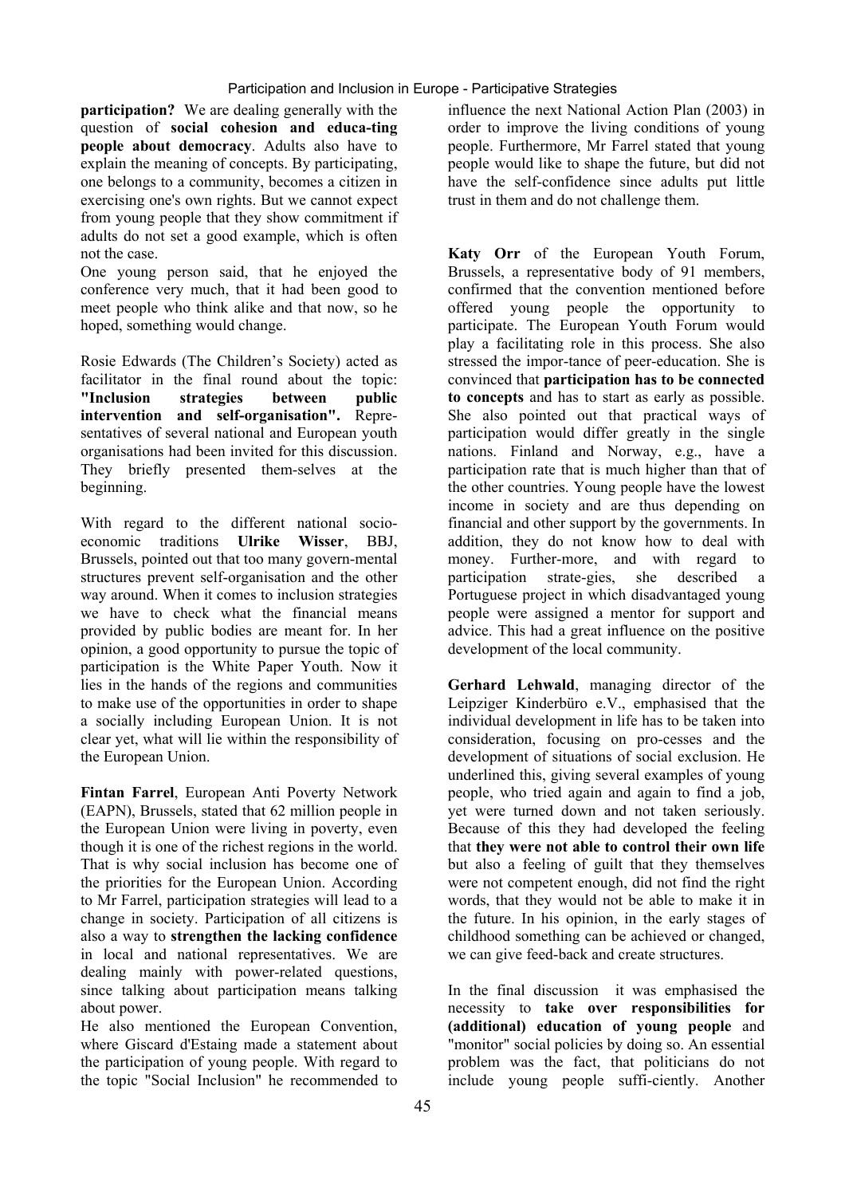**participation?** We are dealing generally with the question of **social cohesion and educa-ting people about democracy**. Adults also have to explain the meaning of concepts. By participating, one belongs to a community, becomes a citizen in exercising one's own rights. But we cannot expect from young people that they show commitment if adults do not set a good example, which is often not the case.

One young person said, that he enjoyed the conference very much, that it had been good to meet people who think alike and that now, so he hoped, something would change.

Rosie Edwards (The Children's Society) acted as facilitator in the final round about the topic: **"Inclusion strategies between public intervention and self-organisation".** Repre-sentatives of several national and European youth organisations had been invited for this discussion. They briefly presented them-selves at the beginning.

With regard to the different national socio-economic traditions **Ulrike Wisser**, BBJ, Brussels, pointed out that too many govern-mental structures prevent self-organisation and the other way around. When it comes to inclusion strategies we have to check what the financial means provided by public bodies are meant for. In her opinion, a good opportunity to pursue the topic of participation is the White Paper Youth. Now it lies in the hands of the regions and communities to make use of the opportunities in order to shape a socially including European Union. It is not clear yet, what will lie within the responsibility of the European Union.

**Fintan Farrel**, European Anti Poverty Network (EAPN), Brussels, stated that 62 million people in the European Union were living in poverty, even though it is one of the richest regions in the world. That is why social inclusion has become one of the priorities for the European Union. According to Mr Farrel, participation strategies will lead to a change in society. Participation of all citizens is also a way to **strengthen the lacking confidence** in local and national representatives. We are dealing mainly with power-related questions, since talking about participation means talking about power.

He also mentioned the European Convention, where Giscard d'Estaing made a statement about the participation of young people. With regard to the topic "Social Inclusion" he recommended to influence the next National Action Plan (2003) in order to improve the living conditions of young people. Furthermore, Mr Farrel stated that young people would like to shape the future, but did not have the self-confidence since adults put little trust in them and do not challenge them.

**Katy Orr** of the European Youth Forum, Brussels, a representative body of 91 members, confirmed that the convention mentioned before offered young people the opportunity to participate. The European Youth Forum would play a facilitating role in this process. She also stressed the impor-tance of peer-education. She is convinced that **participation has to be connected to concepts** and has to start as early as possible. She also pointed out that practical ways of participation would differ greatly in the single nations. Finland and Norway, e.g., have a participation rate that is much higher than that of the other countries. Young people have the lowest income in society and are thus depending on financial and other support by the governments. In addition, they do not know how to deal with money. Further-more, and with regard to participation strate-gies, she described a Portuguese project in which disadvantaged young people were assigned a mentor for support and advice. This had a great influence on the positive development of the local community.

**Gerhard Lehwald**, managing director of the Leipziger Kinderbüro e.V., emphasised that the individual development in life has to be taken into consideration, focusing on pro-cesses and the development of situations of social exclusion. He underlined this, giving several examples of young people, who tried again and again to find a job, yet were turned down and not taken seriously. Because of this they had developed the feeling that **they were not able to control their own life** but also a feeling of guilt that they themselves were not competent enough, did not find the right words, that they would not be able to make it in the future. In his opinion, in the early stages of childhood something can be achieved or changed, we can give feed-back and create structures.

In the final discussion it was emphasised the necessity to **take over responsibilities for (additional) education of young people** and "monitor" social policies by doing so. An essential problem was the fact, that politicians do not include young people suffi-ciently. Another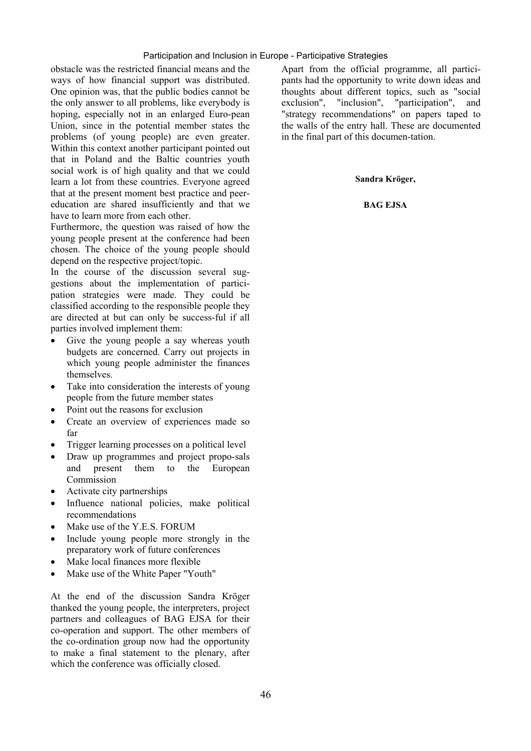obstacle was the restricted financial means and the ways of how financial support was distributed. One opinion was, that the public bodies cannot be the only answer to all problems, like everybody is hoping, especially not in an enlarged Euro-pean Union, since in the potential member states the problems (of young people) are even greater. Within this context another participant pointed out that in Poland and the Baltic countries youth social work is of high quality and that we could learn a lot from these countries. Everyone agreed that at the present moment best practice and peer-education are shared insufficiently and that we have to learn more from each other.

Furthermore, the question was raised of how the young people present at the conference had been chosen. The choice of the young people should depend on the respective project/topic.

In the course of the discussion several sug-gestions about the implementation of partici-pation strategies were made. They could be classified according to the responsible people they are directed at but can only be success-ful if all parties involved implement them:

- Give the young people a say whereas youth budgets are concerned. Carry out projects in which young people administer the finances themselves.
- Take into consideration the interests of young people from the future member states
- Point out the reasons for exclusion
- Create an overview of experiences made so far
- Trigger learning processes on a political level
- Draw up programmes and project propo-sals and present them to the European Commission
- Activate city partnerships
- Influence national policies, make political recommendations
- Make use of the Y.E.S. FORUM
- Include young people more strongly in the preparatory work of future conferences
- Make local finances more flexible
- Make use of the White Paper "Youth"

At the end of the discussion Sandra Kröger thanked the young people, the interpreters, project partners and colleagues of BAG EJSA for their co-operation and support. The other members of the co-ordination group now had the opportunity to make a final statement to the plenary, after which the conference was officially closed.

Apart from the official programme, all partici-pants had the opportunity to write down ideas and thoughts about different topics, such as "social exclusion", "inclusion", "participation", and "strategy recommendations" on papers taped to the walls of the entry hall. These are documented in the final part of this documen-tation.

**Sandra Kröger,**

**BAG EJSA**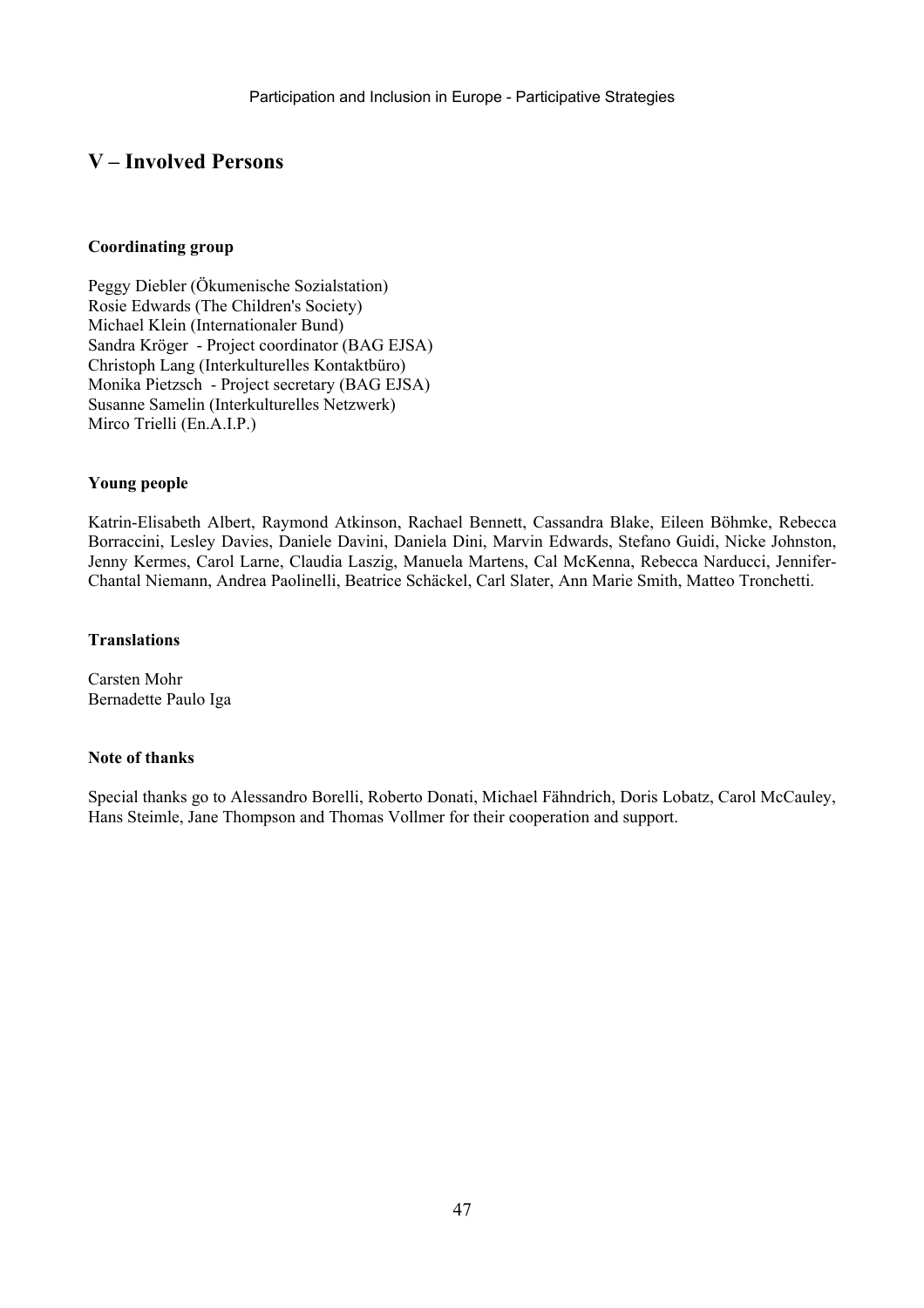## V – Involved Persons

**Coordinating group**

Peggy Diebler (Ökumenische Sozialstation)
Rosie Edwards (The Children's Society)
Michael Klein (Internationaler Bund)
Sandra Kröger - Project coordinator (BAG EJSA)
Christoph Lang (Interkulturelles Kontaktbüro)
Monika Pietzsch - Project secretary (BAG EJSA)
Susanne Samelin (Interkulturelles Netzwerk)
Mirco Trielli (En.A.I.P.)

**Young people**

Katrin-Elisabeth Albert, Raymond Atkinson, Rachael Bennett, Cassandra Blake, Eileen Böhmke, Rebecca Borraccini, Lesley Davies, Daniele Davini, Daniela Dini, Marvin Edwards, Stefano Guidi, Nicke Johnston, Jenny Kermes, Carol Larne, Claudia Laszig, Manuela Martens, Cal McKenna, Rebecca Narducci, Jennifer-Chantal Niemann, Andrea Paolinelli, Beatrice Schäckel, Carl Slater, Ann Marie Smith, Matteo Tronchetti.

**Translations**

Carsten Mohr
Bernadette Paulo Iga

**Note of thanks**

Special thanks go to Alessandro Borelli, Roberto Donati, Michael Fähndrich, Doris Lobatz, Carol McCauley, Hans Steimle, Jane Thompson and Thomas Vollmer for their cooperation and support.